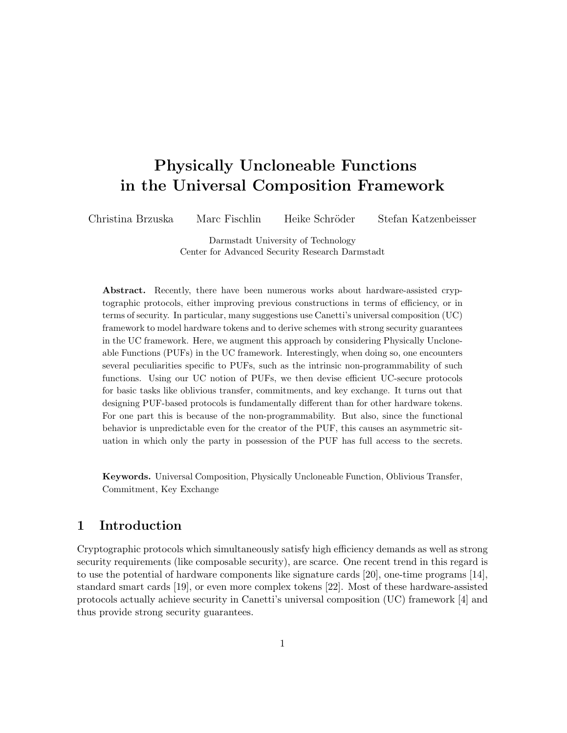// Physically Uncloneable Functions in the Universal Composition Framework

Christina Brzuska    Marc Fischlin    Heike Schröder    Stefan Katzenbeisser

Darmstadt University of Technology
Center for Advanced Security Research Darmstadt

**Abstract.** Recently, there have been numerous works about hardware-assisted cryptographic protocols, either improving previous constructions in terms of efficiency, or in terms of security. In particular, many suggestions use Canetti's universal composition (UC) framework to model hardware tokens and to derive schemes with strong security guarantees in the UC framework. Here, we augment this approach by considering Physically Uncloneable Functions (PUFs) in the UC framework. Interestingly, when doing so, one encounters several peculiarities specific to PUFs, such as the intrinsic non-programmability of such functions. Using our UC notion of PUFs, we then devise efficient UC-secure protocols for basic tasks like oblivious transfer, commitments, and key exchange. It turns out that designing PUF-based protocols is fundamentally different than for other hardware tokens. For one part this is because of the non-programmability. But also, since the functional behavior is unpredictable even for the creator of the PUF, this causes an asymmetric situation in which only the party in possession of the PUF has full access to the secrets.

**Keywords.** Universal Composition, Physically Uncloneable Function, Oblivious Transfer, Commitment, Key Exchange

## 1 Introduction

Cryptographic protocols which simultaneously satisfy high efficiency demands as well as strong security requirements (like composable security), are scarce. One recent trend in this regard is to use the potential of hardware components like signature cards [20], one-time programs [14], standard smart cards [19], or even more complex tokens [22]. Most of these hardware-assisted protocols actually achieve security in Canetti's universal composition (UC) framework [4] and thus provide strong security guarantees.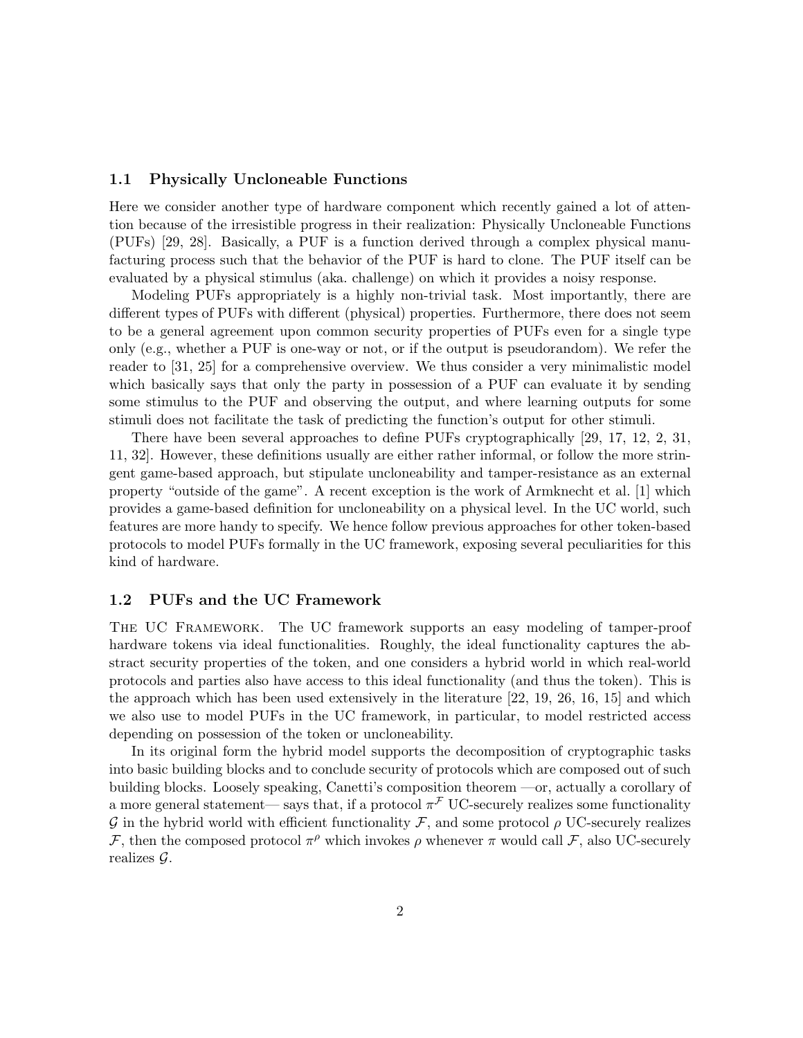### 1.1 Physically Uncloneable Functions

Here we consider another type of hardware component which recently gained a lot of attention because of the irresistible progress in their realization: Physically Uncloneable Functions (PUFs) [29, 28]. Basically, a PUF is a function derived through a complex physical manufacturing process such that the behavior of the PUF is hard to clone. The PUF itself can be evaluated by a physical stimulus (aka. challenge) on which it provides a noisy response.

Modeling PUFs appropriately is a highly non-trivial task. Most importantly, there are different types of PUFs with different (physical) properties. Furthermore, there does not seem to be a general agreement upon common security properties of PUFs even for a single type only (e.g., whether a PUF is one-way or not, or if the output is pseudorandom). We refer the reader to [31, 25] for a comprehensive overview. We thus consider a very minimalistic model which basically says that only the party in possession of a PUF can evaluate it by sending some stimulus to the PUF and observing the output, and where learning outputs for some stimuli does not facilitate the task of predicting the function's output for other stimuli.

There have been several approaches to define PUFs cryptographically [29, 17, 12, 2, 31, 11, 32]. However, these definitions usually are either rather informal, or follow the more stringent game-based approach, but stipulate uncloneability and tamper-resistance as an external property "outside of the game". A recent exception is the work of Armknecht et al. [1] which provides a game-based definition for uncloneability on a physical level. In the UC world, such features are more handy to specify. We hence follow previous approaches for other token-based protocols to model PUFs formally in the UC framework, exposing several peculiarities for this kind of hardware.

### 1.2 PUFs and the UC Framework

The UC Framework. The UC framework supports an easy modeling of tamper-proof hardware tokens via ideal functionalities. Roughly, the ideal functionality captures the abstract security properties of the token, and one considers a hybrid world in which real-world protocols and parties also have access to this ideal functionality (and thus the token). This is the approach which has been used extensively in the literature [22, 19, 26, 16, 15] and which we also use to model PUFs in the UC framework, in particular, to model restricted access depending on possession of the token or uncloneability.

In its original form the hybrid model supports the decomposition of cryptographic tasks into basic building blocks and to conclude security of protocols which are composed out of such building blocks. Loosely speaking, Canetti's composition theorem —or, actually a corollary of a more general statement— says that, if a protocol $\pi^{\mathcal{F}}$ UC-securely realizes some functionality $\mathcal{G}$ in the hybrid world with efficient functionality $\mathcal{F}$, and some protocol $\rho$ UC-securely realizes $\mathcal{F}$, then the composed protocol $\pi^{\rho}$ which invokes $\rho$ whenever $\pi$ would call $\mathcal{F}$, also UC-securely realizes $\mathcal{G}$.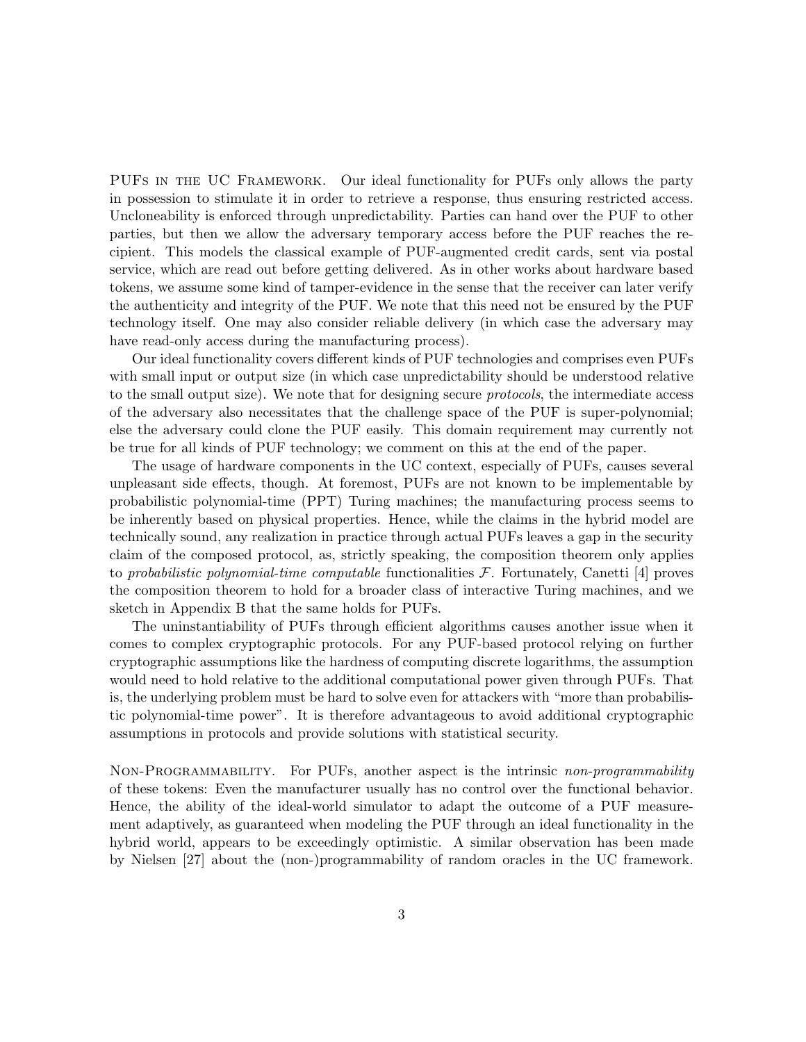**PUFs in the UC Framework.** Our ideal functionality for PUFs only allows the party in possession to stimulate it in order to retrieve a response, thus ensuring restricted access. Uncloneability is enforced through unpredictability. Parties can hand over the PUF to other parties, but then we allow the adversary temporary access before the PUF reaches the recipient. This models the classical example of PUF-augmented credit cards, sent via postal service, which are read out before getting delivered. As in other works about hardware based tokens, we assume some kind of tamper-evidence in the sense that the receiver can later verify the authenticity and integrity of the PUF. We note that this need not be ensured by the PUF technology itself. One may also consider reliable delivery (in which case the adversary may have read-only access during the manufacturing process).

Our ideal functionality covers different kinds of PUF technologies and comprises even PUFs with small input or output size (in which case unpredictability should be understood relative to the small output size). We note that for designing secure *protocols*, the intermediate access of the adversary also necessitates that the challenge space of the PUF is super-polynomial; else the adversary could clone the PUF easily. This domain requirement may currently not be true for all kinds of PUF technology; we comment on this at the end of the paper.

The usage of hardware components in the UC context, especially of PUFs, causes several unpleasant side effects, though. At foremost, PUFs are not known to be implementable by probabilistic polynomial-time (PPT) Turing machines; the manufacturing process seems to be inherently based on physical properties. Hence, while the claims in the hybrid model are technically sound, any realization in practice through actual PUFs leaves a gap in the security claim of the composed protocol, as, strictly speaking, the composition theorem only applies to *probabilistic polynomial-time computable* functionalities $\mathcal{F}$. Fortunately, Canetti [4] proves the composition theorem to hold for a broader class of interactive Turing machines, and we sketch in Appendix B that the same holds for PUFs.

The uninstantiability of PUFs through efficient algorithms causes another issue when it comes to complex cryptographic protocols. For any PUF-based protocol relying on further cryptographic assumptions like the hardness of computing discrete logarithms, the assumption would need to hold relative to the additional computational power given through PUFs. That is, the underlying problem must be hard to solve even for attackers with "more than probabilistic polynomial-time power". It is therefore advantageous to avoid additional cryptographic assumptions in protocols and provide solutions with statistical security.

**Non-Programmability.** For PUFs, another aspect is the intrinsic *non-programmability* of these tokens: Even the manufacturer usually has no control over the functional behavior. Hence, the ability of the ideal-world simulator to adapt the outcome of a PUF measurement adaptively, as guaranteed when modeling the PUF through an ideal functionality in the hybrid world, appears to be exceedingly optimistic. A similar observation has been made by Nielsen [27] about the (non-)programmability of random oracles in the UC framework.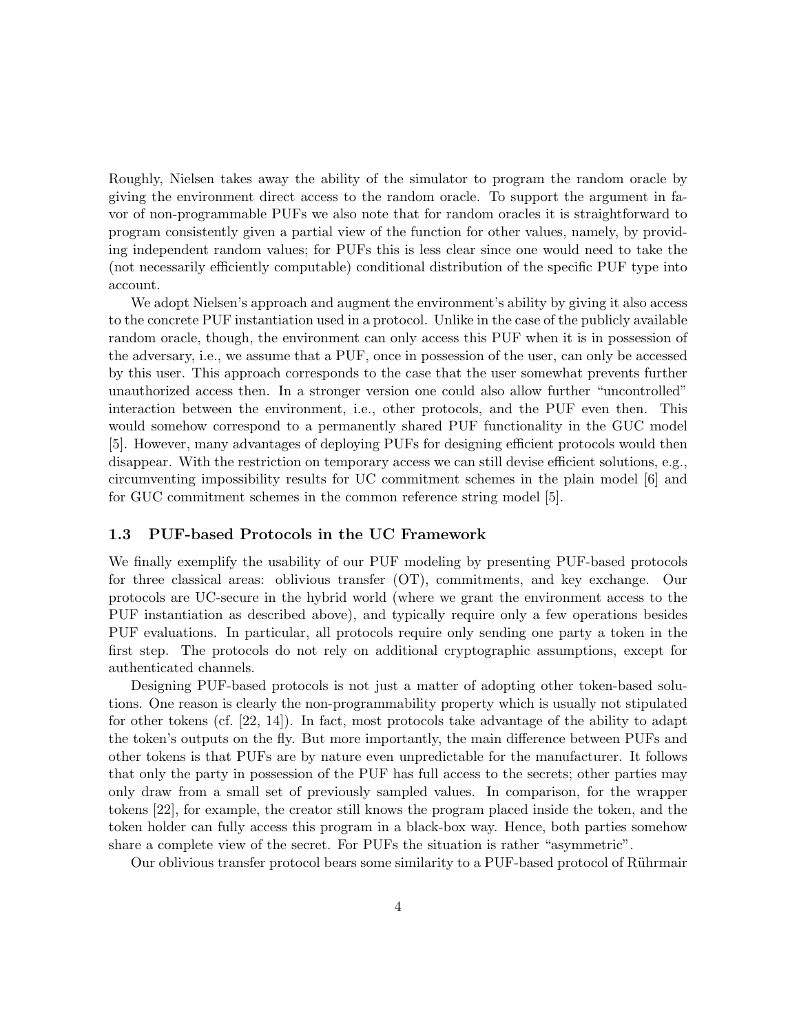Roughly, Nielsen takes away the ability of the simulator to program the random oracle by giving the environment direct access to the random oracle. To support the argument in favor of non-programmable PUFs we also note that for random oracles it is straightforward to program consistently given a partial view of the function for other values, namely, by providing independent random values; for PUFs this is less clear since one would need to take the (not necessarily efficiently computable) conditional distribution of the specific PUF type into account.

We adopt Nielsen's approach and augment the environment's ability by giving it also access to the concrete PUF instantiation used in a protocol. Unlike in the case of the publicly available random oracle, though, the environment can only access this PUF when it is in possession of the adversary, i.e., we assume that a PUF, once in possession of the user, can only be accessed by this user. This approach corresponds to the case that the user somewhat prevents further unauthorized access then. In a stronger version one could also allow further "uncontrolled" interaction between the environment, i.e., other protocols, and the PUF even then. This would somehow correspond to a permanently shared PUF functionality in the GUC model [5]. However, many advantages of deploying PUFs for designing efficient protocols would then disappear. With the restriction on temporary access we can still devise efficient solutions, e.g., circumventing impossibility results for UC commitment schemes in the plain model [6] and for GUC commitment schemes in the common reference string model [5].

### 1.3 PUF-based Protocols in the UC Framework

We finally exemplify the usability of our PUF modeling by presenting PUF-based protocols for three classical areas: oblivious transfer (OT), commitments, and key exchange. Our protocols are UC-secure in the hybrid world (where we grant the environment access to the PUF instantiation as described above), and typically require only a few operations besides PUF evaluations. In particular, all protocols require only sending one party a token in the first step. The protocols do not rely on additional cryptographic assumptions, except for authenticated channels.

Designing PUF-based protocols is not just a matter of adopting other token-based solutions. One reason is clearly the non-programmability property which is usually not stipulated for other tokens (cf. [22, 14]). In fact, most protocols take advantage of the ability to adapt the token's outputs on the fly. But more importantly, the main difference between PUFs and other tokens is that PUFs are by nature even unpredictable for the manufacturer. It follows that only the party in possession of the PUF has full access to the secrets; other parties may only draw from a small set of previously sampled values. In comparison, for the wrapper tokens [22], for example, the creator still knows the program placed inside the token, and the token holder can fully access this program in a black-box way. Hence, both parties somehow share a complete view of the secret. For PUFs the situation is rather "asymmetric".

Our oblivious transfer protocol bears some similarity to a PUF-based protocol of Rührmair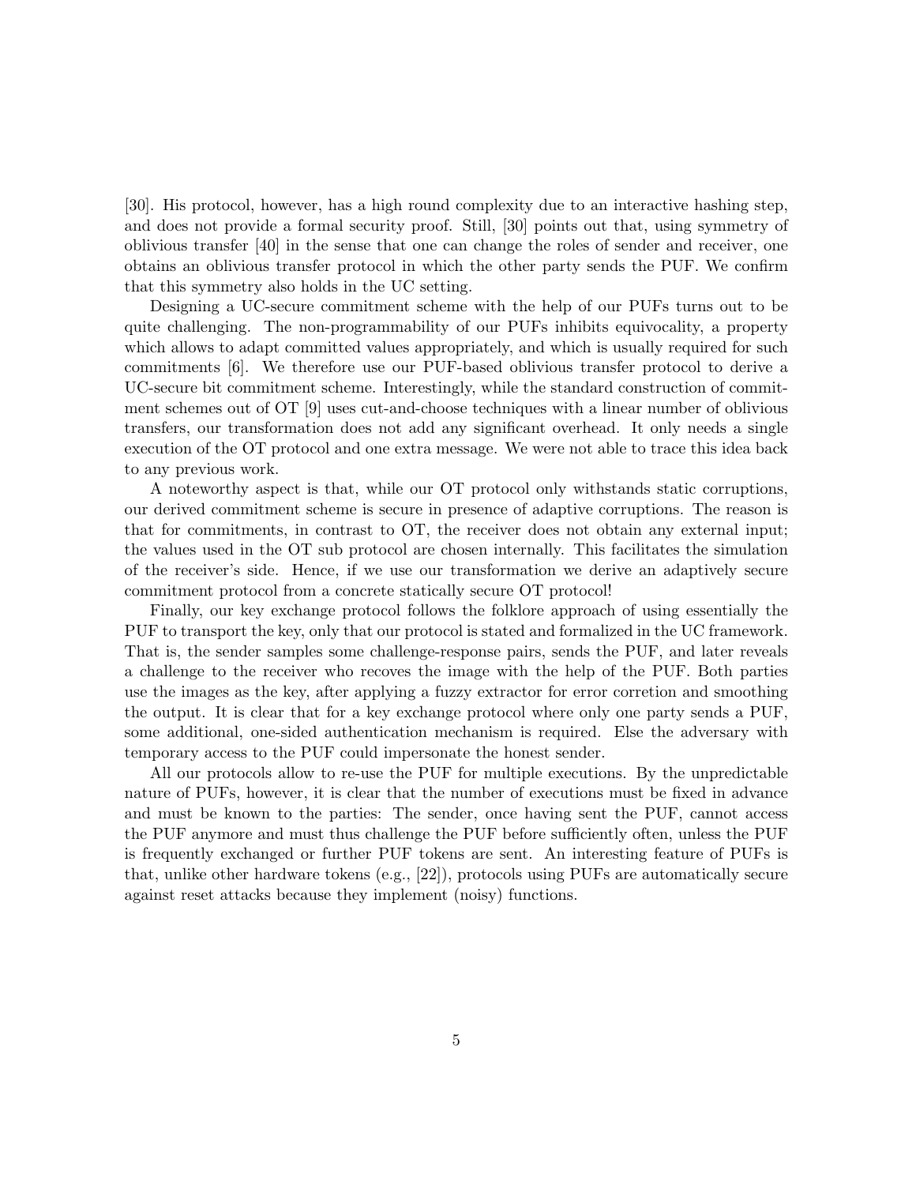[30]. His protocol, however, has a high round complexity due to an interactive hashing step, and does not provide a formal security proof. Still, [30] points out that, using symmetry of oblivious transfer [40] in the sense that one can change the roles of sender and receiver, one obtains an oblivious transfer protocol in which the other party sends the PUF. We confirm that this symmetry also holds in the UC setting.

Designing a UC-secure commitment scheme with the help of our PUFs turns out to be quite challenging. The non-programmability of our PUFs inhibits equivocality, a property which allows to adapt committed values appropriately, and which is usually required for such commitments [6]. We therefore use our PUF-based oblivious transfer protocol to derive a UC-secure bit commitment scheme. Interestingly, while the standard construction of commitment schemes out of OT [9] uses cut-and-choose techniques with a linear number of oblivious transfers, our transformation does not add any significant overhead. It only needs a single execution of the OT protocol and one extra message. We were not able to trace this idea back to any previous work.

A noteworthy aspect is that, while our OT protocol only withstands static corruptions, our derived commitment scheme is secure in presence of adaptive corruptions. The reason is that for commitments, in contrast to OT, the receiver does not obtain any external input; the values used in the OT sub protocol are chosen internally. This facilitates the simulation of the receiver's side. Hence, if we use our transformation we derive an adaptively secure commitment protocol from a concrete statically secure OT protocol!

Finally, our key exchange protocol follows the folklore approach of using essentially the PUF to transport the key, only that our protocol is stated and formalized in the UC framework. That is, the sender samples some challenge-response pairs, sends the PUF, and later reveals a challenge to the receiver who recoves the image with the help of the PUF. Both parties use the images as the key, after applying a fuzzy extractor for error corretion and smoothing the output. It is clear that for a key exchange protocol where only one party sends a PUF, some additional, one-sided authentication mechanism is required. Else the adversary with temporary access to the PUF could impersonate the honest sender.

All our protocols allow to re-use the PUF for multiple executions. By the unpredictable nature of PUFs, however, it is clear that the number of executions must be fixed in advance and must be known to the parties: The sender, once having sent the PUF, cannot access the PUF anymore and must thus challenge the PUF before sufficiently often, unless the PUF is frequently exchanged or further PUF tokens are sent. An interesting feature of PUFs is that, unlike other hardware tokens (e.g., [22]), protocols using PUFs are automatically secure against reset attacks because they implement (noisy) functions.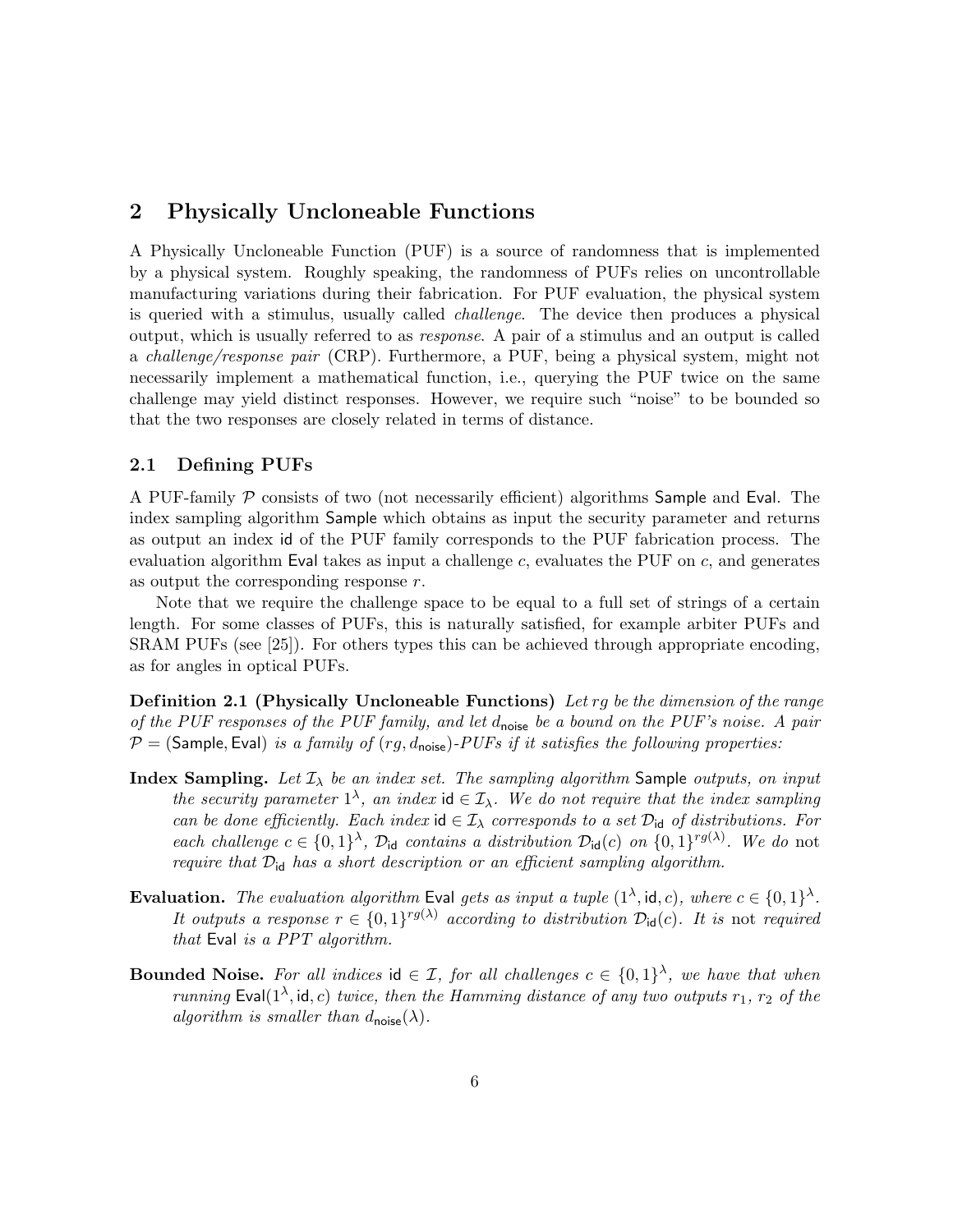## 2 Physically Uncloneable Functions

A Physically Uncloneable Function (PUF) is a source of randomness that is implemented by a physical system. Roughly speaking, the randomness of PUFs relies on uncontrollable manufacturing variations during their fabrication. For PUF evaluation, the physical system is queried with a stimulus, usually called *challenge*. The device then produces a physical output, which is usually referred to as *response*. A pair of a stimulus and an output is called a *challenge/response pair* (CRP). Furthermore, a PUF, being a physical system, might not necessarily implement a mathematical function, i.e., querying the PUF twice on the same challenge may yield distinct responses. However, we require such "noise" to be bounded so that the two responses are closely related in terms of distance.

### 2.1 Defining PUFs

A PUF-family $\mathcal{P}$ consists of two (not necessarily efficient) algorithms $\mathsf{Sample}$ and $\mathsf{Eval}$. The index sampling algorithm $\mathsf{Sample}$ which obtains as input the security parameter and returns as output an index $\mathsf{id}$ of the PUF family corresponds to the PUF fabrication process. The evaluation algorithm $\mathsf{Eval}$ takes as input a challenge $c$, evaluates the PUF on $c$, and generates as output the corresponding response $r$.

Note that we require the challenge space to be equal to a full set of strings of a certain length. For some classes of PUFs, this is naturally satisfied, for example arbiter PUFs and SRAM PUFs (see [25]). For others types this can be achieved through appropriate encoding, as for angles in optical PUFs.

**Definition 2.1 (Physically Uncloneable Functions)** *Let $rg$ be the dimension of the range of the PUF responses of the PUF family, and let $d_{\mathsf{noise}}$ be a bound on the PUF's noise. A pair $\mathcal{P} = (\mathsf{Sample}, \mathsf{Eval})$ is a family of $(rg, d_{\mathsf{noise}})$-PUFs if it satisfies the following properties:*

**Index Sampling.** *Let $\mathcal{I}_\lambda$ be an index set. The sampling algorithm $\mathsf{Sample}$ outputs, on input the security parameter $1^\lambda$, an index $\mathsf{id} \in \mathcal{I}_\lambda$. We do not require that the index sampling can be done efficiently. Each index $\mathsf{id} \in \mathcal{I}_\lambda$ corresponds to a set $\mathcal{D}_{\mathsf{id}}$ of distributions. For each challenge $c \in \{0,1\}^\lambda$, $\mathcal{D}_{\mathsf{id}}$ contains a distribution $\mathcal{D}_{\mathsf{id}}(c)$ on $\{0,1\}^{rg(\lambda)}$. We do* not *require that $\mathcal{D}_{\mathsf{id}}$ has a short description or an efficient sampling algorithm.*

**Evaluation.** *The evaluation algorithm $\mathsf{Eval}$ gets as input a tuple $(1^\lambda, \mathsf{id}, c)$, where $c \in \{0,1\}^\lambda$. It outputs a response $r \in \{0,1\}^{rg(\lambda)}$ according to distribution $\mathcal{D}_{\mathsf{id}}(c)$. It is* not *required that $\mathsf{Eval}$ is a PPT algorithm.*

**Bounded Noise.** *For all indices $\mathsf{id} \in \mathcal{I}$, for all challenges $c \in \{0,1\}^\lambda$, we have that when running $\mathsf{Eval}(1^\lambda, \mathsf{id}, c)$ twice, then the Hamming distance of any two outputs $r_1$, $r_2$ of the algorithm is smaller than $d_{\mathsf{noise}}(\lambda)$.*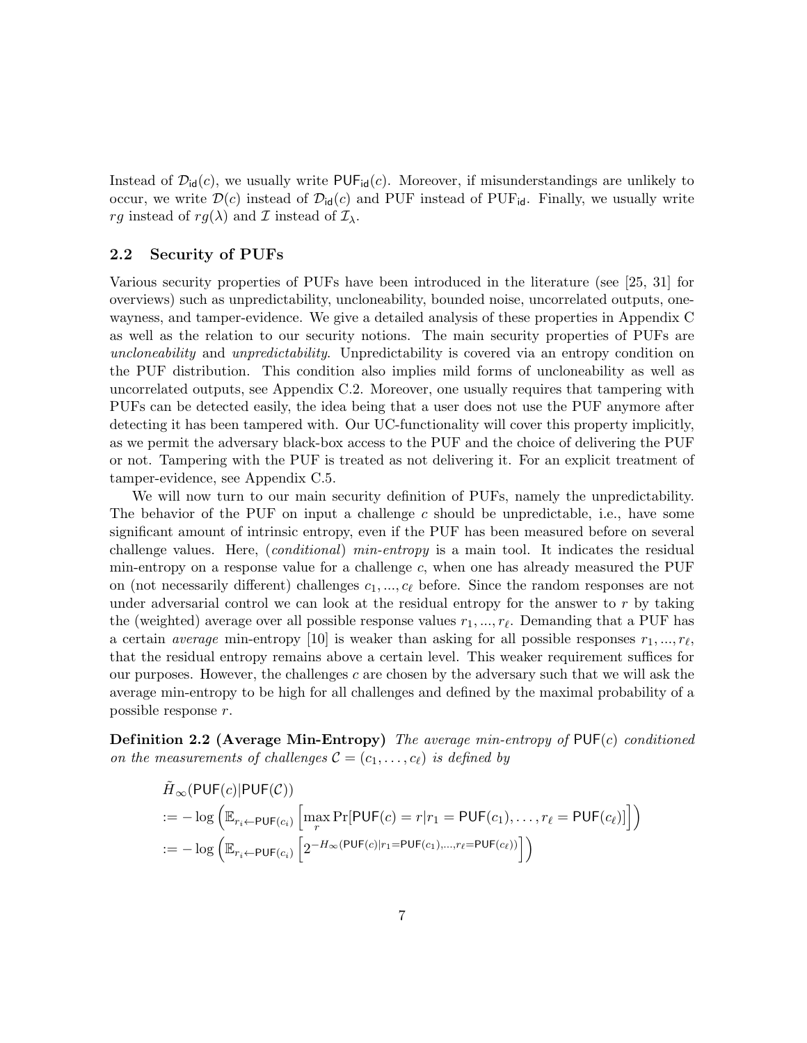Instead of $\mathcal{D}_{\mathsf{id}}(c)$, we usually write $\mathsf{PUF}_{\mathsf{id}}(c)$. Moreover, if misunderstandings are unlikely to occur, we write $\mathcal{D}(c)$ instead of $\mathcal{D}_{\mathsf{id}}(c)$ and PUF instead of $\text{PUF}_{\mathsf{id}}$. Finally, we usually write $rg$ instead of $rg(\lambda)$ and $\mathcal{I}$ instead of $\mathcal{I}_\lambda$.

## 2.2 Security of PUFs

Various security properties of PUFs have been introduced in the literature (see [25, 31] for overviews) such as unpredictability, uncloneability, bounded noise, uncorrelated outputs, one-wayness, and tamper-evidence. We give a detailed analysis of these properties in Appendix C as well as the relation to our security notions. The main security properties of PUFs are *uncloneability* and *unpredictability*. Unpredictability is covered via an entropy condition on the PUF distribution. This condition also implies mild forms of uncloneability as well as uncorrelated outputs, see Appendix C.2. Moreover, one usually requires that tampering with PUFs can be detected easily, the idea being that a user does not use the PUF anymore after detecting it has been tampered with. Our UC-functionality will cover this property implicitly, as we permit the adversary black-box access to the PUF and the choice of delivering the PUF or not. Tampering with the PUF is treated as not delivering it. For an explicit treatment of tamper-evidence, see Appendix C.5.

We will now turn to our main security definition of PUFs, namely the unpredictability. The behavior of the PUF on input a challenge $c$ should be unpredictable, i.e., have some significant amount of intrinsic entropy, even if the PUF has been measured before on several challenge values. Here, (*conditional*) *min-entropy* is a main tool. It indicates the residual min-entropy on a response value for a challenge $c$, when one has already measured the PUF on (not necessarily different) challenges $c_1, ..., c_\ell$ before. Since the random responses are not under adversarial control we can look at the residual entropy for the answer to $r$ by taking the (weighted) average over all possible response values $r_1, ..., r_\ell$. Demanding that a PUF has a certain *average* min-entropy [10] is weaker than asking for all possible responses $r_1, ..., r_\ell$, that the residual entropy remains above a certain level. This weaker requirement suffices for our purposes. However, the challenges $c$ are chosen by the adversary such that we will ask the average min-entropy to be high for all challenges and defined by the maximal probability of a possible response $r$.

**Definition 2.2 (Average Min-Entropy)** *The average min-entropy of* $\mathsf{PUF}(c)$ *conditioned on the measurements of challenges* $\mathcal{C} = (c_1, \ldots, c_\ell)$ *is defined by*

$$
\begin{aligned}
&\tilde{H}_\infty(\mathsf{PUF}(c)|\mathsf{PUF}(\mathcal{C})) \\
&:= -\log\left(\mathbb{E}_{r_i \leftarrow \mathsf{PUF}(c_i)}\left[\max_r \Pr[\mathsf{PUF}(c) = r | r_1 = \mathsf{PUF}(c_1), \ldots, r_\ell = \mathsf{PUF}(c_\ell)]\right]\right) \\
&:= -\log\left(\mathbb{E}_{r_i \leftarrow \mathsf{PUF}(c_i)}\left[2^{-H_\infty(\mathsf{PUF}(c)|r_1 = \mathsf{PUF}(c_1), \ldots, r_\ell = \mathsf{PUF}(c_\ell))}\right]\right)
\end{aligned}
$$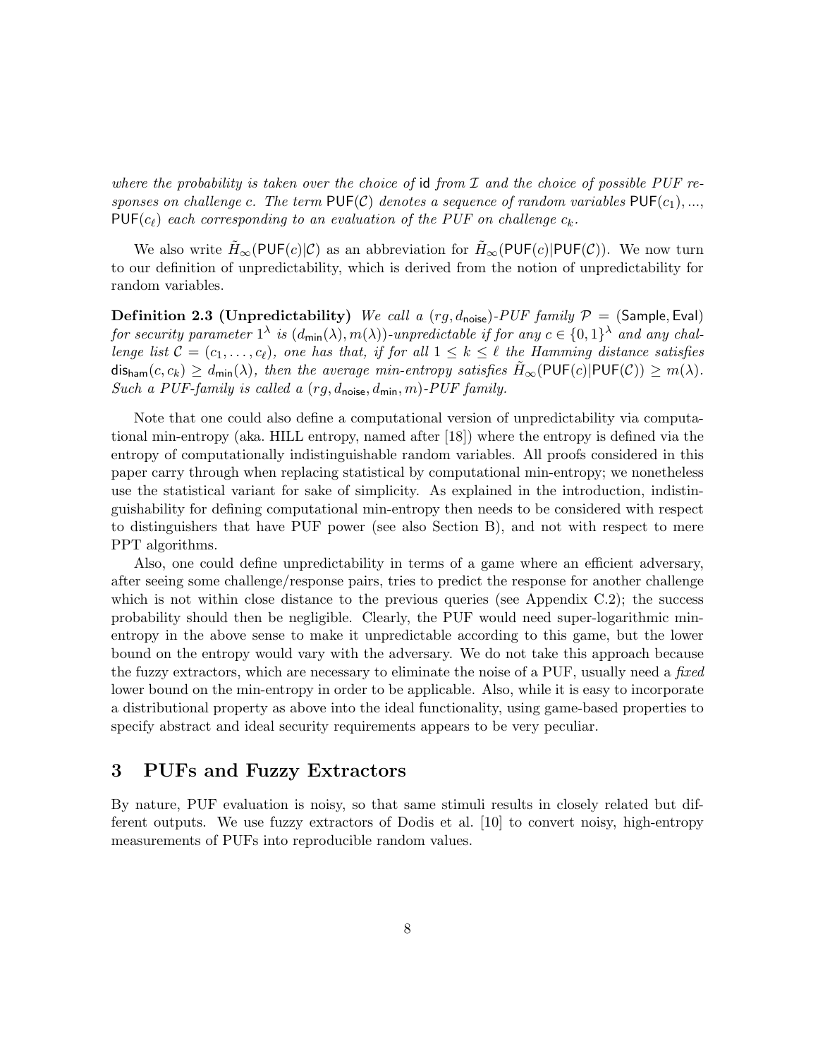*where the probability is taken over the choice of* id *from* $\mathcal{I}$ *and the choice of possible PUF responses on challenge* $c$*. The term* $\mathsf{PUF}(\mathcal{C})$ *denotes a sequence of random variables* $\mathsf{PUF}(c_1), ...,$ $\mathsf{PUF}(c_\ell)$ *each corresponding to an evaluation of the PUF on challenge* $c_k$*.*

We also write $\tilde{H}_\infty(\mathsf{PUF}(c)|\mathcal{C})$ as an abbreviation for $\tilde{H}_\infty(\mathsf{PUF}(c)|\mathsf{PUF}(\mathcal{C}))$. We now turn to our definition of unpredictability, which is derived from the notion of unpredictability for random variables.

**Definition 2.3 (Unpredictability)** *We call a* $(rg, d_{\mathsf{noise}})$*-PUF family* $\mathcal{P} = (\mathsf{Sample}, \mathsf{Eval})$ *for security parameter* $1^\lambda$ *is* $(d_{\mathsf{min}}(\lambda), m(\lambda))$*-unpredictable if for any* $c \in \{0,1\}^\lambda$ *and any challenge list* $\mathcal{C} = (c_1, \ldots, c_\ell)$*, one has that, if for all* $1 \leq k \leq \ell$ *the Hamming distance satisfies* $\mathsf{dis}_{\mathsf{ham}}(c, c_k) \geq d_{\mathsf{min}}(\lambda)$*, then the average min-entropy satisfies* $\tilde{H}_\infty(\mathsf{PUF}(c)|\mathsf{PUF}(\mathcal{C})) \geq m(\lambda)$*. Such a PUF-family is called a* $(rg, d_{\mathsf{noise}}, d_{\mathsf{min}}, m)$*-PUF family.*

Note that one could also define a computational version of unpredictability via computational min-entropy (aka. HILL entropy, named after [18]) where the entropy is defined via the entropy of computationally indistinguishable random variables. All proofs considered in this paper carry through when replacing statistical by computational min-entropy; we nonetheless use the statistical variant for sake of simplicity. As explained in the introduction, indistinguishability for defining computational min-entropy then needs to be considered with respect to distinguishers that have PUF power (see also Section B), and not with respect to mere PPT algorithms.

Also, one could define unpredictability in terms of a game where an efficient adversary, after seeing some challenge/response pairs, tries to predict the response for another challenge which is not within close distance to the previous queries (see Appendix C.2); the success probability should then be negligible. Clearly, the PUF would need super-logarithmic min-entropy in the above sense to make it unpredictable according to this game, but the lower bound on the entropy would vary with the adversary. We do not take this approach because the fuzzy extractors, which are necessary to eliminate the noise of a PUF, usually need a *fixed* lower bound on the min-entropy in order to be applicable. Also, while it is easy to incorporate a distributional property as above into the ideal functionality, using game-based properties to specify abstract and ideal security requirements appears to be very peculiar.

# 3 PUFs and Fuzzy Extractors

By nature, PUF evaluation is noisy, so that same stimuli results in closely related but different outputs. We use fuzzy extractors of Dodis et al. [10] to convert noisy, high-entropy measurements of PUFs into reproducible random values.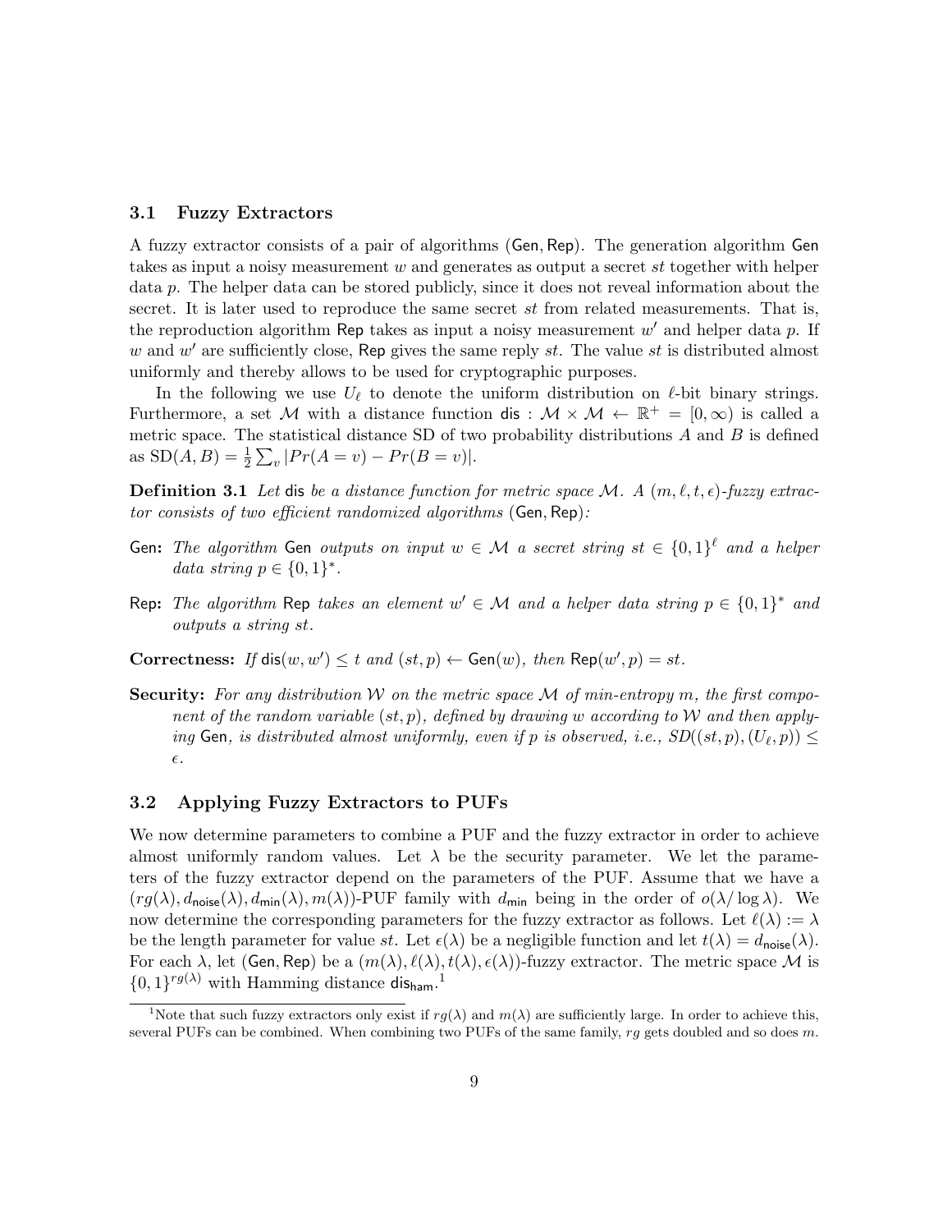### 3.1 Fuzzy Extractors

A fuzzy extractor consists of a pair of algorithms (Gen, Rep). The generation algorithm Gen takes as input a noisy measurement $w$ and generates as output a secret $st$ together with helper data $p$. The helper data can be stored publicly, since it does not reveal information about the secret. It is later used to reproduce the same secret $st$ from related measurements. That is, the reproduction algorithm Rep takes as input a noisy measurement $w'$ and helper data $p$. If $w$ and $w'$ are sufficiently close, Rep gives the same reply $st$. The value $st$ is distributed almost uniformly and thereby allows to be used for cryptographic purposes.

In the following we use $U_\ell$ to denote the uniform distribution on $\ell$-bit binary strings. Furthermore, a set $\mathcal{M}$ with a distance function $\mathsf{dis} : \mathcal{M} \times \mathcal{M} \leftarrow \mathbb{R}^+ = [0, \infty)$ is called a metric space. The statistical distance SD of two probability distributions $A$ and $B$ is defined as $\mathrm{SD}(A, B) = \frac{1}{2} \sum_v |Pr(A = v) - Pr(B = v)|$.

**Definition 3.1** *Let* $\mathsf{dis}$ *be a distance function for metric space* $\mathcal{M}$*. A* $(m, \ell, t, \epsilon)$*-fuzzy extractor consists of two efficient randomized algorithms* (Gen, Rep)*:*

**Gen:** *The algorithm* Gen *outputs on input* $w \in \mathcal{M}$ *a secret string* $st \in \{0,1\}^\ell$ *and a helper data string* $p \in \{0,1\}^*$*.*

**Rep:** *The algorithm* Rep *takes an element* $w' \in \mathcal{M}$ *and a helper data string* $p \in \{0,1\}^*$ *and outputs a string* $st$*.*

**Correctness:** *If* $\mathsf{dis}(w, w') \leq t$ *and* $(st, p) \leftarrow \mathsf{Gen}(w)$*, then* $\mathsf{Rep}(w', p) = st$*.*

**Security:** *For any distribution* $\mathcal{W}$ *on the metric space* $\mathcal{M}$ *of min-entropy* $m$*, the first component of the random variable* $(st, p)$*, defined by drawing* $w$ *according to* $\mathcal{W}$ *and then applying* Gen*, is distributed almost uniformly, even if* $p$ *is observed, i.e.,* $SD((st, p), (U_\ell, p)) \leq \epsilon$*.*

### 3.2 Applying Fuzzy Extractors to PUFs

We now determine parameters to combine a PUF and the fuzzy extractor in order to achieve almost uniformly random values. Let $\lambda$ be the security parameter. We let the parameters of the fuzzy extractor depend on the parameters of the PUF. Assume that we have a $(rg(\lambda), d_{\mathsf{noise}}(\lambda), d_{\mathsf{min}}(\lambda), m(\lambda))$-PUF family with $d_{\mathsf{min}}$ being in the order of $o(\lambda/\log\lambda)$. We now determine the corresponding parameters for the fuzzy extractor as follows. Let $\ell(\lambda) := \lambda$ be the length parameter for value $st$. Let $\epsilon(\lambda)$ be a negligible function and let $t(\lambda) = d_{\mathsf{noise}}(\lambda)$. For each $\lambda$, let (Gen, Rep) be a $(m(\lambda), \ell(\lambda), t(\lambda), \epsilon(\lambda))$-fuzzy extractor. The metric space $\mathcal{M}$ is $\{0,1\}^{rg(\lambda)}$ with Hamming distance $\mathsf{dis}_{\mathsf{ham}}$.[1]

[1] Note that such fuzzy extractors only exist if $rg(\lambda)$ and $m(\lambda)$ are sufficiently large. In order to achieve this, several PUFs can be combined. When combining two PUFs of the same family, $rg$ gets doubled and so does $m$.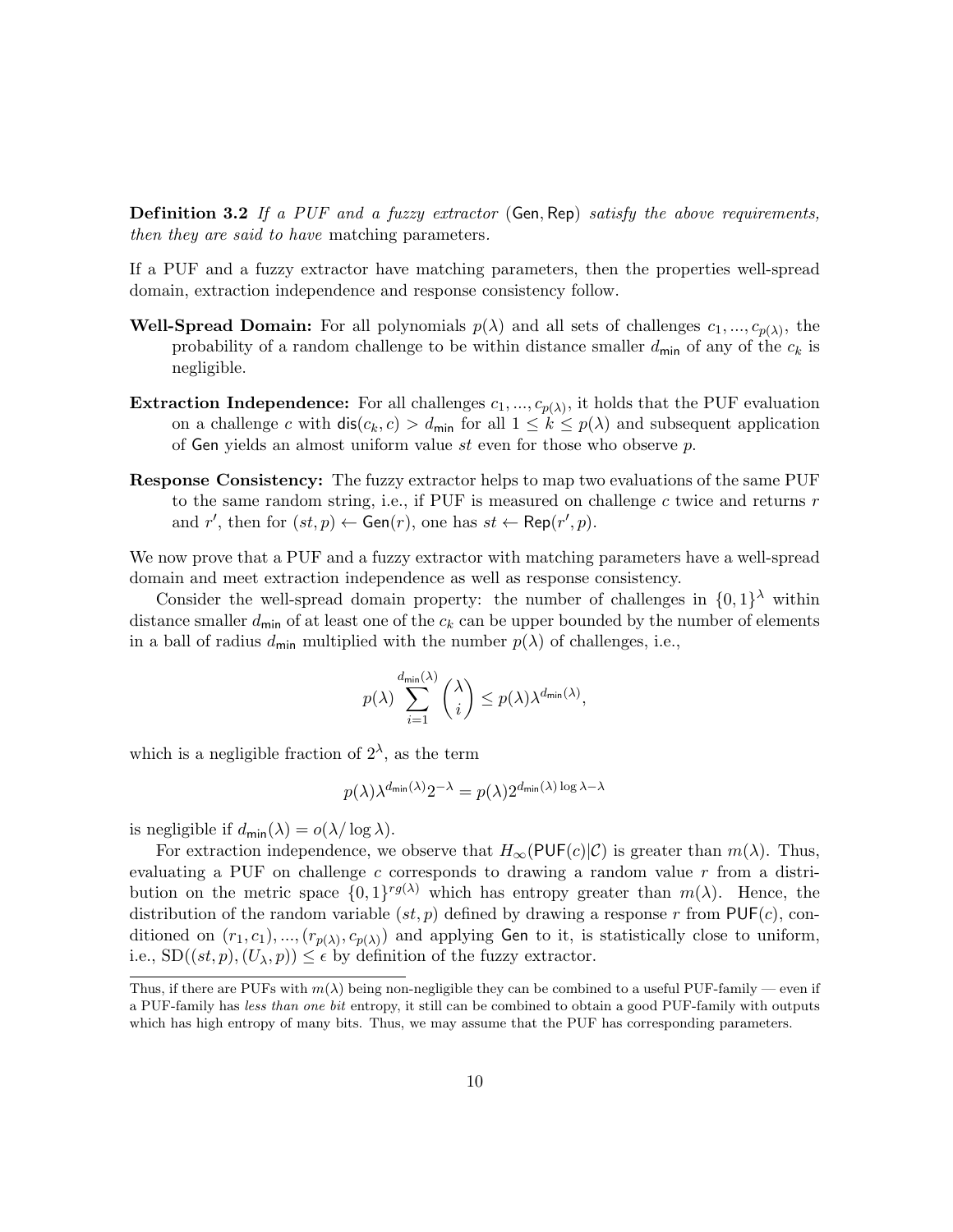**Definition 3.2** *If a PUF and a fuzzy extractor* $(\mathsf{Gen}, \mathsf{Rep})$ *satisfy the above requirements, then they are said to have* matching parameters*.*

If a PUF and a fuzzy extractor have matching parameters, then the properties well-spread domain, extraction independence and response consistency follow.

**Well-Spread Domain:** For all polynomials $p(\lambda)$ and all sets of challenges $c_1, ..., c_{p(\lambda)}$, the probability of a random challenge to be within distance smaller $d_{\mathsf{min}}$ of any of the $c_k$ is negligible.

**Extraction Independence:** For all challenges $c_1, ..., c_{p(\lambda)}$, it holds that the PUF evaluation on a challenge $c$ with $\mathsf{dis}(c_k, c) > d_{\mathsf{min}}$ for all $1 \leq k \leq p(\lambda)$ and subsequent application of $\mathsf{Gen}$ yields an almost uniform value $st$ even for those who observe $p$.

**Response Consistency:** The fuzzy extractor helps to map two evaluations of the same PUF to the same random string, i.e., if PUF is measured on challenge $c$ twice and returns $r$ and $r'$, then for $(st, p) \leftarrow \mathsf{Gen}(r)$, one has $st \leftarrow \mathsf{Rep}(r', p)$.

We now prove that a PUF and a fuzzy extractor with matching parameters have a well-spread domain and meet extraction independence as well as response consistency.

Consider the well-spread domain property: the number of challenges in $\{0,1\}^\lambda$ within distance smaller $d_{\mathsf{min}}$ of at least one of the $c_k$ can be upper bounded by the number of elements in a ball of radius $d_{\mathsf{min}}$ multiplied with the number $p(\lambda)$ of challenges, i.e.,

$$p(\lambda) \sum_{i=1}^{d_{\mathsf{min}}(\lambda)} \binom{\lambda}{i} \leq p(\lambda) \lambda^{d_{\mathsf{min}}(\lambda)},$$

which is a negligible fraction of $2^\lambda$, as the term

$$p(\lambda)\lambda^{d_{\mathsf{min}}(\lambda)} 2^{-\lambda} = p(\lambda) 2^{d_{\mathsf{min}}(\lambda) \log \lambda - \lambda}$$

is negligible if $d_{\mathsf{min}}(\lambda) = o(\lambda / \log \lambda)$.

For extraction independence, we observe that $H_\infty(\mathsf{PUF}(c)|\mathcal{C})$ is greater than $m(\lambda)$. Thus, evaluating a PUF on challenge $c$ corresponds to drawing a random value $r$ from a distribution on the metric space $\{0,1\}^{rg(\lambda)}$ which has entropy greater than $m(\lambda)$. Hence, the distribution of the random variable $(st, p)$ defined by drawing a response $r$ from $\mathsf{PUF}(c)$, conditioned on $(r_1, c_1), ..., (r_{p(\lambda)}, c_{p(\lambda)})$ and applying $\mathsf{Gen}$ to it, is statistically close to uniform, i.e., $\mathrm{SD}((st, p), (U_\lambda, p)) \leq \epsilon$ by definition of the fuzzy extractor.

---

Thus, if there are PUFs with $m(\lambda)$ being non-negligible they can be combined to a useful PUF-family — even if a PUF-family has *less than one bit* entropy, it still can be combined to obtain a good PUF-family with outputs which has high entropy of many bits. Thus, we may assume that the PUF has corresponding parameters.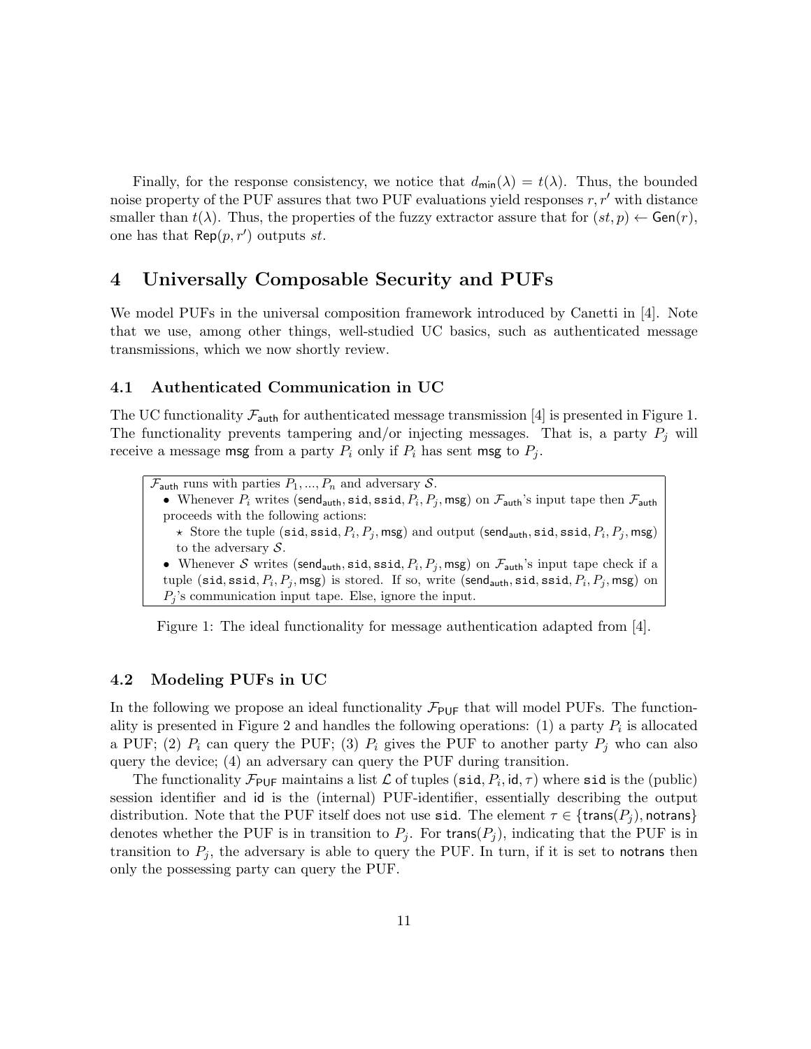Finally, for the response consistency, we notice that $d_{\mathsf{min}}(\lambda) = t(\lambda)$. Thus, the bounded noise property of the PUF assures that two PUF evaluations yield responses $r, r'$ with distance smaller than $t(\lambda)$. Thus, the properties of the fuzzy extractor assure that for $(st, p) \leftarrow \mathsf{Gen}(r)$, one has that $\mathsf{Rep}(p, r')$ outputs $st$.

# 4 Universally Composable Security and PUFs

We model PUFs in the universal composition framework introduced by Canetti in [4]. Note that we use, among other things, well-studied UC basics, such as authenticated message transmissions, which we now shortly review.

## 4.1 Authenticated Communication in UC

The UC functionality $\mathcal{F}_{\mathsf{auth}}$ for authenticated message transmission [4] is presented in Figure 1. The functionality prevents tampering and/or injecting messages. That is, a party $P_j$ will receive a message $\mathsf{msg}$ from a party $P_i$ only if $P_i$ has sent $\mathsf{msg}$ to $P_j$.

> $\mathcal{F}_{\mathsf{auth}}$ runs with parties $P_1, ..., P_n$ and adversary $\mathcal{S}$.
>
> - Whenever $P_i$ writes $(\mathsf{send_{auth}}, \mathtt{sid}, \mathtt{ssid}, P_i, P_j, \mathsf{msg})$ on $\mathcal{F}_{\mathsf{auth}}$'s input tape then $\mathcal{F}_{\mathsf{auth}}$ proceeds with the following actions:
>   - ⋆ Store the tuple $(\mathtt{sid}, \mathtt{ssid}, P_i, P_j, \mathsf{msg})$ and output $(\mathsf{send_{auth}}, \mathtt{sid}, \mathtt{ssid}, P_i, P_j, \mathsf{msg})$ to the adversary $\mathcal{S}$.
> - Whenever $\mathcal{S}$ writes $(\mathsf{send_{auth}}, \mathtt{sid}, \mathtt{ssid}, P_i, P_j, \mathsf{msg})$ on $\mathcal{F}_{\mathsf{auth}}$'s input tape check if a tuple $(\mathtt{sid}, \mathtt{ssid}, P_i, P_j, \mathsf{msg})$ is stored. If so, write $(\mathsf{send_{auth}}, \mathtt{sid}, \mathtt{ssid}, P_i, P_j, \mathsf{msg})$ on $P_j$'s communication input tape. Else, ignore the input.

Figure 1: The ideal functionality for message authentication adapted from [4].

## 4.2 Modeling PUFs in UC

In the following we propose an ideal functionality $\mathcal{F}_{\mathsf{PUF}}$ that will model PUFs. The functionality is presented in Figure 2 and handles the following operations: (1) a party $P_i$ is allocated a PUF; (2) $P_i$ can query the PUF; (3) $P_i$ gives the PUF to another party $P_j$ who can also query the device; (4) an adversary can query the PUF during transition.

The functionality $\mathcal{F}_{\mathsf{PUF}}$ maintains a list $\mathcal{L}$ of tuples $(\mathtt{sid}, P_i, \mathsf{id}, \tau)$ where $\mathtt{sid}$ is the (public) session identifier and $\mathsf{id}$ is the (internal) PUF-identifier, essentially describing the output distribution. Note that the PUF itself does not use $\mathtt{sid}$. The element $\tau \in \{\mathsf{trans}(P_j), \mathsf{notrans}\}$ denotes whether the PUF is in transition to $P_j$. For $\mathsf{trans}(P_j)$, indicating that the PUF is in transition to $P_j$, the adversary is able to query the PUF. In turn, if it is set to $\mathsf{notrans}$ then only the possessing party can query the PUF.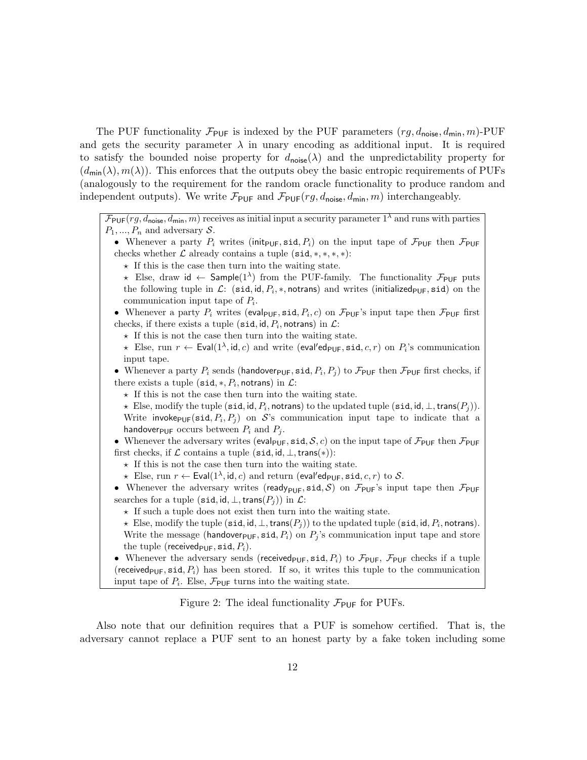The PUF functionality $\mathcal{F}_{\mathsf{PUF}}$ is indexed by the PUF parameters $(rg, d_{\mathsf{noise}}, d_{\mathsf{min}}, m)$-PUF and gets the security parameter $\lambda$ in unary encoding as additional input. It is required to satisfy the bounded noise property for $d_{\mathsf{noise}}(\lambda)$ and the unpredictability property for $(d_{\mathsf{min}}(\lambda), m(\lambda))$. This enforces that the outputs obey the basic entropic requirements of PUFs (analogously to the requirement for the random oracle functionality to produce random and independent outputs). We write $\mathcal{F}_{\mathsf{PUF}}$ and $\mathcal{F}_{\mathsf{PUF}}(rg, d_{\mathsf{noise}}, d_{\mathsf{min}}, m)$ interchangeably.

$\mathcal{F}_{\mathsf{PUF}}(rg, d_{\mathsf{noise}}, d_{\mathsf{min}}, m)$ receives as initial input a security parameter $1^\lambda$ and runs with parties $P_1, ..., P_n$ and adversary $\mathcal{S}$.

- Whenever a party $P_i$ writes $(\mathsf{init}_{\mathsf{PUF}}, \mathtt{sid}, P_i)$ on the input tape of $\mathcal{F}_{\mathsf{PUF}}$ then $\mathcal{F}_{\mathsf{PUF}}$ checks whether $\mathcal{L}$ already contains a tuple $(\mathtt{sid}, *, *, *, *)$:
  - ⋆ If this is the case then turn into the waiting state.
  - ⋆ Else, draw $\mathsf{id} \leftarrow \mathsf{Sample}(1^\lambda)$ from the PUF-family. The functionality $\mathcal{F}_{\mathsf{PUF}}$ puts the following tuple in $\mathcal{L}$: $(\mathtt{sid}, \mathsf{id}, P_i, *, \mathsf{notrans})$ and writes $(\mathsf{initialized}_{\mathsf{PUF}}, \mathtt{sid})$ on the communication input tape of $P_i$.
- Whenever a party $P_i$ writes $(\mathsf{eval}_{\mathsf{PUF}}, \mathtt{sid}, P_i, c)$ on $\mathcal{F}_{\mathsf{PUF}}$'s input tape then $\mathcal{F}_{\mathsf{PUF}}$ first checks, if there exists a tuple $(\mathtt{sid}, \mathsf{id}, P_i, \mathsf{notrans})$ in $\mathcal{L}$:
  - ⋆ If this is not the case then turn into the waiting state.
  - ⋆ Else, run $r \leftarrow \mathsf{Eval}(1^\lambda, \mathsf{id}, c)$ and write $(\mathsf{eval'ed}_{\mathsf{PUF}}, \mathtt{sid}, c, r)$ on $P_i$'s communication input tape.
- Whenever a party $P_i$ sends $(\mathsf{handover}_{\mathsf{PUF}}, \mathtt{sid}, P_i, P_j)$ to $\mathcal{F}_{\mathsf{PUF}}$ then $\mathcal{F}_{\mathsf{PUF}}$ first checks, if there exists a tuple $(\mathtt{sid}, *, P_i, \mathsf{notrans})$ in $\mathcal{L}$:
  - ⋆ If this is not the case then turn into the waiting state.
  - ⋆ Else, modify the tuple $(\mathtt{sid}, \mathsf{id}, P_i, \mathsf{notrans})$ to the updated tuple $(\mathtt{sid}, \mathsf{id}, \perp, \mathsf{trans}(P_j))$. Write $\mathsf{invoke}_{\mathsf{PUF}}(\mathtt{sid}, P_i, P_j)$ on $\mathcal{S}$'s communication input tape to indicate that a $\mathsf{handover}_{\mathsf{PUF}}$ occurs between $P_i$ and $P_j$.
- Whenever the adversary writes $(\mathsf{eval}_{\mathsf{PUF}}, \mathtt{sid}, \mathcal{S}, c)$ on the input tape of $\mathcal{F}_{\mathsf{PUF}}$ then $\mathcal{F}_{\mathsf{PUF}}$ first checks, if $\mathcal{L}$ contains a tuple $(\mathtt{sid}, \mathsf{id}, \perp, \mathsf{trans}(*))$:
  - ⋆ If this is not the case then turn into the waiting state.
  - ⋆ Else, run $r \leftarrow \mathsf{Eval}(1^\lambda, \mathsf{id}, c)$ and return $(\mathsf{eval'ed}_{\mathsf{PUF}}, \mathtt{sid}, c, r)$ to $\mathcal{S}$.
- Whenever the adversary writes $(\mathsf{ready}_{\mathsf{PUF}}, \mathtt{sid}, \mathcal{S})$ on $\mathcal{F}_{\mathsf{PUF}}$'s input tape then $\mathcal{F}_{\mathsf{PUF}}$ searches for a tuple $(\mathtt{sid}, \mathsf{id}, \perp, \mathsf{trans}(P_j))$ in $\mathcal{L}$:
  - ⋆ If such a tuple does not exist then turn into the waiting state.
  - ⋆ Else, modify the tuple $(\mathtt{sid}, \mathsf{id}, \perp, \mathsf{trans}(P_j))$ to the updated tuple $(\mathtt{sid}, \mathsf{id}, P_i, \mathsf{notrans})$. Write the message $(\mathsf{handover}_{\mathsf{PUF}}, \mathtt{sid}, P_i)$ on $P_j$'s communication input tape and store the tuple $(\mathsf{received}_{\mathsf{PUF}}, \mathtt{sid}, P_i)$.
- Whenever the adversary sends $(\mathsf{received}_{\mathsf{PUF}}, \mathtt{sid}, P_i)$ to $\mathcal{F}_{\mathsf{PUF}}$, $\mathcal{F}_{\mathsf{PUF}}$ checks if a tuple $(\mathsf{received}_{\mathsf{PUF}}, \mathtt{sid}, P_i)$ has been stored. If so, it writes this tuple to the communication input tape of $P_i$. Else, $\mathcal{F}_{\mathsf{PUF}}$ turns into the waiting state.

Figure 2: The ideal functionality $\mathcal{F}_{\mathsf{PUF}}$ for PUFs.

Also note that our definition requires that a PUF is somehow certified. That is, the adversary cannot replace a PUF sent to an honest party by a fake token including some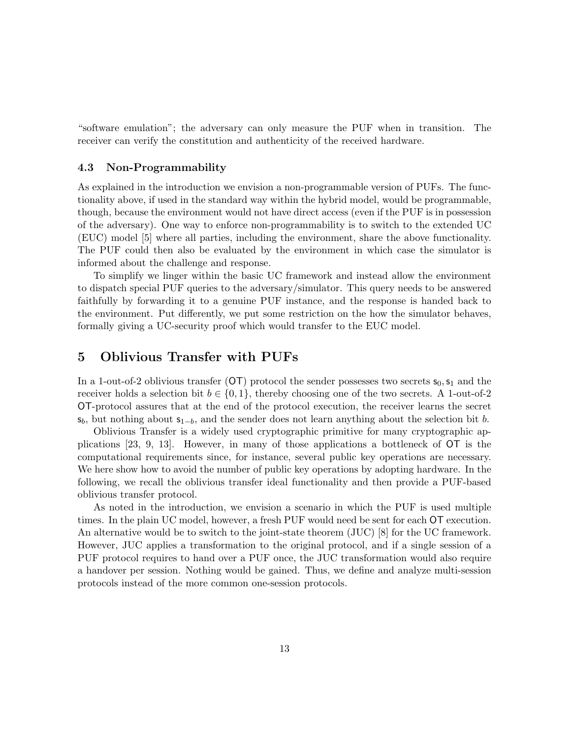"software emulation"; the adversary can only measure the PUF when in transition. The receiver can verify the constitution and authenticity of the received hardware.

### 4.3 Non-Programmability

As explained in the introduction we envision a non-programmable version of PUFs. The functionality above, if used in the standard way within the hybrid model, would be programmable, though, because the environment would not have direct access (even if the PUF is in possession of the adversary). One way to enforce non-programmability is to switch to the extended UC (EUC) model [5] where all parties, including the environment, share the above functionality. The PUF could then also be evaluated by the environment in which case the simulator is informed about the challenge and response.

To simplify we linger within the basic UC framework and instead allow the environment to dispatch special PUF queries to the adversary/simulator. This query needs to be answered faithfully by forwarding it to a genuine PUF instance, and the response is handed back to the environment. Put differently, we put some restriction on the how the simulator behaves, formally giving a UC-security proof which would transfer to the EUC model.

## 5 Oblivious Transfer with PUFs

In a 1-out-of-2 oblivious transfer ($\mathsf{OT}$) protocol the sender possesses two secrets $\mathsf{s}_0, \mathsf{s}_1$ and the receiver holds a selection bit $b \in \{0, 1\}$, thereby choosing one of the two secrets. A 1-out-of-2 $\mathsf{OT}$-protocol assures that at the end of the protocol execution, the receiver learns the secret $\mathsf{s}_b$, but nothing about $\mathsf{s}_{1-b}$, and the sender does not learn anything about the selection bit $b$.

Oblivious Transfer is a widely used cryptographic primitive for many cryptographic applications [23, 9, 13]. However, in many of those applications a bottleneck of $\mathsf{OT}$ is the computational requirements since, for instance, several public key operations are necessary. We here show how to avoid the number of public key operations by adopting hardware. In the following, we recall the oblivious transfer ideal functionality and then provide a PUF-based oblivious transfer protocol.

As noted in the introduction, we envision a scenario in which the PUF is used multiple times. In the plain UC model, however, a fresh PUF would need be sent for each $\mathsf{OT}$ execution. An alternative would be to switch to the joint-state theorem (JUC) [8] for the UC framework. However, JUC applies a transformation to the original protocol, and if a single session of a PUF protocol requires to hand over a PUF once, the JUC transformation would also require a handover per session. Nothing would be gained. Thus, we define and analyze multi-session protocols instead of the more common one-session protocols.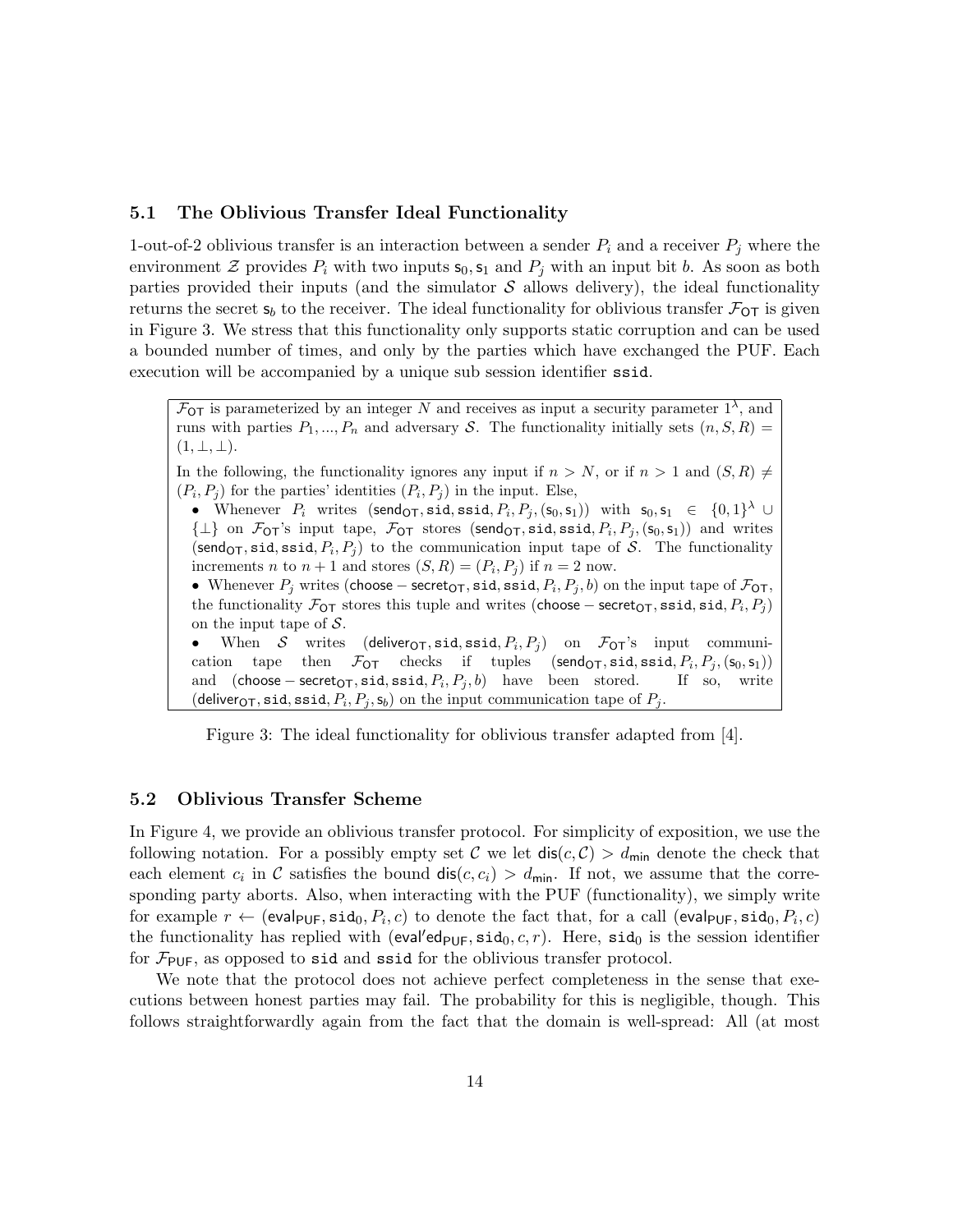### 5.1 The Oblivious Transfer Ideal Functionality

1-out-of-2 oblivious transfer is an interaction between a sender $P_i$ and a receiver $P_j$ where the environment $\mathcal{Z}$ provides $P_i$ with two inputs $\mathsf{s}_0, \mathsf{s}_1$ and $P_j$ with an input bit $b$. As soon as both parties provided their inputs (and the simulator $\mathcal{S}$ allows delivery), the ideal functionality returns the secret $\mathsf{s}_b$ to the receiver. The ideal functionality for oblivious transfer $\mathcal{F}_{\mathsf{OT}}$ is given in Figure 3. We stress that this functionality only supports static corruption and can be used a bounded number of times, and only by the parties which have exchanged the PUF. Each execution will be accompanied by a unique sub session identifier `ssid`.

> $\mathcal{F}_{\mathsf{OT}}$ is parameterized by an integer $N$ and receives as input a security parameter $1^\lambda$, and runs with parties $P_1, ..., P_n$ and adversary $\mathcal{S}$. The functionality initially sets $(n, S, R) = (1, \perp, \perp)$.
>
> In the following, the functionality ignores any input if $n > N$, or if $n > 1$ and $(S, R) \neq (P_i, P_j)$ for the parties' identities $(P_i, P_j)$ in the input. Else,
>
> - Whenever $P_i$ writes $(\mathsf{send}_{\mathsf{OT}}, \mathtt{sid}, \mathtt{ssid}, P_i, P_j, (\mathsf{s}_0, \mathsf{s}_1))$ with $\mathsf{s}_0, \mathsf{s}_1 \in \{0,1\}^\lambda \cup \{\perp\}$ on $\mathcal{F}_{\mathsf{OT}}$'s input tape, $\mathcal{F}_{\mathsf{OT}}$ stores $(\mathsf{send}_{\mathsf{OT}}, \mathtt{sid}, \mathtt{ssid}, P_i, P_j, (\mathsf{s}_0, \mathsf{s}_1))$ and writes $(\mathsf{send}_{\mathsf{OT}}, \mathtt{sid}, \mathtt{ssid}, P_i, P_j)$ to the communication input tape of $\mathcal{S}$. The functionality increments $n$ to $n+1$ and stores $(S, R) = (P_i, P_j)$ if $n = 2$ now.
> - Whenever $P_j$ writes $(\mathsf{choose-secret}_{\mathsf{OT}}, \mathtt{sid}, \mathtt{ssid}, P_i, P_j, b)$ on the input tape of $\mathcal{F}_{\mathsf{OT}}$, the functionality $\mathcal{F}_{\mathsf{OT}}$ stores this tuple and writes $(\mathsf{choose-secret}_{\mathsf{OT}}, \mathtt{ssid}, \mathtt{sid}, P_i, P_j)$ on the input tape of $\mathcal{S}$.
> - When $\mathcal{S}$ writes $(\mathsf{deliver}_{\mathsf{OT}}, \mathtt{sid}, \mathtt{ssid}, P_i, P_j)$ on $\mathcal{F}_{\mathsf{OT}}$'s input communication tape then $\mathcal{F}_{\mathsf{OT}}$ checks if tuples $(\mathsf{send}_{\mathsf{OT}}, \mathtt{sid}, \mathtt{ssid}, P_i, P_j, (\mathsf{s}_0, \mathsf{s}_1))$ and $(\mathsf{choose-secret}_{\mathsf{OT}}, \mathtt{sid}, \mathtt{ssid}, P_i, P_j, b)$ have been stored. If so, write $(\mathsf{deliver}_{\mathsf{OT}}, \mathtt{sid}, \mathtt{ssid}, P_i, P_j, \mathsf{s}_b)$ on the input communication tape of $P_j$.

Figure 3: The ideal functionality for oblivious transfer adapted from [4].

### 5.2 Oblivious Transfer Scheme

In Figure 4, we provide an oblivious transfer protocol. For simplicity of exposition, we use the following notation. For a possibly empty set $\mathcal{C}$ we let $\mathsf{dis}(c, \mathcal{C}) > d_{\mathsf{min}}$ denote the check that each element $c_i$ in $\mathcal{C}$ satisfies the bound $\mathsf{dis}(c, c_i) > d_{\mathsf{min}}$. If not, we assume that the corresponding party aborts. Also, when interacting with the PUF (functionality), we simply write for example $r \leftarrow (\mathsf{eval}_{\mathsf{PUF}}, \mathtt{sid}_0, P_i, c)$ to denote the fact that, for a call $(\mathsf{eval}_{\mathsf{PUF}}, \mathtt{sid}_0, P_i, c)$ the functionality has replied with $(\mathsf{eval'ed}_{\mathsf{PUF}}, \mathtt{sid}_0, c, r)$. Here, $\mathtt{sid}_0$ is the session identifier for $\mathcal{F}_{\mathsf{PUF}}$, as opposed to `sid` and `ssid` for the oblivious transfer protocol.

We note that the protocol does not achieve perfect completeness in the sense that executions between honest parties may fail. The probability for this is negligible, though. This follows straightforwardly again from the fact that the domain is well-spread: All (at most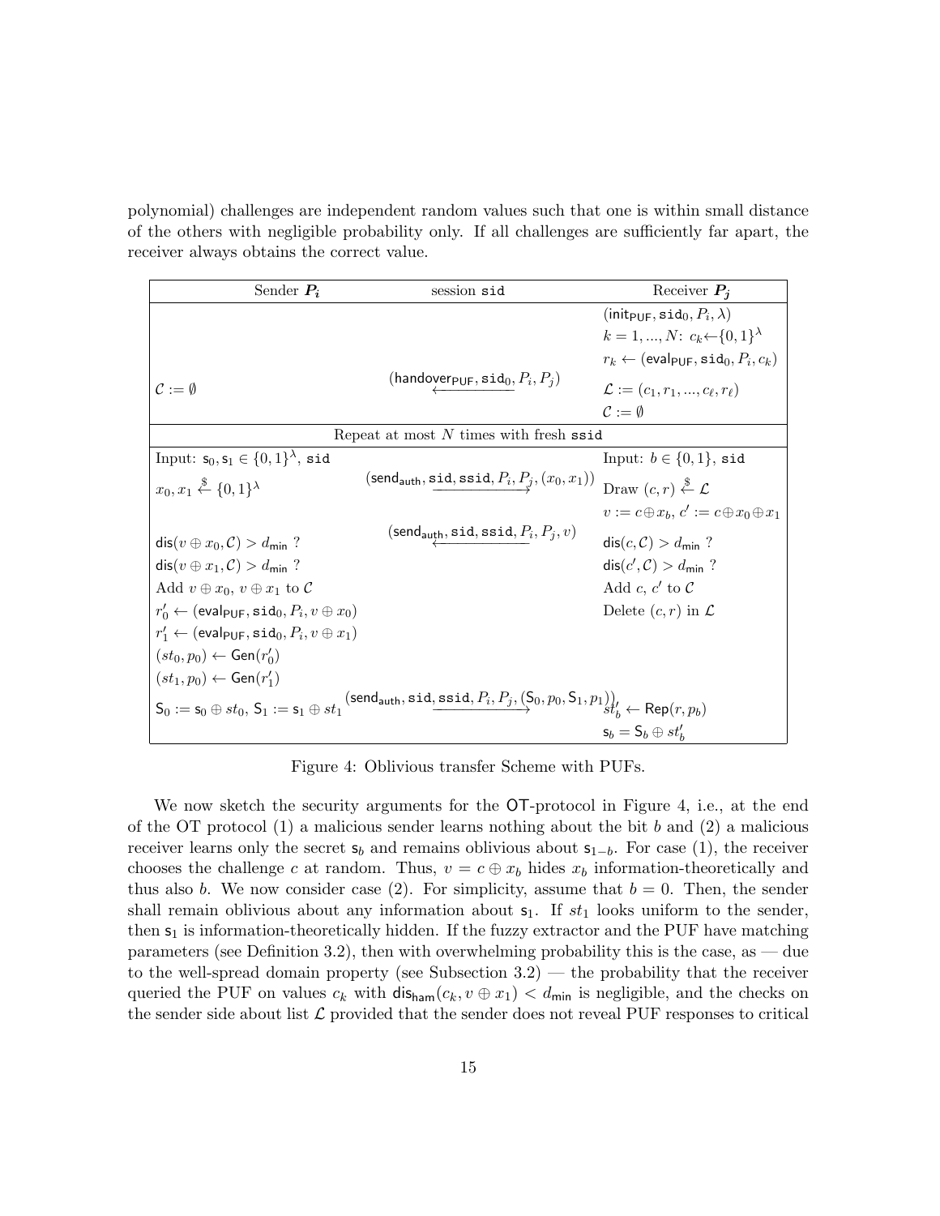polynomial) challenges are independent random values such that one is within small distance of the others with negligible probability only. If all challenges are sufficiently far apart, the receiver always obtains the correct value.

| Sender $P_i$ | session sid | Receiver $P_j$ |
|---|---|---|
| | | $(\mathsf{init}_{\mathsf{PUF}}, \mathtt{sid}_0, P_i, \lambda)$ |
| | | $k = 1, ..., N$: $c_k \leftarrow \{0,1\}^\lambda$ |
| | | $r_k \leftarrow (\mathsf{eval}_{\mathsf{PUF}}, \mathtt{sid}_0, P_i, c_k)$ |
| $\mathcal{C} := \emptyset$ | $\xleftarrow{(\mathsf{handover}_{\mathsf{PUF}}, \mathtt{sid}_0, P_i, P_j)}$ | $\mathcal{L} := (c_1, r_1, ..., c_\ell, r_\ell)$ |
| | | $\mathcal{C} := \emptyset$ |
| | Repeat at most $N$ times with fresh ssid | |
| Input: $\mathsf{s}_0, \mathsf{s}_1 \in \{0,1\}^\lambda$, sid | | Input: $b \in \{0,1\}$, sid |
| $x_0, x_1 \xleftarrow{\$} \{0,1\}^\lambda$ | $\xrightarrow{(\mathsf{send}_{\mathsf{auth}}, \mathtt{sid}, \mathtt{ssid}, P_i, P_j, (x_0, x_1))}$ | Draw $(c, r) \xleftarrow{\$} \mathcal{L}$ |
| | | $v := c \oplus x_b$, $c' := c \oplus x_0 \oplus x_1$ |
| $\mathsf{dis}(v \oplus x_0, \mathcal{C}) > d_{\mathsf{min}}$ ? | $\xleftarrow{(\mathsf{send}_{\mathsf{auth}}, \mathtt{sid}, \mathtt{ssid}, P_i, P_j, v)}$ | $\mathsf{dis}(c, \mathcal{C}) > d_{\mathsf{min}}$ ? |
| $\mathsf{dis}(v \oplus x_1, \mathcal{C}) > d_{\mathsf{min}}$ ? | | $\mathsf{dis}(c', \mathcal{C}) > d_{\mathsf{min}}$ ? |
| Add $v \oplus x_0$, $v \oplus x_1$ to $\mathcal{C}$ | | Add $c$, $c'$ to $\mathcal{C}$ |
| $r'_0 \leftarrow (\mathsf{eval}_{\mathsf{PUF}}, \mathtt{sid}_0, P_i, v \oplus x_0)$ | | Delete $(c, r)$ in $\mathcal{L}$ |
| $r'_1 \leftarrow (\mathsf{eval}_{\mathsf{PUF}}, \mathtt{sid}_0, P_i, v \oplus x_1)$ | | |
| $(st_0, p_0) \leftarrow \mathsf{Gen}(r'_0)$ | | |
| $(st_1, p_0) \leftarrow \mathsf{Gen}(r'_1)$ | | |
| $\mathsf{S}_0 := \mathsf{s}_0 \oplus st_0$, $\mathsf{S}_1 := \mathsf{s}_1 \oplus st_1$ | $\xrightarrow{(\mathsf{send}_{\mathsf{auth}}, \mathtt{sid}, \mathtt{ssid}, P_i, P_j, (\mathsf{S}_0, p_0, \mathsf{S}_1, p_1))}$ | $st'_b \leftarrow \mathsf{Rep}(r, p_b)$ |
| | | $\mathsf{s}_b = \mathsf{S}_b \oplus st'_b$ |

Figure 4: Oblivious transfer Scheme with PUFs.

We now sketch the security arguments for the OT-protocol in Figure 4, i.e., at the end of the OT protocol (1) a malicious sender learns nothing about the bit $b$ and (2) a malicious receiver learns only the secret $\mathsf{s}_b$ and remains oblivious about $\mathsf{s}_{1-b}$. For case (1), the receiver chooses the challenge $c$ at random. Thus, $v = c \oplus x_b$ hides $x_b$ information-theoretically and thus also $b$. We now consider case (2). For simplicity, assume that $b = 0$. Then, the sender shall remain oblivious about any information about $\mathsf{s}_1$. If $st_1$ looks uniform to the sender, then $\mathsf{s}_1$ is information-theoretically hidden. If the fuzzy extractor and the PUF have matching parameters (see Definition 3.2), then with overwhelming probability this is the case, as — due to the well-spread domain property (see Subsection 3.2) — the probability that the receiver queried the PUF on values $c_k$ with $\mathsf{dis}_{\mathsf{ham}}(c_k, v \oplus x_1) < d_{\mathsf{min}}$ is negligible, and the checks on the sender side about list $\mathcal{L}$ provided that the sender does not reveal PUF responses to critical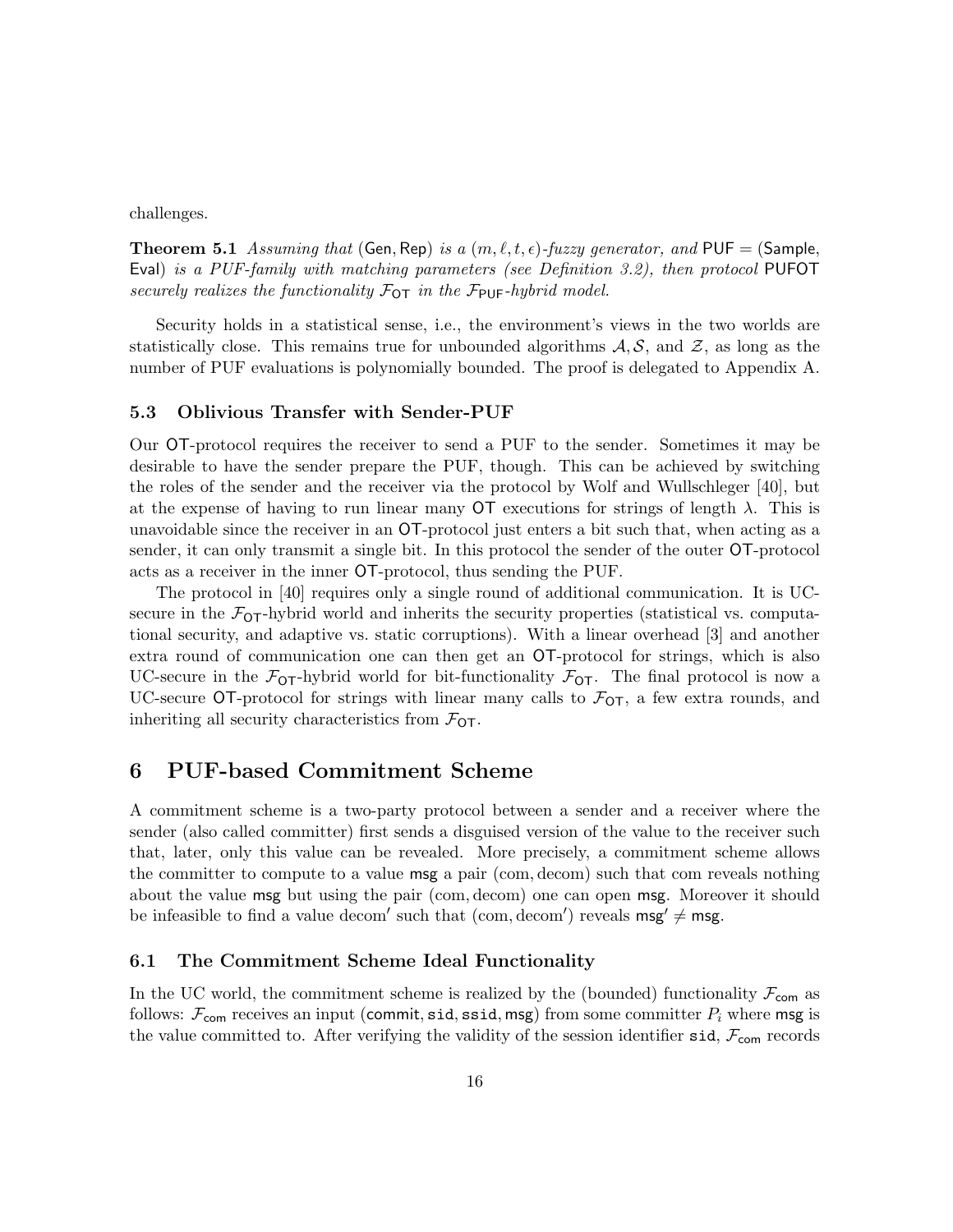challenges.

**Theorem 5.1** *Assuming that* (Gen, Rep) *is a* $(m, \ell, t, \epsilon)$*-fuzzy generator, and* PUF = (Sample, Eval) *is a PUF-family with matching parameters (see Definition 3.2), then protocol* PUFOT *securely realizes the functionality* $\mathcal{F}_{\mathsf{OT}}$ *in the* $\mathcal{F}_{\mathsf{PUF}}$*-hybrid model.*

Security holds in a statistical sense, i.e., the environment's views in the two worlds are statistically close. This remains true for unbounded algorithms $\mathcal{A}, \mathcal{S}$, and $\mathcal{Z}$, as long as the number of PUF evaluations is polynomially bounded. The proof is delegated to Appendix A.

### 5.3 Oblivious Transfer with Sender-PUF

Our OT-protocol requires the receiver to send a PUF to the sender. Sometimes it may be desirable to have the sender prepare the PUF, though. This can be achieved by switching the roles of the sender and the receiver via the protocol by Wolf and Wullschleger [40], but at the expense of having to run linear many OT executions for strings of length $\lambda$. This is unavoidable since the receiver in an OT-protocol just enters a bit such that, when acting as a sender, it can only transmit a single bit. In this protocol the sender of the outer OT-protocol acts as a receiver in the inner OT-protocol, thus sending the PUF.

The protocol in [40] requires only a single round of additional communication. It is UC-secure in the $\mathcal{F}_{\mathsf{OT}}$-hybrid world and inherits the security properties (statistical vs. computational security, and adaptive vs. static corruptions). With a linear overhead [3] and another extra round of communication one can then get an OT-protocol for strings, which is also UC-secure in the $\mathcal{F}_{\mathsf{OT}}$-hybrid world for bit-functionality $\mathcal{F}_{\mathsf{OT}}$. The final protocol is now a UC-secure OT-protocol for strings with linear many calls to $\mathcal{F}_{\mathsf{OT}}$, a few extra rounds, and inheriting all security characteristics from $\mathcal{F}_{\mathsf{OT}}$.

## 6 PUF-based Commitment Scheme

A commitment scheme is a two-party protocol between a sender and a receiver where the sender (also called committer) first sends a disguised version of the value to the receiver such that, later, only this value can be revealed. More precisely, a commitment scheme allows the committer to compute to a value msg a pair (com, decom) such that com reveals nothing about the value msg but using the pair (com, decom) one can open msg. Moreover it should be infeasible to find a value decom′ such that (com, decom′) reveals $\mathsf{msg}' \neq \mathsf{msg}$.

### 6.1 The Commitment Scheme Ideal Functionality

In the UC world, the commitment scheme is realized by the (bounded) functionality $\mathcal{F}_{\mathsf{com}}$ as follows: $\mathcal{F}_{\mathsf{com}}$ receives an input (commit, sid, ssid, msg) from some committer $P_i$ where msg is the value committed to. After verifying the validity of the session identifier sid, $\mathcal{F}_{\mathsf{com}}$ records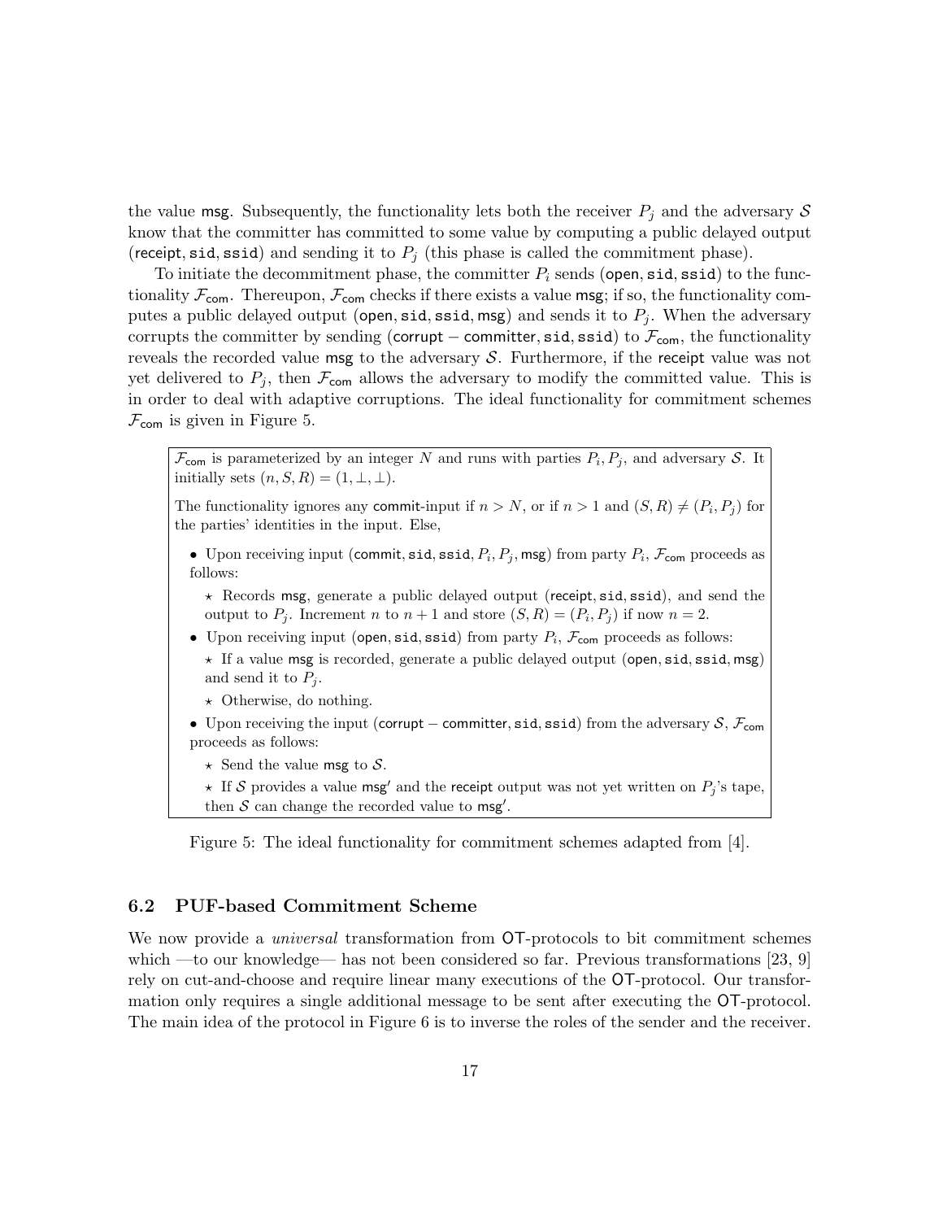the value $\mathsf{msg}$. Subsequently, the functionality lets both the receiver $P_j$ and the adversary $\mathcal{S}$ know that the committer has committed to some value by computing a public delayed output ($\mathsf{receipt}, \mathtt{sid}, \mathtt{ssid}$) and sending it to $P_j$ (this phase is called the commitment phase).

To initiate the decommitment phase, the committer $P_i$ sends ($\mathsf{open}, \mathtt{sid}, \mathtt{ssid}$) to the functionality $\mathcal{F}_{\mathsf{com}}$. Thereupon, $\mathcal{F}_{\mathsf{com}}$ checks if there exists a value $\mathsf{msg}$; if so, the functionality computes a public delayed output ($\mathsf{open}, \mathtt{sid}, \mathtt{ssid}, \mathsf{msg}$) and sends it to $P_j$. When the adversary corrupts the committer by sending ($\mathsf{corrupt}-\mathsf{committer}, \mathtt{sid}, \mathtt{ssid}$) to $\mathcal{F}_{\mathsf{com}}$, the functionality reveals the recorded value $\mathsf{msg}$ to the adversary $\mathcal{S}$. Furthermore, if the $\mathsf{receipt}$ value was not yet delivered to $P_j$, then $\mathcal{F}_{\mathsf{com}}$ allows the adversary to modify the committed value. This is in order to deal with adaptive corruptions. The ideal functionality for commitment schemes $\mathcal{F}_{\mathsf{com}}$ is given in Figure 5.

> $\mathcal{F}_{\mathsf{com}}$ is parameterized by an integer $N$ and runs with parties $P_i, P_j$, and adversary $\mathcal{S}$. It initially sets $(n, S, R) = (1, \perp, \perp)$.
>
> The functionality ignores any $\mathsf{commit}$-input if $n > N$, or if $n > 1$ and $(S, R) \neq (P_i, P_j)$ for the parties' identities in the input. Else,
>
> - Upon receiving input ($\mathsf{commit}, \mathtt{sid}, \mathtt{ssid}, P_i, P_j, \mathsf{msg}$) from party $P_i$, $\mathcal{F}_{\mathsf{com}}$ proceeds as follows:
>   - $\star$ Records $\mathsf{msg}$, generate a public delayed output ($\mathsf{receipt}, \mathtt{sid}, \mathtt{ssid}$), and send the output to $P_j$. Increment $n$ to $n + 1$ and store $(S, R) = (P_i, P_j)$ if now $n = 2$.
> - Upon receiving input ($\mathsf{open}, \mathtt{sid}, \mathtt{ssid}$) from party $P_i$, $\mathcal{F}_{\mathsf{com}}$ proceeds as follows:
>   - $\star$ If a value $\mathsf{msg}$ is recorded, generate a public delayed output ($\mathsf{open}, \mathtt{sid}, \mathtt{ssid}, \mathsf{msg}$) and send it to $P_j$.
>   - $\star$ Otherwise, do nothing.
> - Upon receiving the input ($\mathsf{corrupt}-\mathsf{committer}, \mathtt{sid}, \mathtt{ssid}$) from the adversary $\mathcal{S}$, $\mathcal{F}_{\mathsf{com}}$ proceeds as follows:
>   - $\star$ Send the value $\mathsf{msg}$ to $\mathcal{S}$.
>   - $\star$ If $\mathcal{S}$ provides a value $\mathsf{msg}'$ and the $\mathsf{receipt}$ output was not yet written on $P_j$'s tape, then $\mathcal{S}$ can change the recorded value to $\mathsf{msg}'$.

Figure 5: The ideal functionality for commitment schemes adapted from [4].

### 6.2 PUF-based Commitment Scheme

We now provide a *universal* transformation from OT-protocols to bit commitment schemes which —to our knowledge— has not been considered so far. Previous transformations [23, 9] rely on cut-and-choose and require linear many executions of the OT-protocol. Our transformation only requires a single additional message to be sent after executing the OT-protocol. The main idea of the protocol in Figure 6 is to inverse the roles of the sender and the receiver.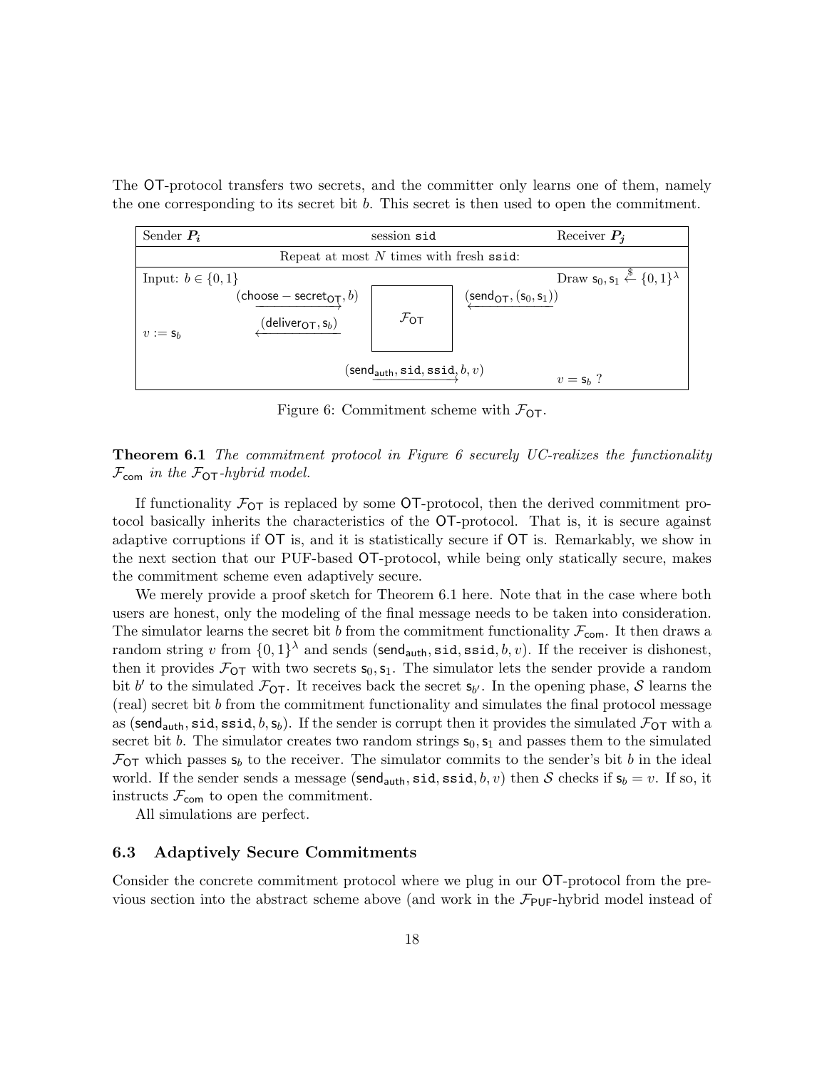The OT-protocol transfers two secrets, and the committer only learns one of them, namely the one corresponding to its secret bit $b$. This secret is then used to open the commitment.

| Sender $P_i$ | session $\mathtt{sid}$ | Receiver $P_j$ |
|---|---|---|
| Repeat at most $N$ times with fresh $\mathtt{ssid}$: | | |
| Input: $b \in \{0,1\}$ | | Draw $\mathsf{s}_0, \mathsf{s}_1 \xleftarrow{\$} \{0,1\}^\lambda$ |
| $\xrightarrow{(\mathsf{choose-secret}_{\mathsf{OT}}, b)}$ | $\mathcal{F}_{\mathsf{OT}}$ | $\xleftarrow{(\mathsf{send}_{\mathsf{OT}}, (\mathsf{s}_0, \mathsf{s}_1))}$ |
| $v := \mathsf{s}_b$ $\quad\xleftarrow{(\mathsf{deliver}_{\mathsf{OT}}, \mathsf{s}_b)}$ | | |
| | $\xrightarrow{(\mathsf{send}_{\mathsf{auth}}, \mathtt{sid}, \mathtt{ssid}, b, v)}$ | $v = \mathsf{s}_b$ ? |

Figure 6: Commitment scheme with $\mathcal{F}_{\mathsf{OT}}$.

**Theorem 6.1** *The commitment protocol in Figure 6 securely UC-realizes the functionality $\mathcal{F}_{\mathsf{com}}$ in the $\mathcal{F}_{\mathsf{OT}}$-hybrid model.*

If functionality $\mathcal{F}_{\mathsf{OT}}$ is replaced by some OT-protocol, then the derived commitment protocol basically inherits the characteristics of the OT-protocol. That is, it is secure against adaptive corruptions if OT is, and it is statistically secure if OT is. Remarkably, we show in the next section that our PUF-based OT-protocol, while being only statically secure, makes the commitment scheme even adaptively secure.

We merely provide a proof sketch for Theorem 6.1 here. Note that in the case where both users are honest, only the modeling of the final message needs to be taken into consideration. The simulator learns the secret bit $b$ from the commitment functionality $\mathcal{F}_{\mathsf{com}}$. It then draws a random string $v$ from $\{0,1\}^\lambda$ and sends $(\mathsf{send}_{\mathsf{auth}}, \mathtt{sid}, \mathtt{ssid}, b, v)$. If the receiver is dishonest, then it provides $\mathcal{F}_{\mathsf{OT}}$ with two secrets $\mathsf{s}_0, \mathsf{s}_1$. The simulator lets the sender provide a random bit $b'$ to the simulated $\mathcal{F}_{\mathsf{OT}}$. It receives back the secret $\mathsf{s}_{b'}$. In the opening phase, $\mathcal{S}$ learns the (real) secret bit $b$ from the commitment functionality and simulates the final protocol message as $(\mathsf{send}_{\mathsf{auth}}, \mathtt{sid}, \mathtt{ssid}, b, \mathsf{s}_b)$. If the sender is corrupt then it provides the simulated $\mathcal{F}_{\mathsf{OT}}$ with a secret bit $b$. The simulator creates two random strings $\mathsf{s}_0, \mathsf{s}_1$ and passes them to the simulated $\mathcal{F}_{\mathsf{OT}}$ which passes $\mathsf{s}_b$ to the receiver. The simulator commits to the sender's bit $b$ in the ideal world. If the sender sends a message $(\mathsf{send}_{\mathsf{auth}}, \mathtt{sid}, \mathtt{ssid}, b, v)$ then $\mathcal{S}$ checks if $\mathsf{s}_b = v$. If so, it instructs $\mathcal{F}_{\mathsf{com}}$ to open the commitment.

All simulations are perfect.

### 6.3 Adaptively Secure Commitments

Consider the concrete commitment protocol where we plug in our OT-protocol from the previous section into the abstract scheme above (and work in the $\mathcal{F}_{\mathsf{PUF}}$-hybrid model instead of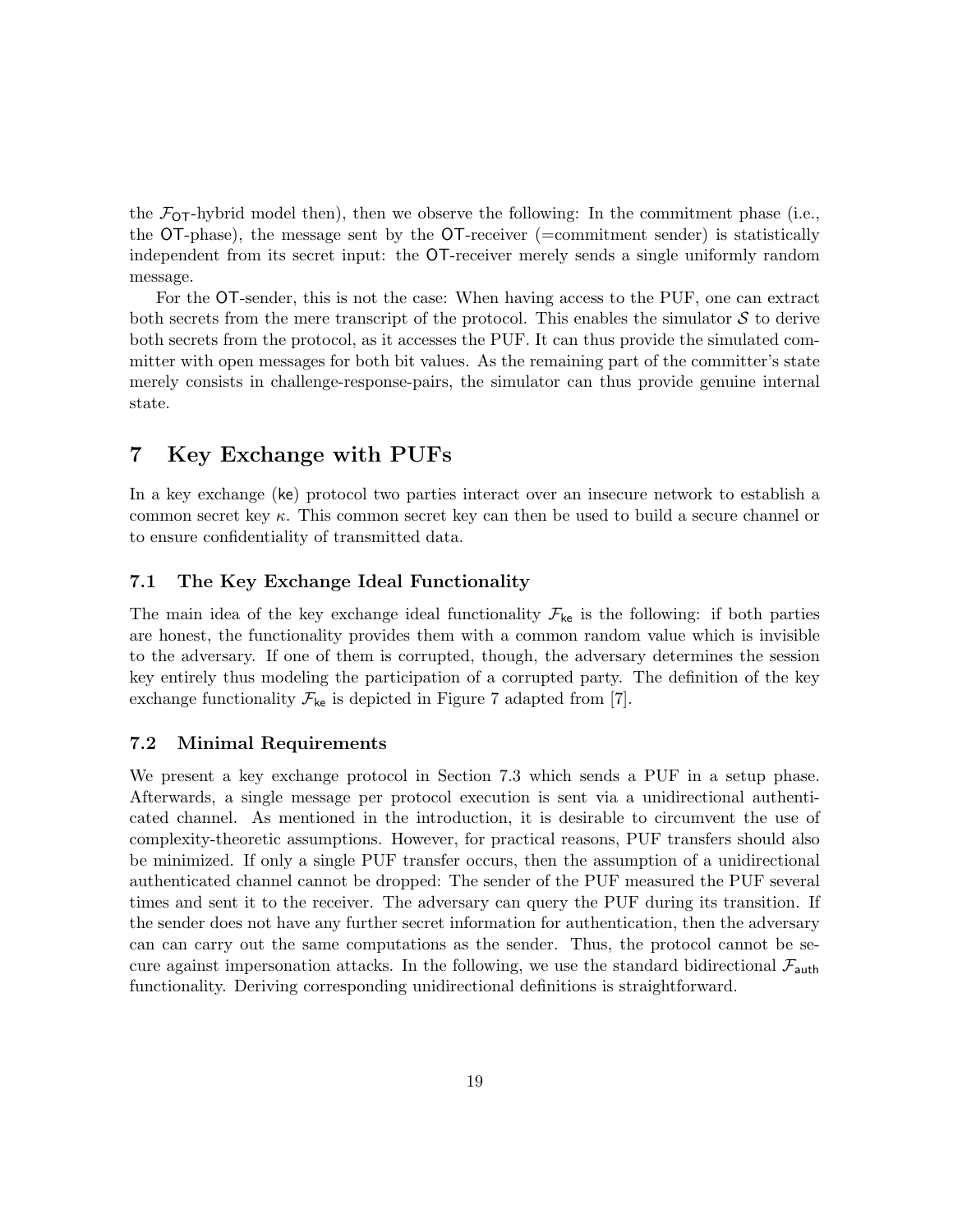the $\mathcal{F}_{\mathsf{OT}}$-hybrid model then), then we observe the following: In the commitment phase (i.e., the $\mathsf{OT}$-phase), the message sent by the $\mathsf{OT}$-receiver (=commitment sender) is statistically independent from its secret input: the $\mathsf{OT}$-receiver merely sends a single uniformly random message.

For the $\mathsf{OT}$-sender, this is not the case: When having access to the PUF, one can extract both secrets from the mere transcript of the protocol. This enables the simulator $\mathcal{S}$ to derive both secrets from the protocol, as it accesses the PUF. It can thus provide the simulated committer with open messages for both bit values. As the remaining part of the committer's state merely consists in challenge-response-pairs, the simulator can thus provide genuine internal state.

# 7 Key Exchange with PUFs

In a key exchange ($\mathsf{ke}$) protocol two parties interact over an insecure network to establish a common secret key $\kappa$. This common secret key can then be used to build a secure channel or to ensure confidentiality of transmitted data.

## 7.1 The Key Exchange Ideal Functionality

The main idea of the key exchange ideal functionality $\mathcal{F}_{\mathsf{ke}}$ is the following: if both parties are honest, the functionality provides them with a common random value which is invisible to the adversary. If one of them is corrupted, though, the adversary determines the session key entirely thus modeling the participation of a corrupted party. The definition of the key exchange functionality $\mathcal{F}_{\mathsf{ke}}$ is depicted in Figure 7 adapted from [7].

## 7.2 Minimal Requirements

We present a key exchange protocol in Section 7.3 which sends a PUF in a setup phase. Afterwards, a single message per protocol execution is sent via a unidirectional authenticated channel. As mentioned in the introduction, it is desirable to circumvent the use of complexity-theoretic assumptions. However, for practical reasons, PUF transfers should also be minimized. If only a single PUF transfer occurs, then the assumption of a unidirectional authenticated channel cannot be dropped: The sender of the PUF measured the PUF several times and sent it to the receiver. The adversary can query the PUF during its transition. If the sender does not have any further secret information for authentication, then the adversary can can carry out the same computations as the sender. Thus, the protocol cannot be secure against impersonation attacks. In the following, we use the standard bidirectional $\mathcal{F}_{\mathsf{auth}}$ functionality. Deriving corresponding unidirectional definitions is straightforward.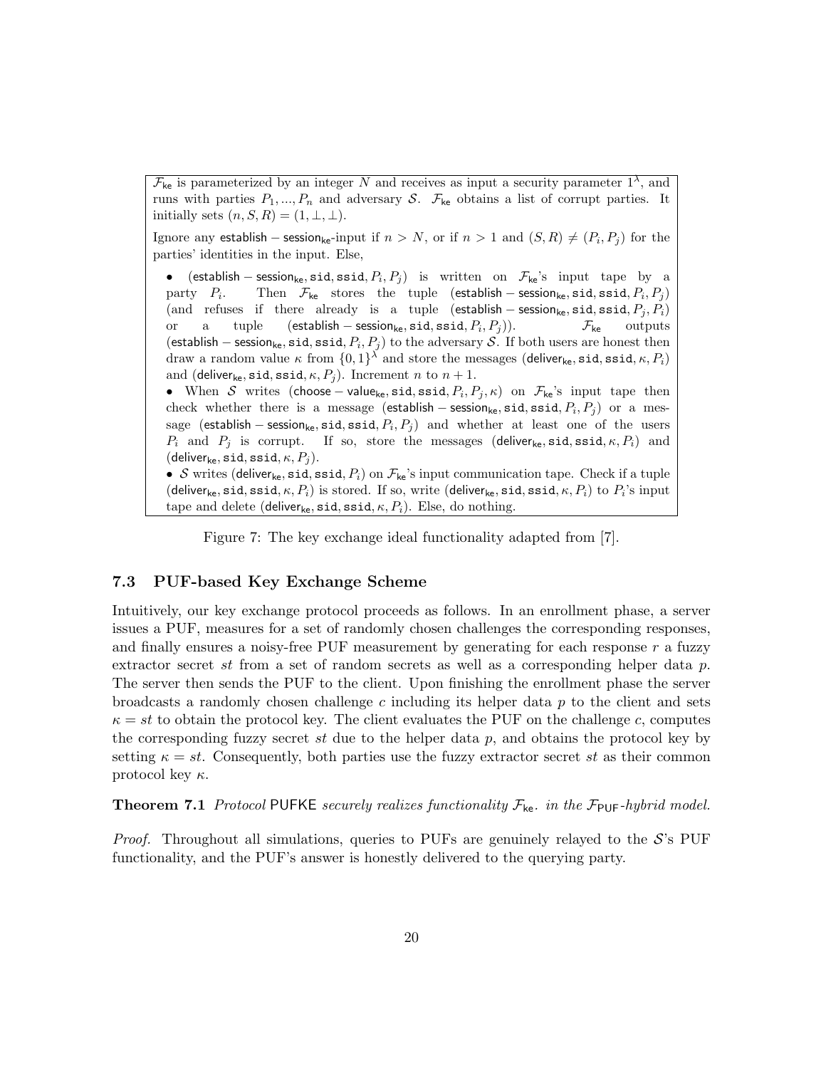$\mathcal{F}_{\mathsf{ke}}$ is parameterized by an integer $N$ and receives as input a security parameter $1^\lambda$, and runs with parties $P_1, ..., P_n$ and adversary $\mathcal{S}$. $\mathcal{F}_{\mathsf{ke}}$ obtains a list of corrupt parties. It initially sets $(n, S, R) = (1, \perp, \perp)$.

Ignore any $\mathsf{establish-session_{ke}}$-input if $n > N$, or if $n > 1$ and $(S, R) \neq (P_i, P_j)$ for the parties' identities in the input. Else,

- $(\mathsf{establish-session_{ke}}, \mathtt{sid}, \mathtt{ssid}, P_i, P_j)$ is written on $\mathcal{F}_{\mathsf{ke}}$'s input tape by a party $P_i$. Then $\mathcal{F}_{\mathsf{ke}}$ stores the tuple $(\mathsf{establish-session_{ke}}, \mathtt{sid}, \mathtt{ssid}, P_i, P_j)$ (and refuses if there already is a tuple $(\mathsf{establish-session_{ke}}, \mathtt{sid}, \mathtt{ssid}, P_j, P_i)$ or a tuple $(\mathsf{establish-session_{ke}}, \mathtt{sid}, \mathtt{ssid}, P_i, P_j)$). $\mathcal{F}_{\mathsf{ke}}$ outputs $(\mathsf{establish-session_{ke}}, \mathtt{sid}, \mathtt{ssid}, P_i, P_j)$ to the adversary $\mathcal{S}$. If both users are honest then draw a random value $\kappa$ from $\{0,1\}^\lambda$ and store the messages $(\mathsf{deliver_{ke}}, \mathtt{sid}, \mathtt{ssid}, \kappa, P_i)$ and $(\mathsf{deliver_{ke}}, \mathtt{sid}, \mathtt{ssid}, \kappa, P_j)$. Increment $n$ to $n + 1$.
- When $\mathcal{S}$ writes $(\mathsf{choose-value_{ke}}, \mathtt{sid}, \mathtt{ssid}, P_i, P_j, \kappa)$ on $\mathcal{F}_{\mathsf{ke}}$'s input tape then check whether there is a message $(\mathsf{establish-session_{ke}}, \mathtt{sid}, \mathtt{ssid}, P_i, P_j)$ or a message $(\mathsf{establish-session_{ke}}, \mathtt{sid}, \mathtt{ssid}, P_i, P_j)$ and whether at least one of the users $P_i$ and $P_j$ is corrupt. If so, store the messages $(\mathsf{deliver_{ke}}, \mathtt{sid}, \mathtt{ssid}, \kappa, P_i)$ and $(\mathsf{deliver_{ke}}, \mathtt{sid}, \mathtt{ssid}, \kappa, P_j)$.
- $\mathcal{S}$ writes $(\mathsf{deliver_{ke}}, \mathtt{sid}, \mathtt{ssid}, P_i)$ on $\mathcal{F}_{\mathsf{ke}}$'s input communication tape. Check if a tuple $(\mathsf{deliver_{ke}}, \mathtt{sid}, \mathtt{ssid}, \kappa, P_i)$ is stored. If so, write $(\mathsf{deliver_{ke}}, \mathtt{sid}, \mathtt{ssid}, \kappa, P_i)$ to $P_i$'s input tape and delete $(\mathsf{deliver_{ke}}, \mathtt{sid}, \mathtt{ssid}, \kappa, P_i)$. Else, do nothing.

Figure 7: The key exchange ideal functionality adapted from [7].

### 7.3 PUF-based Key Exchange Scheme

Intuitively, our key exchange protocol proceeds as follows. In an enrollment phase, a server issues a PUF, measures for a set of randomly chosen challenges the corresponding responses, and finally ensures a noisy-free PUF measurement by generating for each response $r$ a fuzzy extractor secret $st$ from a set of random secrets as well as a corresponding helper data $p$. The server then sends the PUF to the client. Upon finishing the enrollment phase the server broadcasts a randomly chosen challenge $c$ including its helper data $p$ to the client and sets $\kappa = st$ to obtain the protocol key. The client evaluates the PUF on the challenge $c$, computes the corresponding fuzzy secret $st$ due to the helper data $p$, and obtains the protocol key by setting $\kappa = st$. Consequently, both parties use the fuzzy extractor secret $st$ as their common protocol key $\kappa$.

**Theorem 7.1** *Protocol* PUFKE *securely realizes functionality* $\mathcal{F}_{\mathsf{ke}}$. *in the* $\mathcal{F}_{\mathsf{PUF}}$*-hybrid model.*

*Proof.* Throughout all simulations, queries to PUFs are genuinely relayed to the $\mathcal{S}$'s PUF functionality, and the PUF's answer is honestly delivered to the querying party.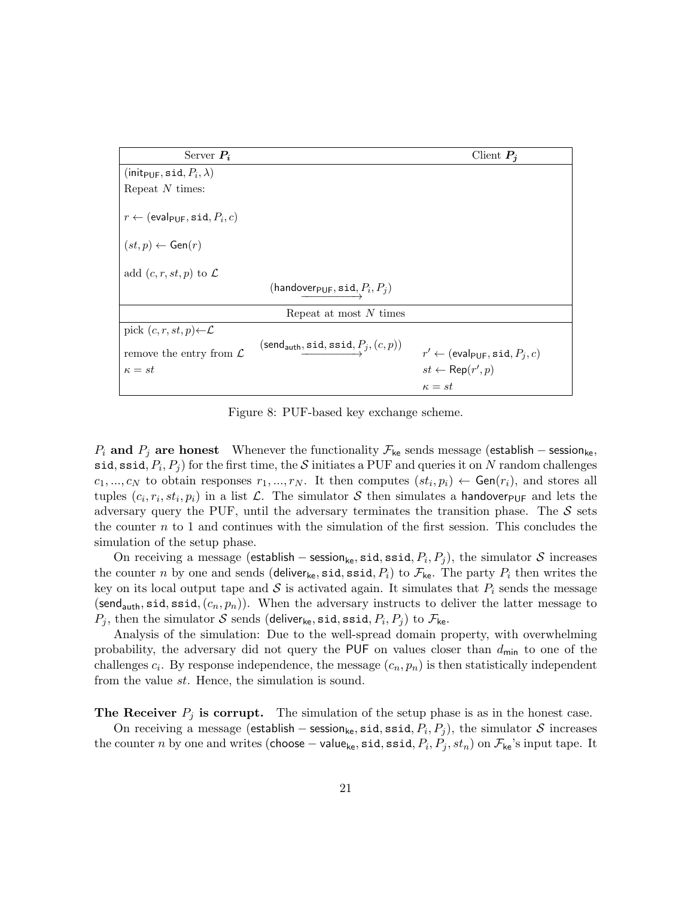| Server $P_i$ | | Client $P_j$ |
|---|---|---|
| $(\mathsf{init}_{\mathsf{PUF}}, \mathtt{sid}, P_i, \lambda)$ | | |
| Repeat $N$ times: | | |
| $r \leftarrow (\mathsf{eval}_{\mathsf{PUF}}, \mathtt{sid}, P_i, c)$ | | |
| $(st, p) \leftarrow \mathsf{Gen}(r)$ | | |
| add $(c, r, st, p)$ to $\mathcal{L}$ | | |
| | $\xrightarrow{(\mathsf{handover}_{\mathsf{PUF}}, \mathtt{sid}, P_i, P_j)}$ | |
| | Repeat at most $N$ times | |
| pick $(c, r, st, p) \leftarrow \mathcal{L}$ | | |
| remove the entry from $\mathcal{L}$ | $\xrightarrow{(\mathsf{send}_{\mathsf{auth}}, \mathtt{sid}, \mathtt{ssid}, P_j, (c, p))}$ | $r' \leftarrow (\mathsf{eval}_{\mathsf{PUF}}, \mathtt{sid}, P_j, c)$ |
| $\kappa = st$ | | $st \leftarrow \mathsf{Rep}(r', p)$ |
| | | $\kappa = st$ |

Figure 8: PUF-based key exchange scheme.

**$P_i$ and $P_j$ are honest** Whenever the functionality $\mathcal{F}_{\mathsf{ke}}$ sends message $(\mathsf{establish-session}_{\mathsf{ke}}, \mathtt{sid}, \mathtt{ssid}, P_i, P_j)$ for the first time, the $\mathcal{S}$ initiates a PUF and queries it on $N$ random challenges $c_1, ..., c_N$ to obtain responses $r_1, ..., r_N$. It then computes $(st_i, p_i) \leftarrow \mathsf{Gen}(r_i)$, and stores all tuples $(c_i, r_i, st_i, p_i)$ in a list $\mathcal{L}$. The simulator $\mathcal{S}$ then simulates a $\mathsf{handover}_{\mathsf{PUF}}$ and lets the adversary query the PUF, until the adversary terminates the transition phase. The $\mathcal{S}$ sets the counter $n$ to 1 and continues with the simulation of the first session. This concludes the simulation of the setup phase.

On receiving a message $(\mathsf{establish-session}_{\mathsf{ke}}, \mathtt{sid}, \mathtt{ssid}, P_i, P_j)$, the simulator $\mathcal{S}$ increases the counter $n$ by one and sends $(\mathsf{deliver}_{\mathsf{ke}}, \mathtt{sid}, \mathtt{ssid}, P_i)$ to $\mathcal{F}_{\mathsf{ke}}$. The party $P_i$ then writes the key on its local output tape and $\mathcal{S}$ is activated again. It simulates that $P_i$ sends the message $(\mathsf{send}_{\mathsf{auth}}, \mathtt{sid}, \mathtt{ssid}, (c_n, p_n))$. When the adversary instructs to deliver the latter message to $P_j$, then the simulator $\mathcal{S}$ sends $(\mathsf{deliver}_{\mathsf{ke}}, \mathtt{sid}, \mathtt{ssid}, P_i, P_j)$ to $\mathcal{F}_{\mathsf{ke}}$.

Analysis of the simulation: Due to the well-spread domain property, with overwhelming probability, the adversary did not query the PUF on values closer than $d_{\mathsf{min}}$ to one of the challenges $c_i$. By response independence, the message $(c_n, p_n)$ is then statistically independent from the value $st$. Hence, the simulation is sound.

**The Receiver $P_j$ is corrupt.** The simulation of the setup phase is as in the honest case.

On receiving a message $(\mathsf{establish-session}_{\mathsf{ke}}, \mathtt{sid}, \mathtt{ssid}, P_i, P_j)$, the simulator $\mathcal{S}$ increases the counter $n$ by one and writes $(\mathsf{choose-value}_{\mathsf{ke}}, \mathtt{sid}, \mathtt{ssid}, P_i, P_j, st_n)$ on $\mathcal{F}_{\mathsf{ke}}$'s input tape. It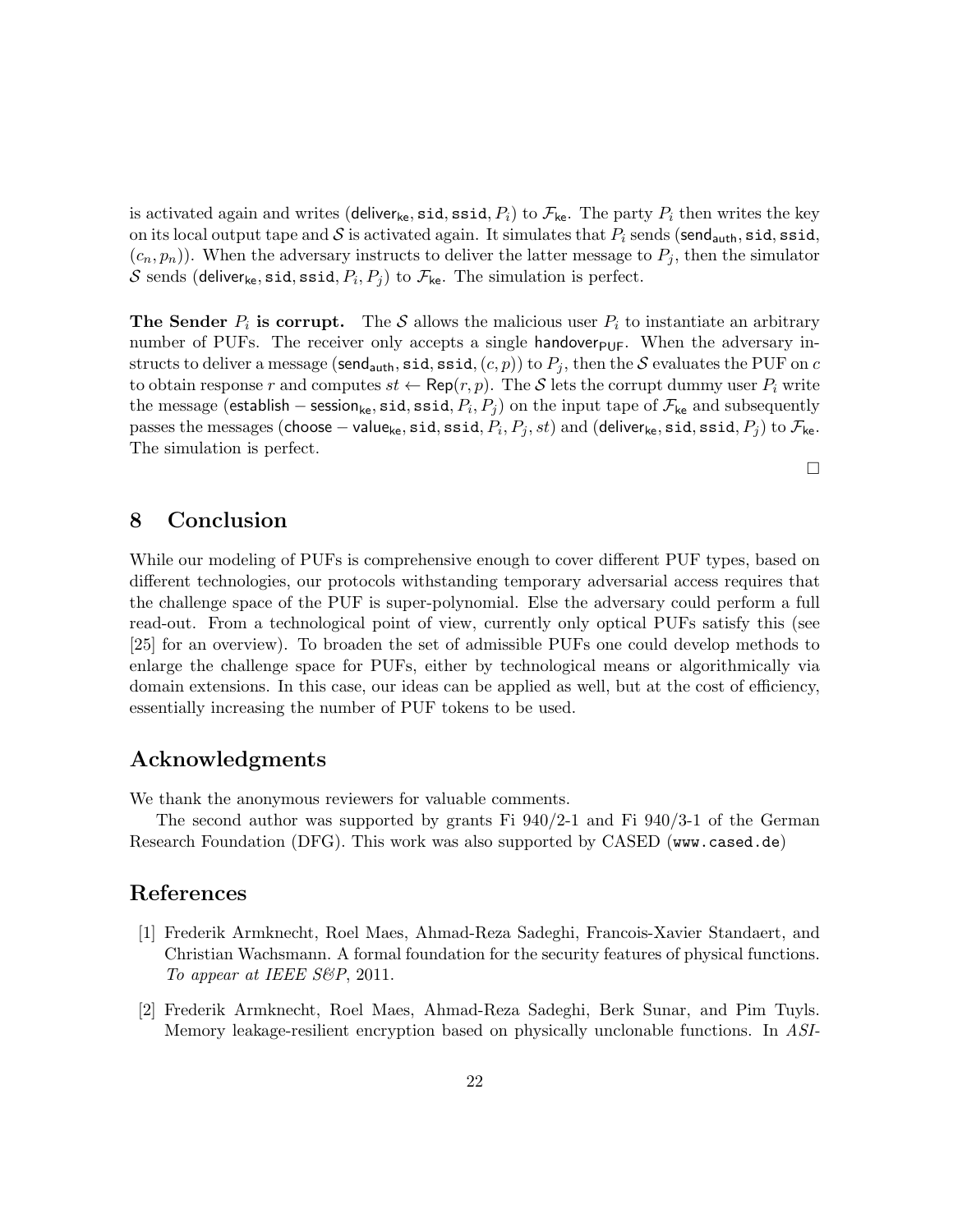is activated again and writes $(\mathsf{deliver}_{\mathsf{ke}}, \mathtt{sid}, \mathtt{ssid}, P_i)$ to $\mathcal{F}_{\mathsf{ke}}$. The party $P_i$ then writes the key on its local output tape and $\mathcal{S}$ is activated again. It simulates that $P_i$ sends $(\mathsf{send}_{\mathsf{auth}}, \mathtt{sid}, \mathtt{ssid}, (c_n, p_n))$. When the adversary instructs to deliver the latter message to $P_j$, then the simulator $\mathcal{S}$ sends $(\mathsf{deliver}_{\mathsf{ke}}, \mathtt{sid}, \mathtt{ssid}, P_i, P_j)$ to $\mathcal{F}_{\mathsf{ke}}$. The simulation is perfect.

**The Sender $P_i$ is corrupt.** The $\mathcal{S}$ allows the malicious user $P_i$ to instantiate an arbitrary number of PUFs. The receiver only accepts a single $\mathsf{handover}_{\mathsf{PUF}}$. When the adversary instructs to deliver a message $(\mathsf{send}_{\mathsf{auth}}, \mathtt{sid}, \mathtt{ssid}, (c, p))$ to $P_j$, then the $\mathcal{S}$ evaluates the PUF on $c$ to obtain response $r$ and computes $st \leftarrow \mathsf{Rep}(r, p)$. The $\mathcal{S}$ lets the corrupt dummy user $P_i$ write the message $(\mathsf{establish} - \mathsf{session}_{\mathsf{ke}}, \mathtt{sid}, \mathtt{ssid}, P_i, P_j)$ on the input tape of $\mathcal{F}_{\mathsf{ke}}$ and subsequently passes the messages $(\mathsf{choose} - \mathsf{value}_{\mathsf{ke}}, \mathtt{sid}, \mathtt{ssid}, P_i, P_j, st)$ and $(\mathsf{deliver}_{\mathsf{ke}}, \mathtt{sid}, \mathtt{ssid}, P_j)$ to $\mathcal{F}_{\mathsf{ke}}$. The simulation is perfect.

□

# 8 Conclusion

While our modeling of PUFs is comprehensive enough to cover different PUF types, based on different technologies, our protocols withstanding temporary adversarial access requires that the challenge space of the PUF is super-polynomial. Else the adversary could perform a full read-out. From a technological point of view, currently only optical PUFs satisfy this (see [25] for an overview). To broaden the set of admissible PUFs one could develop methods to enlarge the challenge space for PUFs, either by technological means or algorithmically via domain extensions. In this case, our ideas can be applied as well, but at the cost of efficiency, essentially increasing the number of PUF tokens to be used.

# Acknowledgments

We thank the anonymous reviewers for valuable comments.

The second author was supported by grants Fi 940/2-1 and Fi 940/3-1 of the German Research Foundation (DFG). This work was also supported by CASED (`www.cased.de`)

# References

[1] Frederik Armknecht, Roel Maes, Ahmad-Reza Sadeghi, Francois-Xavier Standaert, and Christian Wachsmann. A formal foundation for the security features of physical functions. *To appear at IEEE S&P*, 2011.

[2] Frederik Armknecht, Roel Maes, Ahmad-Reza Sadeghi, Berk Sunar, and Pim Tuyls. Memory leakage-resilient encryption based on physically unclonable functions. In *ASI-*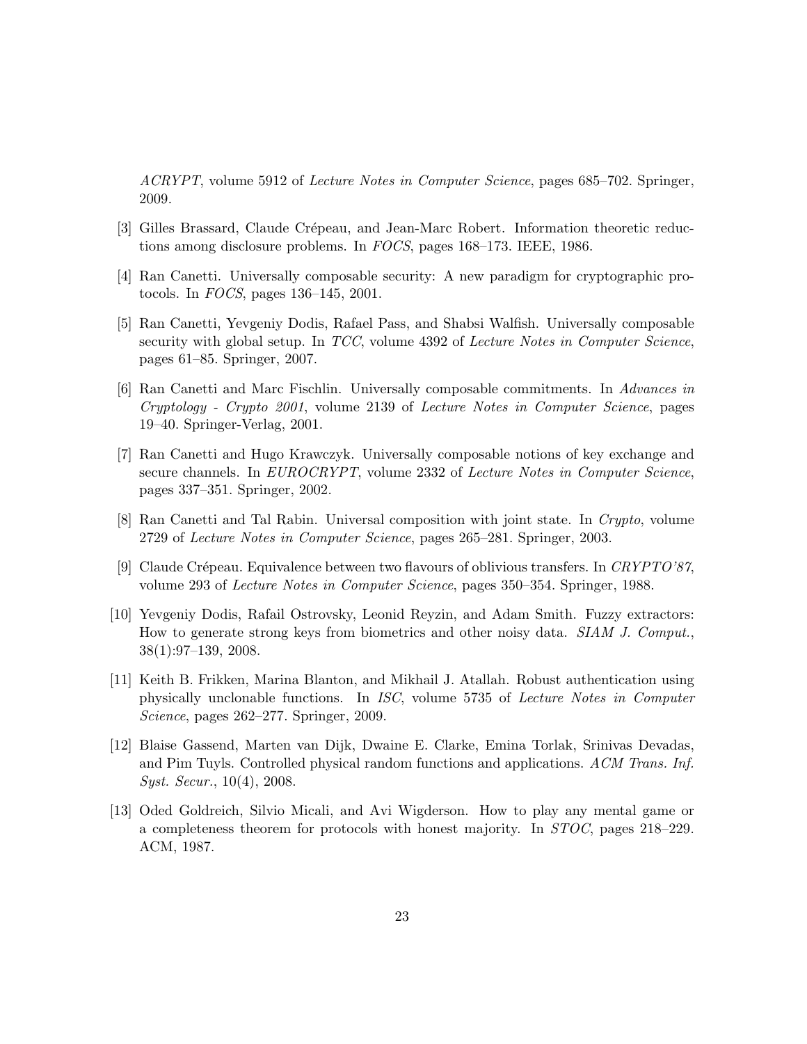*ACRYPT*, volume 5912 of *Lecture Notes in Computer Science*, pages 685–702. Springer, 2009.

[3] Gilles Brassard, Claude Crépeau, and Jean-Marc Robert. Information theoretic reductions among disclosure problems. In *FOCS*, pages 168–173. IEEE, 1986.

[4] Ran Canetti. Universally composable security: A new paradigm for cryptographic protocols. In *FOCS*, pages 136–145, 2001.

[5] Ran Canetti, Yevgeniy Dodis, Rafael Pass, and Shabsi Walfish. Universally composable security with global setup. In *TCC*, volume 4392 of *Lecture Notes in Computer Science*, pages 61–85. Springer, 2007.

[6] Ran Canetti and Marc Fischlin. Universally composable commitments. In *Advances in Cryptology - Crypto 2001*, volume 2139 of *Lecture Notes in Computer Science*, pages 19–40. Springer-Verlag, 2001.

[7] Ran Canetti and Hugo Krawczyk. Universally composable notions of key exchange and secure channels. In *EUROCRYPT*, volume 2332 of *Lecture Notes in Computer Science*, pages 337–351. Springer, 2002.

[8] Ran Canetti and Tal Rabin. Universal composition with joint state. In *Crypto*, volume 2729 of *Lecture Notes in Computer Science*, pages 265–281. Springer, 2003.

[9] Claude Crépeau. Equivalence between two flavours of oblivious transfers. In *CRYPTO'87*, volume 293 of *Lecture Notes in Computer Science*, pages 350–354. Springer, 1988.

[10] Yevgeniy Dodis, Rafail Ostrovsky, Leonid Reyzin, and Adam Smith. Fuzzy extractors: How to generate strong keys from biometrics and other noisy data. *SIAM J. Comput.*, 38(1):97–139, 2008.

[11] Keith B. Frikken, Marina Blanton, and Mikhail J. Atallah. Robust authentication using physically unclonable functions. In *ISC*, volume 5735 of *Lecture Notes in Computer Science*, pages 262–277. Springer, 2009.

[12] Blaise Gassend, Marten van Dijk, Dwaine E. Clarke, Emina Torlak, Srinivas Devadas, and Pim Tuyls. Controlled physical random functions and applications. *ACM Trans. Inf. Syst. Secur.*, 10(4), 2008.

[13] Oded Goldreich, Silvio Micali, and Avi Wigderson. How to play any mental game or a completeness theorem for protocols with honest majority. In *STOC*, pages 218–229. ACM, 1987.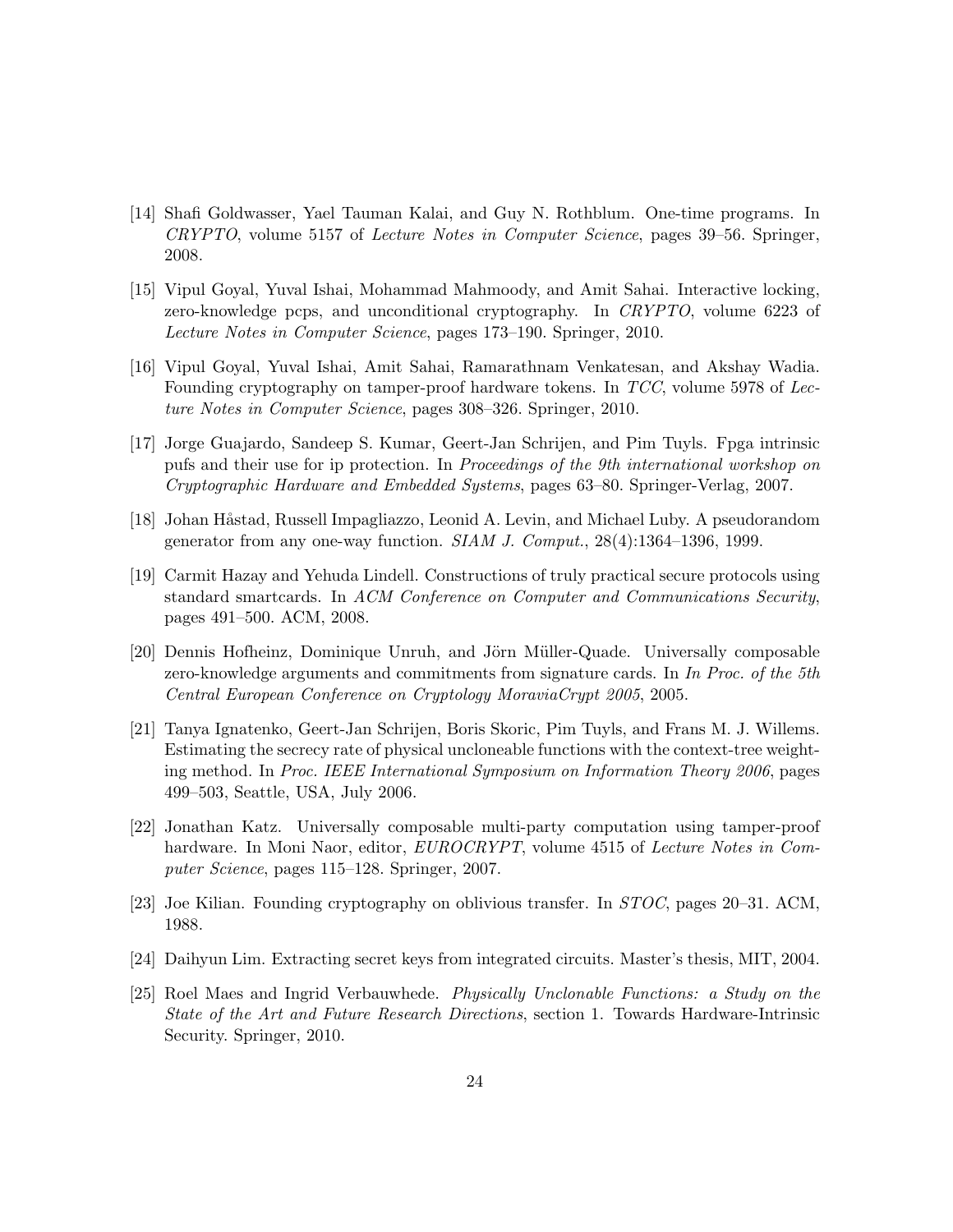[14] Shafi Goldwasser, Yael Tauman Kalai, and Guy N. Rothblum. One-time programs. In *CRYPTO*, volume 5157 of *Lecture Notes in Computer Science*, pages 39–56. Springer, 2008.

[15] Vipul Goyal, Yuval Ishai, Mohammad Mahmoody, and Amit Sahai. Interactive locking, zero-knowledge pcps, and unconditional cryptography. In *CRYPTO*, volume 6223 of *Lecture Notes in Computer Science*, pages 173–190. Springer, 2010.

[16] Vipul Goyal, Yuval Ishai, Amit Sahai, Ramarathnam Venkatesan, and Akshay Wadia. Founding cryptography on tamper-proof hardware tokens. In *TCC*, volume 5978 of *Lecture Notes in Computer Science*, pages 308–326. Springer, 2010.

[17] Jorge Guajardo, Sandeep S. Kumar, Geert-Jan Schrijen, and Pim Tuyls. Fpga intrinsic pufs and their use for ip protection. In *Proceedings of the 9th international workshop on Cryptographic Hardware and Embedded Systems*, pages 63–80. Springer-Verlag, 2007.

[18] Johan Håstad, Russell Impagliazzo, Leonid A. Levin, and Michael Luby. A pseudorandom generator from any one-way function. *SIAM J. Comput.*, 28(4):1364–1396, 1999.

[19] Carmit Hazay and Yehuda Lindell. Constructions of truly practical secure protocols using standard smartcards. In *ACM Conference on Computer and Communications Security*, pages 491–500. ACM, 2008.

[20] Dennis Hofheinz, Dominique Unruh, and Jörn Müller-Quade. Universally composable zero-knowledge arguments and commitments from signature cards. In *In Proc. of the 5th Central European Conference on Cryptology MoraviaCrypt 2005*, 2005.

[21] Tanya Ignatenko, Geert-Jan Schrijen, Boris Skoric, Pim Tuyls, and Frans M. J. Willems. Estimating the secrecy rate of physical uncloneable functions with the context-tree weighting method. In *Proc. IEEE International Symposium on Information Theory 2006*, pages 499–503, Seattle, USA, July 2006.

[22] Jonathan Katz. Universally composable multi-party computation using tamper-proof hardware. In Moni Naor, editor, *EUROCRYPT*, volume 4515 of *Lecture Notes in Computer Science*, pages 115–128. Springer, 2007.

[23] Joe Kilian. Founding cryptography on oblivious transfer. In *STOC*, pages 20–31. ACM, 1988.

[24] Daihyun Lim. Extracting secret keys from integrated circuits. Master's thesis, MIT, 2004.

[25] Roel Maes and Ingrid Verbauwhede. *Physically Unclonable Functions: a Study on the State of the Art and Future Research Directions*, section 1. Towards Hardware-Intrinsic Security. Springer, 2010.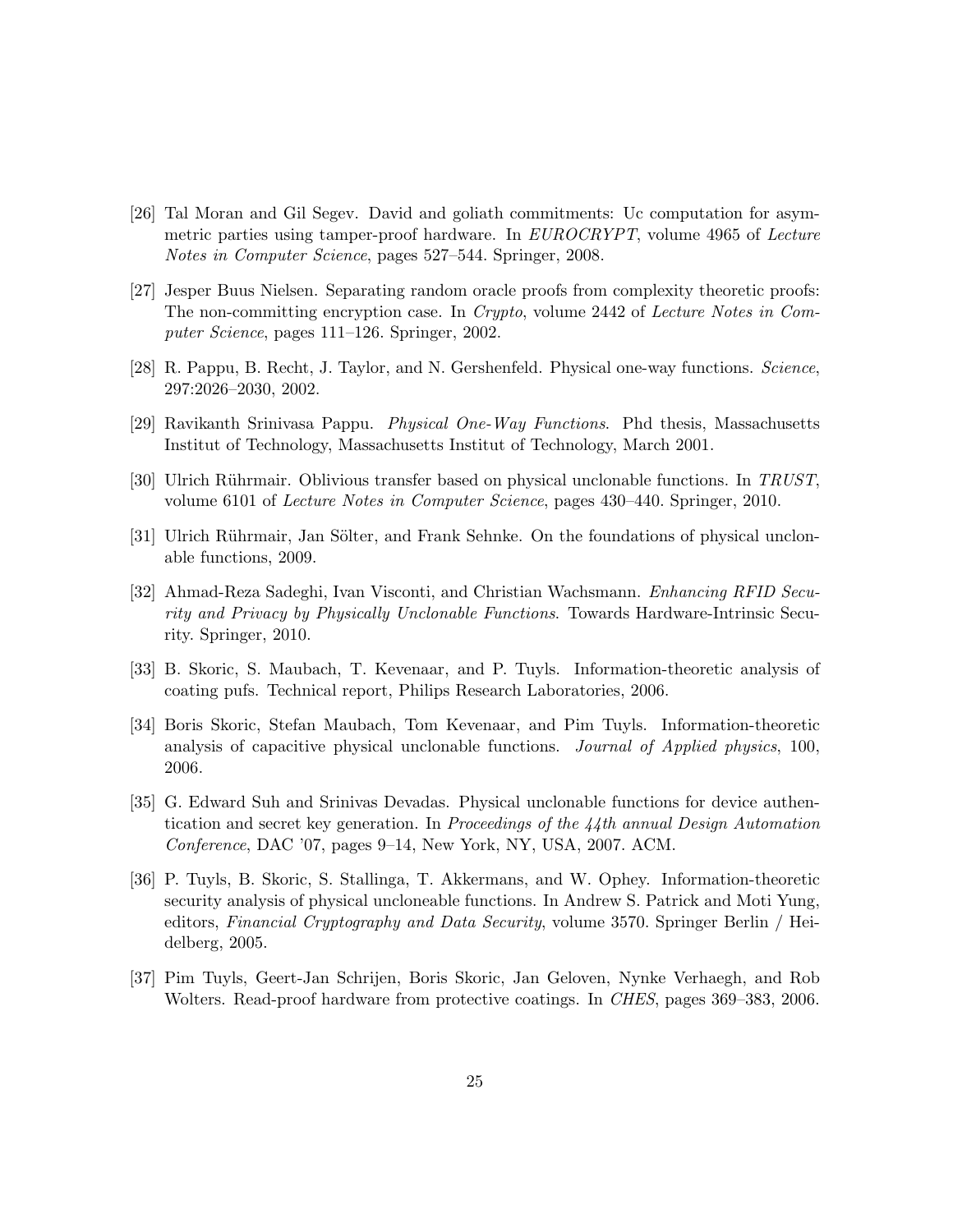[26] Tal Moran and Gil Segev. David and goliath commitments: Uc computation for asymmetric parties using tamper-proof hardware. In *EUROCRYPT*, volume 4965 of *Lecture Notes in Computer Science*, pages 527–544. Springer, 2008.

[27] Jesper Buus Nielsen. Separating random oracle proofs from complexity theoretic proofs: The non-committing encryption case. In *Crypto*, volume 2442 of *Lecture Notes in Computer Science*, pages 111–126. Springer, 2002.

[28] R. Pappu, B. Recht, J. Taylor, and N. Gershenfeld. Physical one-way functions. *Science*, 297:2026–2030, 2002.

[29] Ravikanth Srinivasa Pappu. *Physical One-Way Functions*. Phd thesis, Massachusetts Institut of Technology, Massachusetts Institut of Technology, March 2001.

[30] Ulrich Rührmair. Oblivious transfer based on physical unclonable functions. In *TRUST*, volume 6101 of *Lecture Notes in Computer Science*, pages 430–440. Springer, 2010.

[31] Ulrich Rührmair, Jan Sölter, and Frank Sehnke. On the foundations of physical unclonable functions, 2009.

[32] Ahmad-Reza Sadeghi, Ivan Visconti, and Christian Wachsmann. *Enhancing RFID Security and Privacy by Physically Unclonable Functions*. Towards Hardware-Intrinsic Security. Springer, 2010.

[33] B. Skoric, S. Maubach, T. Kevenaar, and P. Tuyls. Information-theoretic analysis of coating pufs. Technical report, Philips Research Laboratories, 2006.

[34] Boris Skoric, Stefan Maubach, Tom Kevenaar, and Pim Tuyls. Information-theoretic analysis of capacitive physical unclonable functions. *Journal of Applied physics*, 100, 2006.

[35] G. Edward Suh and Srinivas Devadas. Physical unclonable functions for device authentication and secret key generation. In *Proceedings of the 44th annual Design Automation Conference*, DAC '07, pages 9–14, New York, NY, USA, 2007. ACM.

[36] P. Tuyls, B. Skoric, S. Stallinga, T. Akkermans, and W. Ophey. Information-theoretic security analysis of physical uncloneable functions. In Andrew S. Patrick and Moti Yung, editors, *Financial Cryptography and Data Security*, volume 3570. Springer Berlin / Heidelberg, 2005.

[37] Pim Tuyls, Geert-Jan Schrijen, Boris Skoric, Jan Geloven, Nynke Verhaegh, and Rob Wolters. Read-proof hardware from protective coatings. In *CHES*, pages 369–383, 2006.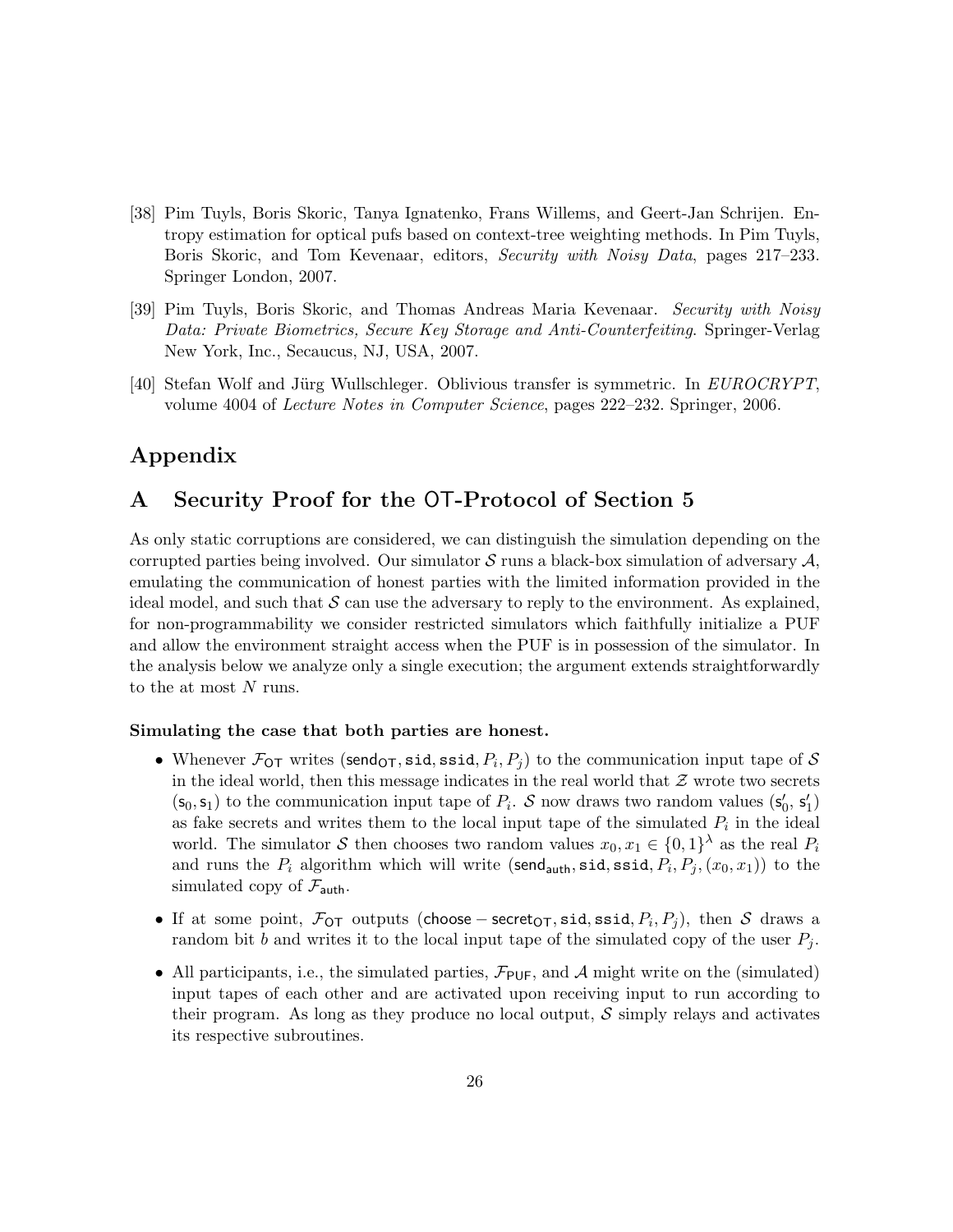[38] Pim Tuyls, Boris Skoric, Tanya Ignatenko, Frans Willems, and Geert-Jan Schrijen. Entropy estimation for optical pufs based on context-tree weighting methods. In Pim Tuyls, Boris Skoric, and Tom Kevenaar, editors, *Security with Noisy Data*, pages 217–233. Springer London, 2007.

[39] Pim Tuyls, Boris Skoric, and Thomas Andreas Maria Kevenaar. *Security with Noisy Data: Private Biometrics, Secure Key Storage and Anti-Counterfeiting*. Springer-Verlag New York, Inc., Secaucus, NJ, USA, 2007.

[40] Stefan Wolf and Jürg Wullschleger. Oblivious transfer is symmetric. In *EUROCRYPT*, volume 4004 of *Lecture Notes in Computer Science*, pages 222–232. Springer, 2006.

# Appendix

## A Security Proof for the OT-Protocol of Section 5

As only static corruptions are considered, we can distinguish the simulation depending on the corrupted parties being involved. Our simulator $\mathcal{S}$ runs a black-box simulation of adversary $\mathcal{A}$, emulating the communication of honest parties with the limited information provided in the ideal model, and such that $\mathcal{S}$ can use the adversary to reply to the environment. As explained, for non-programmability we consider restricted simulators which faithfully initialize a PUF and allow the environment straight access when the PUF is in possession of the simulator. In the analysis below we analyze only a single execution; the argument extends straightforwardly to the at most $N$ runs.

**Simulating the case that both parties are honest.**

- Whenever $\mathcal{F}_{\mathsf{OT}}$ writes $(\mathsf{send}_{\mathsf{OT}}, \mathtt{sid}, \mathtt{ssid}, P_i, P_j)$ to the communication input tape of $\mathcal{S}$ in the ideal world, then this message indicates in the real world that $\mathcal{Z}$ wrote two secrets $(\mathsf{s}_0, \mathsf{s}_1)$ to the communication input tape of $P_i$. $\mathcal{S}$ now draws two random values $(\mathsf{s}_0', \mathsf{s}_1')$ as fake secrets and writes them to the local input tape of the simulated $P_i$ in the ideal world. The simulator $\mathcal{S}$ then chooses two random values $x_0, x_1 \in \{0,1\}^\lambda$ as the real $P_i$ and runs the $P_i$ algorithm which will write $(\mathsf{send}_{\mathsf{auth}}, \mathtt{sid}, \mathtt{ssid}, P_i, P_j, (x_0, x_1))$ to the simulated copy of $\mathcal{F}_{\mathsf{auth}}$.
- If at some point, $\mathcal{F}_{\mathsf{OT}}$ outputs $(\mathsf{choose-secret}_{\mathsf{OT}}, \mathtt{sid}, \mathtt{ssid}, P_i, P_j)$, then $\mathcal{S}$ draws a random bit $b$ and writes it to the local input tape of the simulated copy of the user $P_j$.
- All participants, i.e., the simulated parties, $\mathcal{F}_{\mathsf{PUF}}$, and $\mathcal{A}$ might write on the (simulated) input tapes of each other and are activated upon receiving input to run according to their program. As long as they produce no local output, $\mathcal{S}$ simply relays and activates its respective subroutines.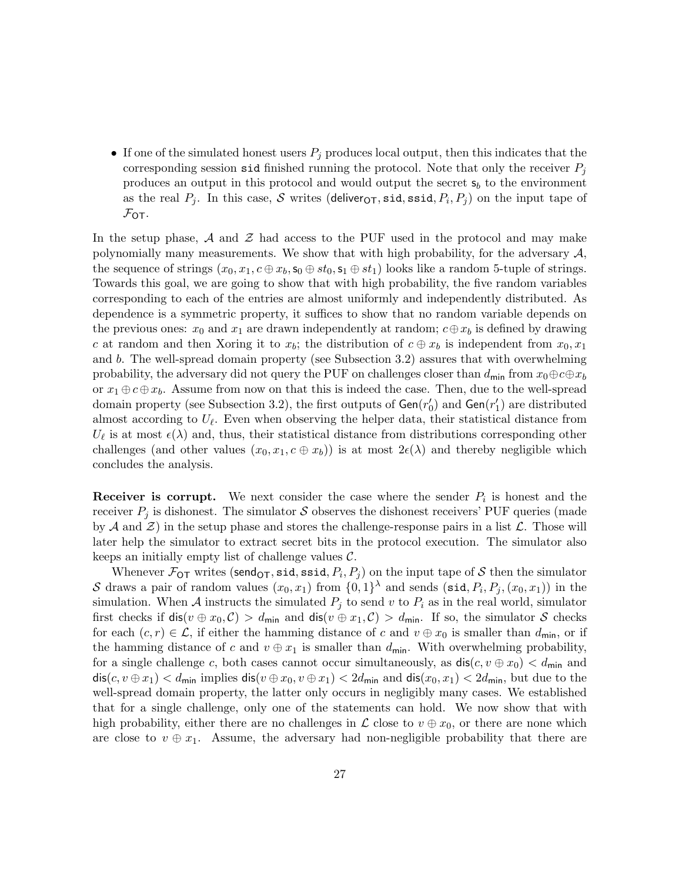- If one of the simulated honest users $P_j$ produces local output, then this indicates that the corresponding session sid finished running the protocol. Note that only the receiver $P_j$ produces an output in this protocol and would output the secret $\mathsf{s}_b$ to the environment as the real $P_j$. In this case, $\mathcal{S}$ writes $(\mathsf{deliver}_{\mathsf{OT}}, \mathtt{sid}, \mathtt{ssid}, P_i, P_j)$ on the input tape of $\mathcal{F}_{\mathsf{OT}}$.

In the setup phase, $\mathcal{A}$ and $\mathcal{Z}$ had access to the PUF used in the protocol and may make polynomially many measurements. We show that with high probability, for the adversary $\mathcal{A}$, the sequence of strings $(x_0, x_1, c \oplus x_b, \mathsf{s}_0 \oplus st_0, \mathsf{s}_1 \oplus st_1)$ looks like a random 5-tuple of strings. Towards this goal, we are going to show that with high probability, the five random variables corresponding to each of the entries are almost uniformly and independently distributed. As dependence is a symmetric property, it suffices to show that no random variable depends on the previous ones: $x_0$ and $x_1$ are drawn independently at random; $c \oplus x_b$ is defined by drawing $c$ at random and then Xoring it to $x_b$; the distribution of $c \oplus x_b$ is independent from $x_0, x_1$ and $b$. The well-spread domain property (see Subsection 3.2) assures that with overwhelming probability, the adversary did not query the PUF on challenges closer than $d_{\mathsf{min}}$ from $x_0 \oplus c \oplus x_b$ or $x_1 \oplus c \oplus x_b$. Assume from now on that this is indeed the case. Then, due to the well-spread domain property (see Subsection 3.2), the first outputs of $\mathsf{Gen}(r'_0)$ and $\mathsf{Gen}(r'_1)$ are distributed almost according to $U_\ell$. Even when observing the helper data, their statistical distance from $U_\ell$ is at most $\epsilon(\lambda)$ and, thus, their statistical distance from distributions corresponding other challenges (and other values $(x_0, x_1, c \oplus x_b)$) is at most $2\epsilon(\lambda)$ and thereby negligible which concludes the analysis.

**Receiver is corrupt.** We next consider the case where the sender $P_i$ is honest and the receiver $P_j$ is dishonest. The simulator $\mathcal{S}$ observes the dishonest receivers' PUF queries (made by $\mathcal{A}$ and $\mathcal{Z}$) in the setup phase and stores the challenge-response pairs in a list $\mathcal{L}$. Those will later help the simulator to extract secret bits in the protocol execution. The simulator also keeps an initially empty list of challenge values $\mathcal{C}$.

Whenever $\mathcal{F}_{\mathsf{OT}}$ writes $(\mathsf{send}_{\mathsf{OT}}, \mathtt{sid}, \mathtt{ssid}, P_i, P_j)$ on the input tape of $\mathcal{S}$ then the simulator $\mathcal{S}$ draws a pair of random values $(x_0, x_1)$ from $\{0,1\}^\lambda$ and sends $(\mathtt{sid}, P_i, P_j, (x_0, x_1))$ in the simulation. When $\mathcal{A}$ instructs the simulated $P_j$ to send $v$ to $P_i$ as in the real world, simulator first checks if $\mathsf{dis}(v \oplus x_0, \mathcal{C}) > d_{\mathsf{min}}$ and $\mathsf{dis}(v \oplus x_1, \mathcal{C}) > d_{\mathsf{min}}$. If so, the simulator $\mathcal{S}$ checks for each $(c, r) \in \mathcal{L}$, if either the hamming distance of $c$ and $v \oplus x_0$ is smaller than $d_{\mathsf{min}}$, or if the hamming distance of $c$ and $v \oplus x_1$ is smaller than $d_{\mathsf{min}}$. With overwhelming probability, for a single challenge $c$, both cases cannot occur simultaneously, as $\mathsf{dis}(c, v \oplus x_0) < d_{\mathsf{min}}$ and $\mathsf{dis}(c, v \oplus x_1) < d_{\mathsf{min}}$ implies $\mathsf{dis}(v \oplus x_0, v \oplus x_1) < 2d_{\mathsf{min}}$ and $\mathsf{dis}(x_0, x_1) < 2d_{\mathsf{min}}$, but due to the well-spread domain property, the latter only occurs in negligibly many cases. We established that for a single challenge, only one of the statements can hold. We now show that with high probability, either there are no challenges in $\mathcal{L}$ close to $v \oplus x_0$, or there are none which are close to $v \oplus x_1$. Assume, the adversary had non-negligible probability that there are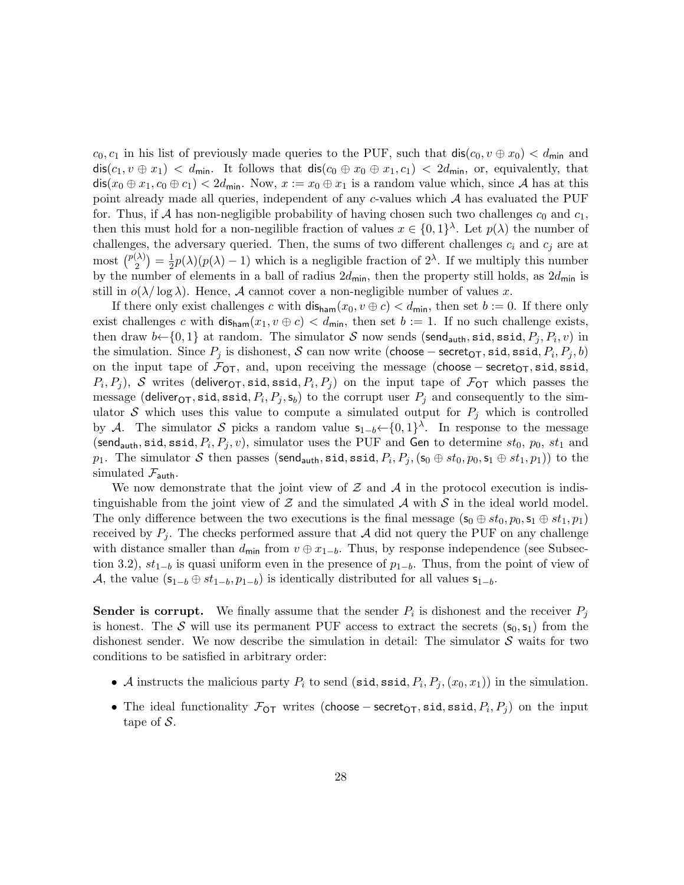$c_0, c_1$ in his list of previously made queries to the PUF, such that $\mathsf{dis}(c_0, v \oplus x_0) < d_{\mathsf{min}}$ and $\mathsf{dis}(c_1, v \oplus x_1) < d_{\mathsf{min}}$. It follows that $\mathsf{dis}(c_0 \oplus x_0 \oplus x_1, c_1) < 2d_{\mathsf{min}}$, or, equivalently, that $\mathsf{dis}(x_0 \oplus x_1, c_0 \oplus c_1) < 2d_{\mathsf{min}}$. Now, $x := x_0 \oplus x_1$ is a random value which, since $\mathcal{A}$ has at this point already made all queries, independent of any $c$-values which $\mathcal{A}$ has evaluated the PUF for. Thus, if $\mathcal{A}$ has non-negligible probability of having chosen such two challenges $c_0$ and $c_1$, then this must hold for a non-negilible fraction of values $x \in \{0,1\}^\lambda$. Let $p(\lambda)$ the number of challenges, the adversary queried. Then, the sums of two different challenges $c_i$ and $c_j$ are at most $\binom{p(\lambda)}{2} = \frac{1}{2}p(\lambda)(p(\lambda)-1)$ which is a negligible fraction of $2^\lambda$. If we multiply this number by the number of elements in a ball of radius $2d_{\mathsf{min}}$, then the property still holds, as $2d_{\mathsf{min}}$ is still in $o(\lambda/\log\lambda)$. Hence, $\mathcal{A}$ cannot cover a non-negligible number of values $x$.

If there only exist challenges $c$ with $\mathsf{dis}_{\mathsf{ham}}(x_0, v \oplus c) < d_{\mathsf{min}}$, then set $b := 0$. If there only exist challenges $c$ with $\mathsf{dis}_{\mathsf{ham}}(x_1, v \oplus c) < d_{\mathsf{min}}$, then set $b := 1$. If no such challenge exists, then draw $b \leftarrow \{0,1\}$ at random. The simulator $\mathcal{S}$ now sends $(\mathsf{send_{auth}}, \mathtt{sid}, \mathtt{ssid}, P_j, P_i, v)$ in the simulation. Since $P_j$ is dishonest, $\mathcal{S}$ can now write $(\mathsf{choose-secret_{OT}}, \mathtt{sid}, \mathtt{ssid}, P_i, P_j, b)$ on the input tape of $\mathcal{F}_{\mathsf{OT}}$, and, upon receiving the message $(\mathsf{choose-secret_{OT}}, \mathtt{sid}, \mathtt{ssid}, P_i, P_j)$, $\mathcal{S}$ writes $(\mathsf{deliver_{OT}}, \mathtt{sid}, \mathtt{ssid}, P_i, P_j)$ on the input tape of $\mathcal{F}_{\mathsf{OT}}$ which passes the message $(\mathsf{deliver_{OT}}, \mathtt{sid}, \mathtt{ssid}, P_i, P_j, \mathsf{s}_b)$ to the corrupt user $P_j$ and consequently to the simulator $\mathcal{S}$ which uses this value to compute a simulated output for $P_j$ which is controlled by $\mathcal{A}$. The simulator $\mathcal{S}$ picks a random value $\mathsf{s}_{1-b} \leftarrow \{0,1\}^\lambda$. In response to the message $(\mathsf{send_{auth}}, \mathtt{sid}, \mathtt{ssid}, P_i, P_j, v)$, simulator uses the PUF and $\mathsf{Gen}$ to determine $st_0$, $p_0$, $st_1$ and $p_1$. The simulator $\mathcal{S}$ then passes $(\mathsf{send_{auth}}, \mathtt{sid}, \mathtt{ssid}, P_i, P_j, (\mathsf{s}_0 \oplus st_0, p_0, \mathsf{s}_1 \oplus st_1, p_1))$ to the simulated $\mathcal{F}_{\mathsf{auth}}$.

We now demonstrate that the joint view of $\mathcal{Z}$ and $\mathcal{A}$ in the protocol execution is indistinguishable from the joint view of $\mathcal{Z}$ and the simulated $\mathcal{A}$ with $\mathcal{S}$ in the ideal world model. The only difference between the two executions is the final message $(\mathsf{s}_0 \oplus st_0, p_0, \mathsf{s}_1 \oplus st_1, p_1)$ received by $P_j$. The checks performed assure that $\mathcal{A}$ did not query the PUF on any challenge with distance smaller than $d_{\mathsf{min}}$ from $v \oplus x_{1-b}$. Thus, by response independence (see Subsection 3.2), $st_{1-b}$ is quasi uniform even in the presence of $p_{1-b}$. Thus, from the point of view of $\mathcal{A}$, the value $(\mathsf{s}_{1-b} \oplus st_{1-b}, p_{1-b})$ is identically distributed for all values $\mathsf{s}_{1-b}$.

**Sender is corrupt.** We finally assume that the sender $P_i$ is dishonest and the receiver $P_j$ is honest. The $\mathcal{S}$ will use its permanent PUF access to extract the secrets $(\mathsf{s}_0, \mathsf{s}_1)$ from the dishonest sender. We now describe the simulation in detail: The simulator $\mathcal{S}$ waits for two conditions to be satisfied in arbitrary order:

- $\mathcal{A}$ instructs the malicious party $P_i$ to send $(\mathtt{sid}, \mathtt{ssid}, P_i, P_j, (x_0, x_1))$ in the simulation.
- The ideal functionality $\mathcal{F}_{\mathsf{OT}}$ writes $(\mathsf{choose-secret_{OT}}, \mathtt{sid}, \mathtt{ssid}, P_i, P_j)$ on the input tape of $\mathcal{S}$.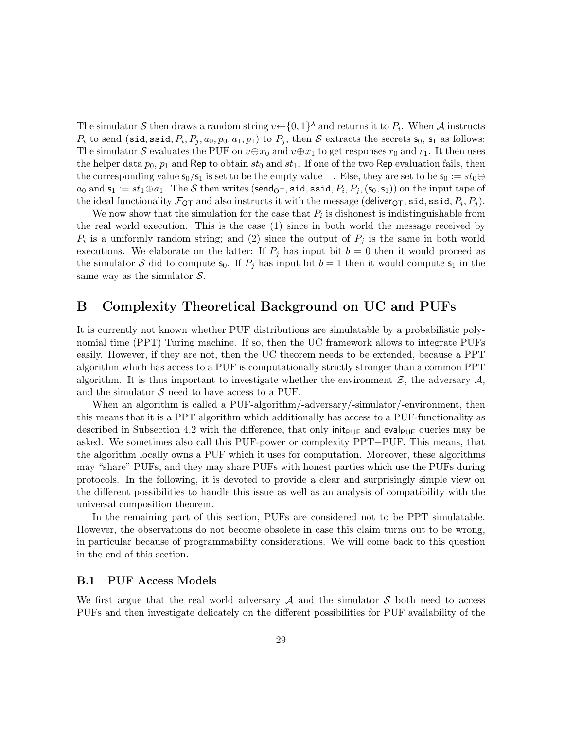The simulator $\mathcal{S}$ then draws a random string $v \leftarrow \{0,1\}^\lambda$ and returns it to $P_i$. When $\mathcal{A}$ instructs $P_i$ to send $(\mathtt{sid}, \mathtt{ssid}, P_i, P_j, a_0, p_0, a_1, p_1)$ to $P_j$, then $\mathcal{S}$ extracts the secrets $\mathsf{s}_0$, $\mathsf{s}_1$ as follows: The simulator $\mathcal{S}$ evaluates the PUF on $v \oplus x_0$ and $v \oplus x_1$ to get responses $r_0$ and $r_1$. It then uses the helper data $p_0$, $p_1$ and $\mathsf{Rep}$ to obtain $st_0$ and $st_1$. If one of the two $\mathsf{Rep}$ evaluation fails, then the corresponding value $\mathsf{s}_0/\mathsf{s}_1$ is set to be the empty value $\perp$. Else, they are set to be $\mathsf{s}_0 := st_0 \oplus a_0$ and $\mathsf{s}_1 := st_1 \oplus a_1$. The $\mathcal{S}$ then writes $(\mathsf{send}_{\mathsf{OT}}, \mathtt{sid}, \mathtt{ssid}, P_i, P_j, (\mathsf{s}_0, \mathsf{s}_1))$ on the input tape of the ideal functionality $\mathcal{F}_{\mathsf{OT}}$ and also instructs it with the message $(\mathsf{deliver}_{\mathsf{OT}}, \mathtt{sid}, \mathtt{ssid}, P_i, P_j)$.

We now show that the simulation for the case that $P_i$ is dishonest is indistinguishable from the real world execution. This is the case (1) since in both world the message received by $P_i$ is a uniformly random string; and (2) since the output of $P_j$ is the same in both world executions. We elaborate on the latter: If $P_j$ has input bit $b = 0$ then it would proceed as the simulator $\mathcal{S}$ did to compute $\mathsf{s}_0$. If $P_j$ has input bit $b = 1$ then it would compute $\mathsf{s}_1$ in the same way as the simulator $\mathcal{S}$.

# B Complexity Theoretical Background on UC and PUFs

It is currently not known whether PUF distributions are simulatable by a probabilistic polynomial time (PPT) Turing machine. If so, then the UC framework allows to integrate PUFs easily. However, if they are not, then the UC theorem needs to be extended, because a PPT algorithm which has access to a PUF is computationally strictly stronger than a common PPT algorithm. It is thus important to investigate whether the environment $\mathcal{Z}$, the adversary $\mathcal{A}$, and the simulator $\mathcal{S}$ need to have access to a PUF.

When an algorithm is called a PUF-algorithm/-adversary/-simulator/-environment, then this means that it is a PPT algorithm which additionally has access to a PUF-functionality as described in Subsection 4.2 with the difference, that only $\mathsf{init}_{\mathsf{PUF}}$ and $\mathsf{eval}_{\mathsf{PUF}}$ queries may be asked. We sometimes also call this PUF-power or complexity PPT+PUF. This means, that the algorithm locally owns a PUF which it uses for computation. Moreover, these algorithms may "share" PUFs, and they may share PUFs with honest parties which use the PUFs during protocols. In the following, it is devoted to provide a clear and surprisingly simple view on the different possibilities to handle this issue as well as an analysis of compatibility with the universal composition theorem.

In the remaining part of this section, PUFs are considered not to be PPT simulatable. However, the observations do not become obsolete in case this claim turns out to be wrong, in particular because of programmability considerations. We will come back to this question in the end of this section.

## B.1 PUF Access Models

We first argue that the real world adversary $\mathcal{A}$ and the simulator $\mathcal{S}$ both need to access PUFs and then investigate delicately on the different possibilities for PUF availability of the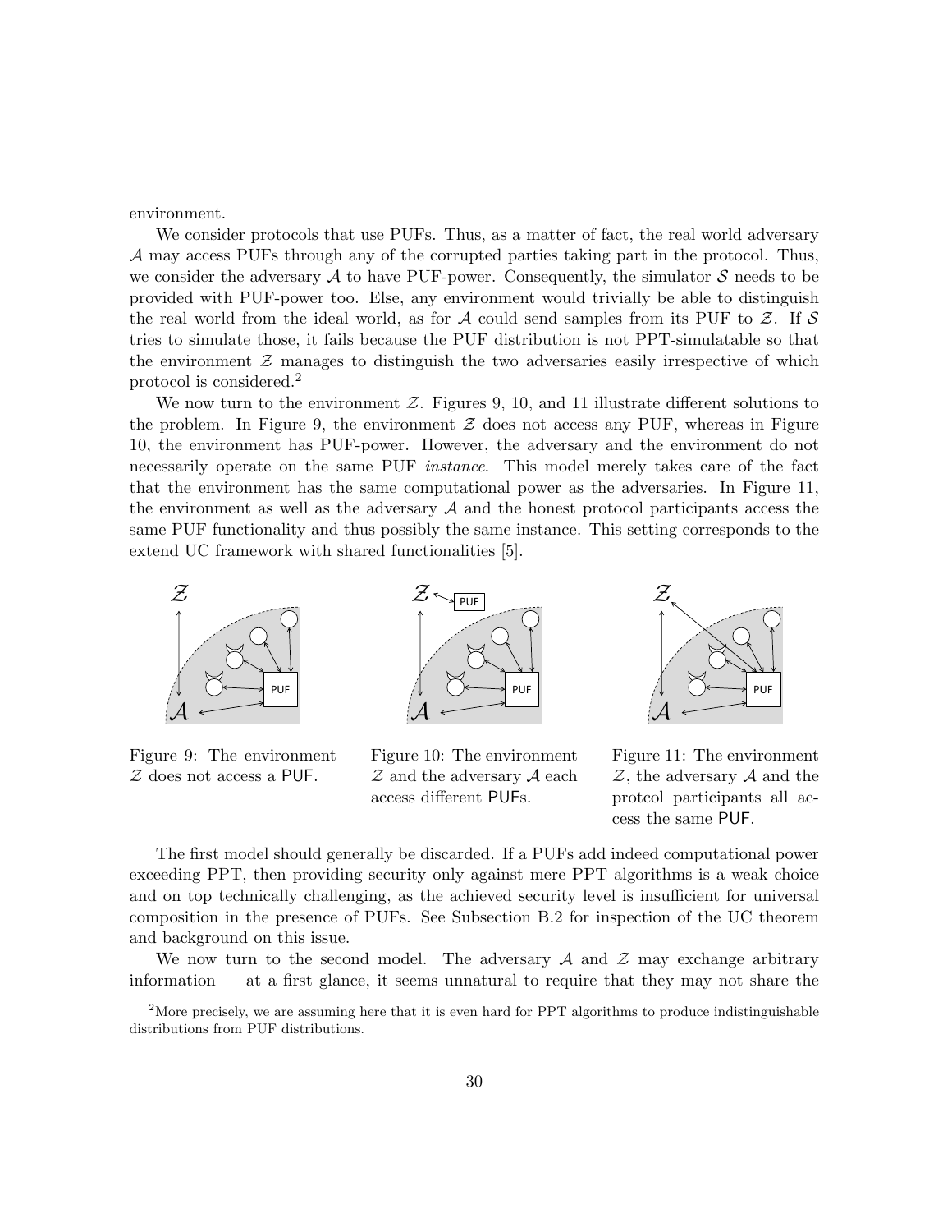environment.

We consider protocols that use PUFs. Thus, as a matter of fact, the real world adversary $\mathcal{A}$ may access PUFs through any of the corrupted parties taking part in the protocol. Thus, we consider the adversary $\mathcal{A}$ to have PUF-power. Consequently, the simulator $\mathcal{S}$ needs to be provided with PUF-power too. Else, any environment would trivially be able to distinguish the real world from the ideal world, as for $\mathcal{A}$ could send samples from its PUF to $\mathcal{Z}$. If $\mathcal{S}$ tries to simulate those, it fails because the PUF distribution is not PPT-simulatable so that the environment $\mathcal{Z}$ manages to distinguish the two adversaries easily irrespective of which protocol is considered.[2]

We now turn to the environment $\mathcal{Z}$. Figures 9, 10, and 11 illustrate different solutions to the problem. In Figure 9, the environment $\mathcal{Z}$ does not access any PUF, whereas in Figure 10, the environment has PUF-power. However, the adversary and the environment do not necessarily operate on the same PUF *instance*. This model merely takes care of the fact that the environment has the same computational power as the adversaries. In Figure 11, the environment as well as the adversary $\mathcal{A}$ and the honest protocol participants access the same PUF functionality and thus possibly the same instance. This setting corresponds to the extend UC framework with shared functionalities [5].

Figure 9: The environment $\mathcal{Z}$ does not access a PUF.

Figure 10: The environment $\mathcal{Z}$ and the adversary $\mathcal{A}$ each access different PUFs.

Figure 11: The environment $\mathcal{Z}$, the adversary $\mathcal{A}$ and the protcol participants all access the same PUF.

The first model should generally be discarded. If a PUFs add indeed computational power exceeding PPT, then providing security only against mere PPT algorithms is a weak choice and on top technically challenging, as the achieved security level is insufficient for universal composition in the presence of PUFs. See Subsection B.2 for inspection of the UC theorem and background on this issue.

We now turn to the second model. The adversary $\mathcal{A}$ and $\mathcal{Z}$ may exchange arbitrary information — at a first glance, it seems unnatural to require that they may not share the

[2] More precisely, we are assuming here that it is even hard for PPT algorithms to produce indistinguishable distributions from PUF distributions.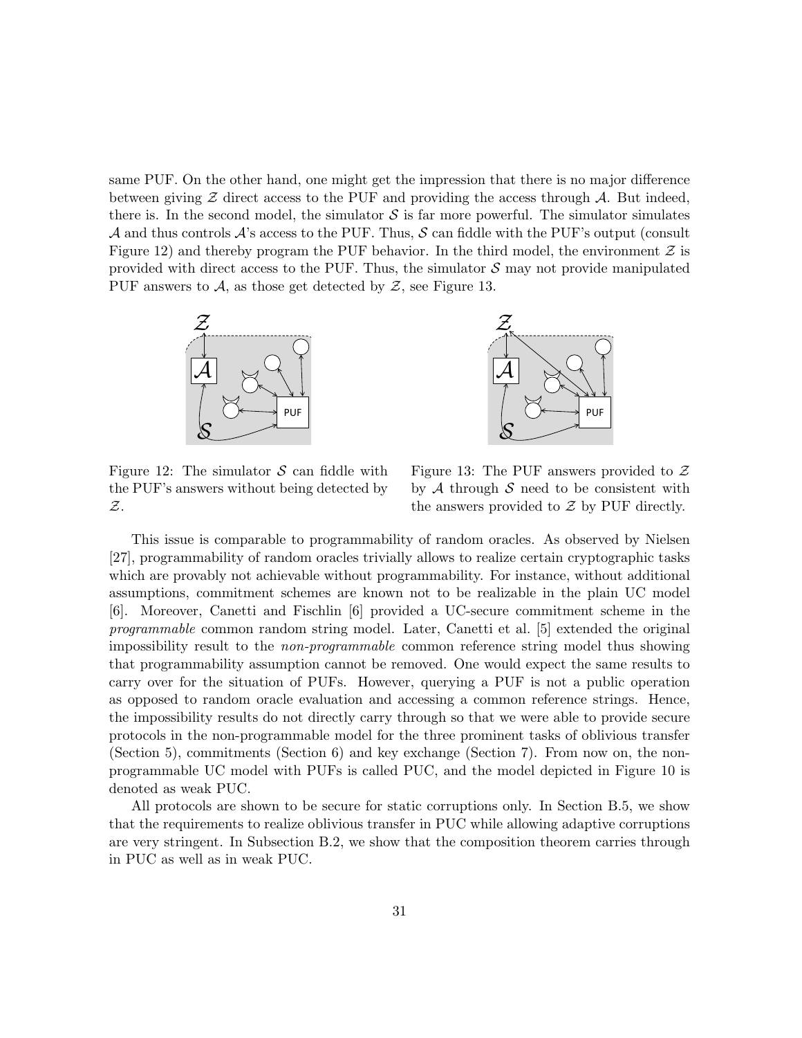same PUF. On the other hand, one might get the impression that there is no major difference between giving $\mathcal{Z}$ direct access to the PUF and providing the access through $\mathcal{A}$. But indeed, there is. In the second model, the simulator $\mathcal{S}$ is far more powerful. The simulator simulates $\mathcal{A}$ and thus controls $\mathcal{A}$'s access to the PUF. Thus, $\mathcal{S}$ can fiddle with the PUF's output (consult Figure 12) and thereby program the PUF behavior. In the third model, the environment $\mathcal{Z}$ is provided with direct access to the PUF. Thus, the simulator $\mathcal{S}$ may not provide manipulated PUF answers to $\mathcal{A}$, as those get detected by $\mathcal{Z}$, see Figure 13.

Figure 12: The simulator $\mathcal{S}$ can fiddle with the PUF's answers without being detected by $\mathcal{Z}$.

Figure 13: The PUF answers provided to $\mathcal{Z}$ by $\mathcal{A}$ through $\mathcal{S}$ need to be consistent with the answers provided to $\mathcal{Z}$ by PUF directly.

This issue is comparable to programmability of random oracles. As observed by Nielsen [27], programmability of random oracles trivially allows to realize certain cryptographic tasks which are provably not achievable without programmability. For instance, without additional assumptions, commitment schemes are known not to be realizable in the plain UC model [6]. Moreover, Canetti and Fischlin [6] provided a UC-secure commitment scheme in the *programmable* common random string model. Later, Canetti et al. [5] extended the original impossibility result to the *non-programmable* common reference string model thus showing that programmability assumption cannot be removed. One would expect the same results to carry over for the situation of PUFs. However, querying a PUF is not a public operation as opposed to random oracle evaluation and accessing a common reference strings. Hence, the impossibility results do not directly carry through so that we were able to provide secure protocols in the non-programmable model for the three prominent tasks of oblivious transfer (Section 5), commitments (Section 6) and key exchange (Section 7). From now on, the non-programmable UC model with PUFs is called PUC, and the model depicted in Figure 10 is denoted as weak PUC.

All protocols are shown to be secure for static corruptions only. In Section B.5, we show that the requirements to realize oblivious transfer in PUC while allowing adaptive corruptions are very stringent. In Subsection B.2, we show that the composition theorem carries through in PUC as well as in weak PUC.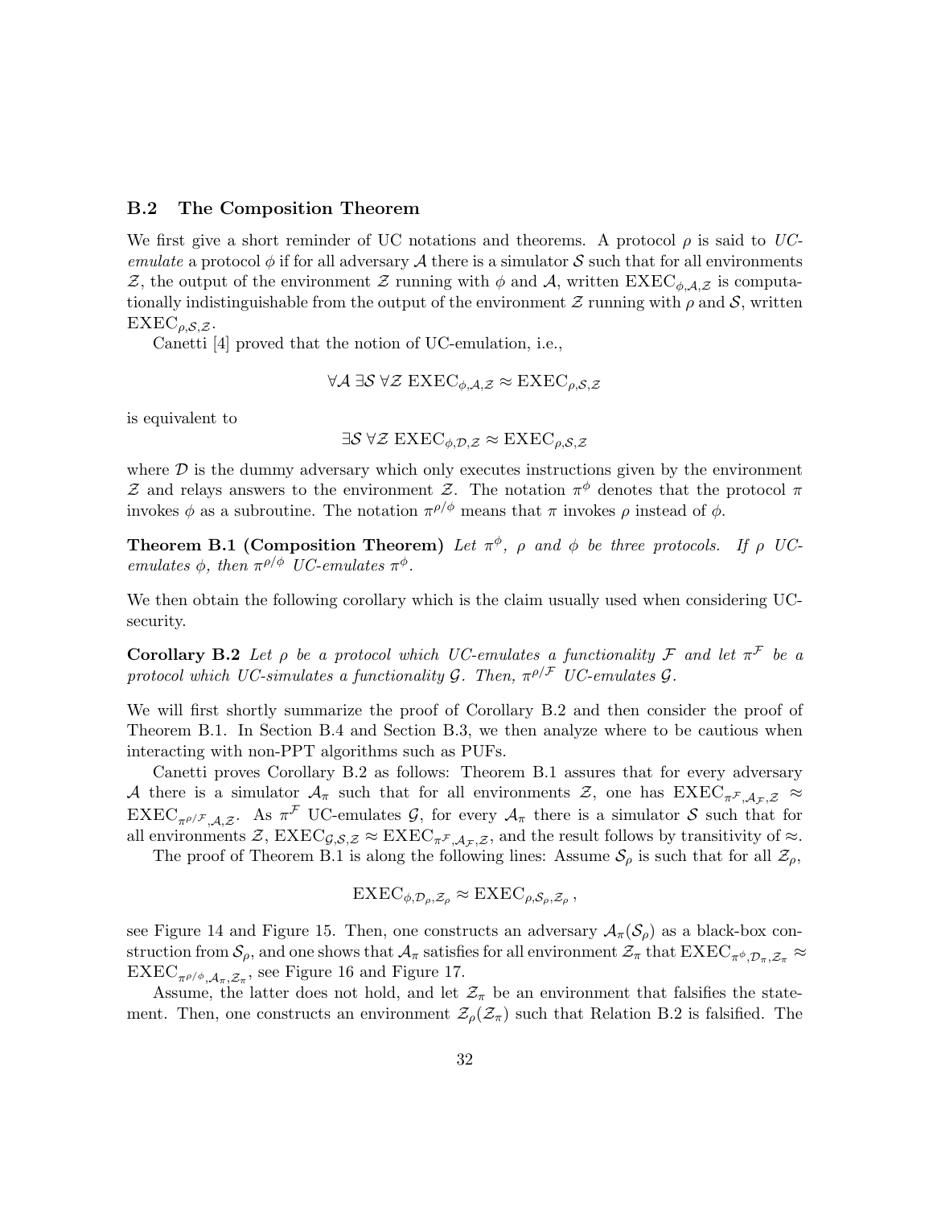### B.2 The Composition Theorem

We first give a short reminder of UC notations and theorems. A protocol $\rho$ is said to *UC-emulate* a protocol $\phi$ if for all adversary $\mathcal{A}$ there is a simulator $\mathcal{S}$ such that for all environments $\mathcal{Z}$, the output of the environment $\mathcal{Z}$ running with $\phi$ and $\mathcal{A}$, written $\mathrm{EXEC}_{\phi,\mathcal{A},\mathcal{Z}}$ is computationally indistinguishable from the output of the environment $\mathcal{Z}$ running with $\rho$ and $\mathcal{S}$, written $\mathrm{EXEC}_{\rho,\mathcal{S},\mathcal{Z}}$.

Canetti [4] proved that the notion of UC-emulation, i.e.,

$$\forall \mathcal{A}\ \exists \mathcal{S}\ \forall \mathcal{Z}\ \mathrm{EXEC}_{\phi,\mathcal{A},\mathcal{Z}} \approx \mathrm{EXEC}_{\rho,\mathcal{S},\mathcal{Z}}$$

is equivalent to

$$\exists \mathcal{S}\ \forall \mathcal{Z}\ \mathrm{EXEC}_{\phi,\mathcal{D},\mathcal{Z}} \approx \mathrm{EXEC}_{\rho,\mathcal{S},\mathcal{Z}}$$

where $\mathcal{D}$ is the dummy adversary which only executes instructions given by the environment $\mathcal{Z}$ and relays answers to the environment $\mathcal{Z}$. The notation $\pi^{\phi}$ denotes that the protocol $\pi$ invokes $\phi$ as a subroutine. The notation $\pi^{\rho/\phi}$ means that $\pi$ invokes $\rho$ instead of $\phi$.

**Theorem B.1 (Composition Theorem)** *Let $\pi^{\phi}$, $\rho$ and $\phi$ be three protocols. If $\rho$ UC-emulates $\phi$, then $\pi^{\rho/\phi}$ UC-emulates $\pi^{\phi}$.*

We then obtain the following corollary which is the claim usually used when considering UC-security.

**Corollary B.2** *Let $\rho$ be a protocol which UC-emulates a functionality $\mathcal{F}$ and let $\pi^{\mathcal{F}}$ be a protocol which UC-simulates a functionality $\mathcal{G}$. Then, $\pi^{\rho/\mathcal{F}}$ UC-emulates $\mathcal{G}$.*

We will first shortly summarize the proof of Corollary B.2 and then consider the proof of Theorem B.1. In Section B.4 and Section B.3, we then analyze where to be cautious when interacting with non-PPT algorithms such as PUFs.

Canetti proves Corollary B.2 as follows: Theorem B.1 assures that for every adversary $\mathcal{A}$ there is a simulator $\mathcal{A}_{\pi}$ such that for all environments $\mathcal{Z}$, one has $\mathrm{EXEC}_{\pi^{\mathcal{F}},\mathcal{A}_{\mathcal{F}},\mathcal{Z}} \approx \mathrm{EXEC}_{\pi^{\rho/\mathcal{F}},\mathcal{A},\mathcal{Z}}$. As $\pi^{\mathcal{F}}$ UC-emulates $\mathcal{G}$, for every $\mathcal{A}_{\pi}$ there is a simulator $\mathcal{S}$ such that for all environments $\mathcal{Z}$, $\mathrm{EXEC}_{\mathcal{G},\mathcal{S},\mathcal{Z}} \approx \mathrm{EXEC}_{\pi^{\mathcal{F}},\mathcal{A}_{\mathcal{F}},\mathcal{Z}}$, and the result follows by transitivity of $\approx$.

The proof of Theorem B.1 is along the following lines: Assume $\mathcal{S}_{\rho}$ is such that for all $\mathcal{Z}_{\rho}$,

$$\mathrm{EXEC}_{\phi,\mathcal{D}_{\rho},\mathcal{Z}_{\rho}} \approx \mathrm{EXEC}_{\rho,\mathcal{S}_{\rho},\mathcal{Z}_{\rho}}\,,$$

see Figure 14 and Figure 15. Then, one constructs an adversary $\mathcal{A}_{\pi}(\mathcal{S}_{\rho})$ as a black-box construction from $\mathcal{S}_{\rho}$, and one shows that $\mathcal{A}_{\pi}$ satisfies for all environment $\mathcal{Z}_{\pi}$ that $\mathrm{EXEC}_{\pi^{\phi},\mathcal{D}_{\pi},\mathcal{Z}_{\pi}} \approx \mathrm{EXEC}_{\pi^{\rho/\phi},\mathcal{A}_{\pi},\mathcal{Z}_{\pi}}$, see Figure 16 and Figure 17.

Assume the latter does not hold, and let $\mathcal{Z}_{\pi}$ be an environment that falsifies the statement. Then, one constructs an environment $\mathcal{Z}_{\rho}(\mathcal{Z}_{\pi})$ such that Relation B.2 is falsified. The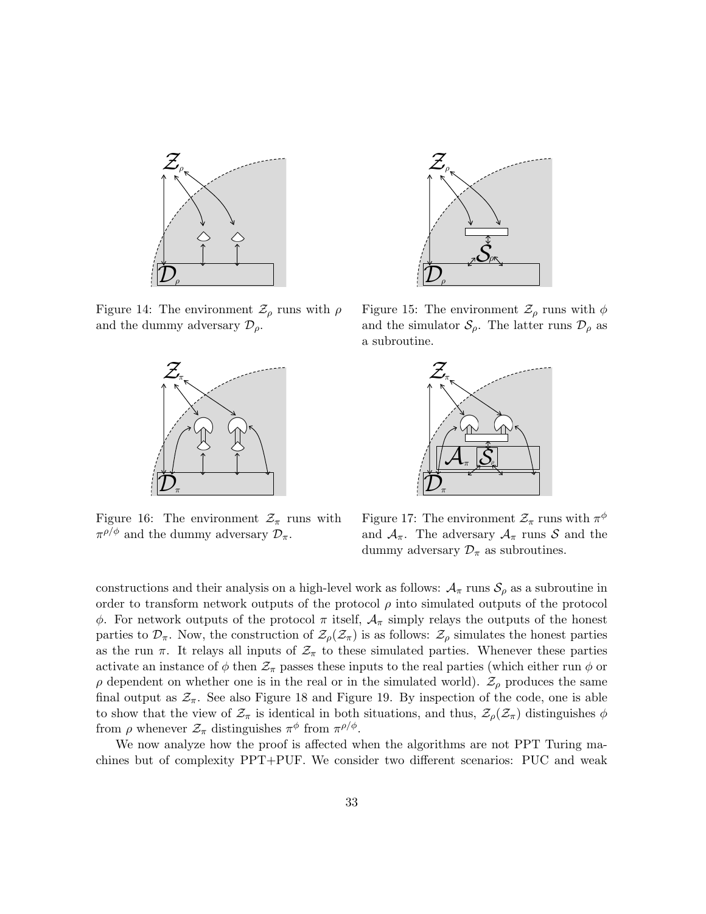Figure 14: The environment $\mathcal{Z}_\rho$ runs with $\rho$ and the dummy adversary $\mathcal{D}_\rho$.

Figure 15: The environment $\mathcal{Z}_\rho$ runs with $\phi$ and the simulator $\mathcal{S}_\rho$. The latter runs $\mathcal{D}_\rho$ as a subroutine.

Figure 16: The environment $\mathcal{Z}_\pi$ runs with $\pi^{\rho/\phi}$ and the dummy adversary $\mathcal{D}_\pi$.

Figure 17: The environment $\mathcal{Z}_\pi$ runs with $\pi^\phi$ and $\mathcal{A}_\pi$. The adversary $\mathcal{A}_\pi$ runs $\mathcal{S}$ and the dummy adversary $\mathcal{D}_\pi$ as subroutines.

constructions and their analysis on a high-level work as follows: $\mathcal{A}_\pi$ runs $\mathcal{S}_\rho$ as a subroutine in order to transform network outputs of the protocol $\rho$ into simulated outputs of the protocol $\phi$. For network outputs of the protocol $\pi$ itself, $\mathcal{A}_\pi$ simply relays the outputs of the honest parties to $\mathcal{D}_\pi$. Now, the construction of $\mathcal{Z}_\rho(\mathcal{Z}_\pi)$ is as follows: $\mathcal{Z}_\rho$ simulates the honest parties as the run $\pi$. It relays all inputs of $\mathcal{Z}_\pi$ to these simulated parties. Whenever these parties activate an instance of $\phi$ then $\mathcal{Z}_\pi$ passes these inputs to the real parties (which either run $\phi$ or $\rho$ dependent on whether one is in the real or in the simulated world). $\mathcal{Z}_\rho$ produces the same final output as $\mathcal{Z}_\pi$. See also Figure 18 and Figure 19. By inspection of the code, one is able to show that the view of $\mathcal{Z}_\pi$ is identical in both situations, and thus, $\mathcal{Z}_\rho(\mathcal{Z}_\pi)$ distinguishes $\phi$ from $\rho$ whenever $\mathcal{Z}_\pi$ distinguishes $\pi^\phi$ from $\pi^{\rho/\phi}$.

We now analyze how the proof is affected when the algorithms are not PPT Turing machines but of complexity PPT+PUF. We consider two different scenarios: PUC and weak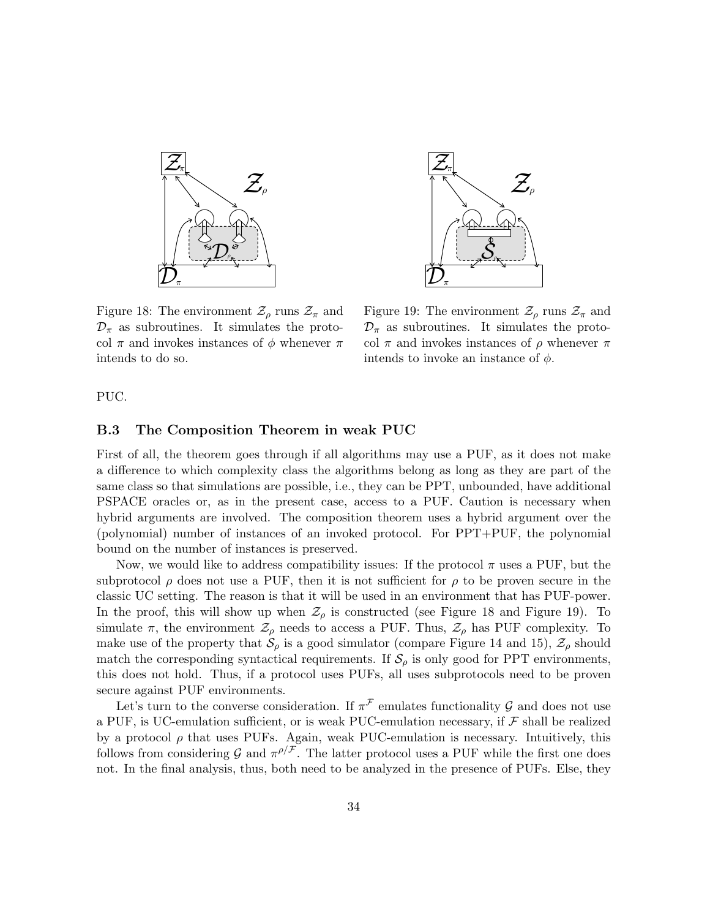Figure 18: The environment $\mathcal{Z}_\rho$ runs $\mathcal{Z}_\pi$ and $\mathcal{D}_\pi$ as subroutines. It simulates the protocol $\pi$ and invokes instances of $\phi$ whenever $\pi$ intends to do so.

Figure 19: The environment $\mathcal{Z}_\rho$ runs $\mathcal{Z}_\pi$ and $\mathcal{D}_\pi$ as subroutines. It simulates the protocol $\pi$ and invokes instances of $\rho$ whenever $\pi$ intends to invoke an instance of $\phi$.

PUC.

### B.3 The Composition Theorem in weak PUC

First of all, the theorem goes through if all algorithms may use a PUF, as it does not make a difference to which complexity class the algorithms belong as long as they are part of the same class so that simulations are possible, i.e., they can be PPT, unbounded, have additional PSPACE oracles or, as in the present case, access to a PUF. Caution is necessary when hybrid arguments are involved. The composition theorem uses a hybrid argument over the (polynomial) number of instances of an invoked protocol. For PPT+PUF, the polynomial bound on the number of instances is preserved.

Now, we would like to address compatibility issues: If the protocol $\pi$ uses a PUF, but the subprotocol $\rho$ does not use a PUF, then it is not sufficient for $\rho$ to be proven secure in the classic UC setting. The reason is that it will be used in an environment that has PUF-power. In the proof, this will show up when $\mathcal{Z}_\rho$ is constructed (see Figure 18 and Figure 19). To simulate $\pi$, the environment $\mathcal{Z}_\rho$ needs to access a PUF. Thus, $\mathcal{Z}_\rho$ has PUF complexity. To make use of the property that $\mathcal{S}_\rho$ is a good simulator (compare Figure 14 and 15), $\mathcal{Z}_\rho$ should match the corresponding syntactical requirements. If $\mathcal{S}_\rho$ is only good for PPT environments, this does not hold. Thus, if a protocol uses PUFs, all uses subprotocols need to be proven secure against PUF environments.

Let's turn to the converse consideration. If $\pi^{\mathcal{F}}$ emulates functionality $\mathcal{G}$ and does not use a PUF, is UC-emulation sufficient, or is weak PUC-emulation necessary, if $\mathcal{F}$ shall be realized by a protocol $\rho$ that uses PUFs. Again, weak PUC-emulation is necessary. Intuitively, this follows from considering $\mathcal{G}$ and $\pi^{\rho/\mathcal{F}}$. The latter protocol uses a PUF while the first one does not. In the final analysis, thus, both need to be analyzed in the presence of PUFs. Else, they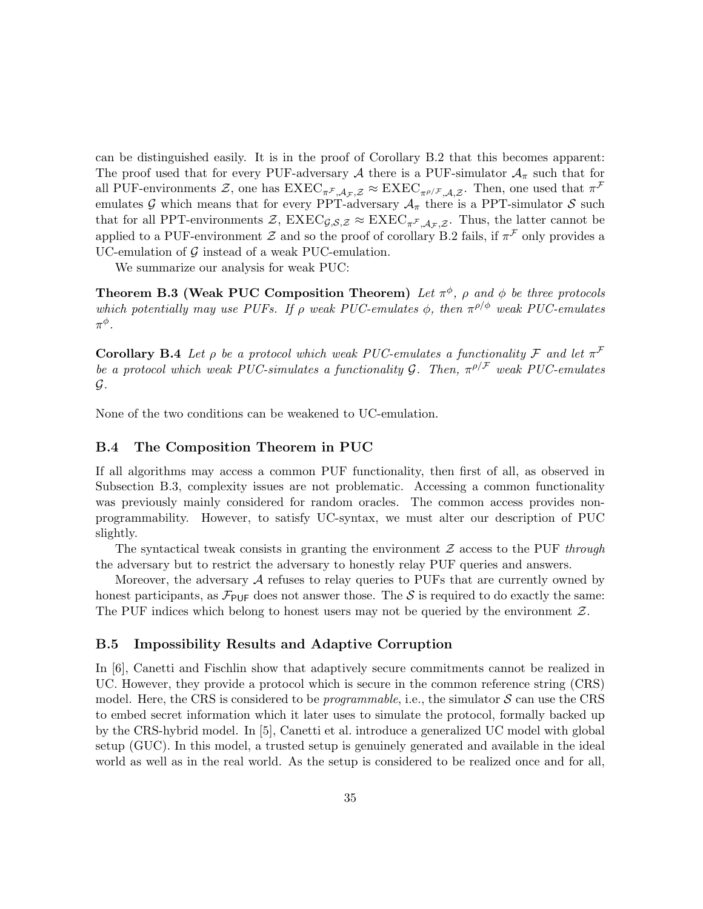can be distinguished easily. It is in the proof of Corollary B.2 that this becomes apparent: The proof used that for every PUF-adversary $\mathcal{A}$ there is a PUF-simulator $\mathcal{A}_\pi$ such that for all PUF-environments $\mathcal{Z}$, one has $\mathrm{EXEC}_{\pi^{\mathcal{F}},\mathcal{A}_{\mathcal{F}},\mathcal{Z}} \approx \mathrm{EXEC}_{\pi^{\rho/\mathcal{F}},\mathcal{A},\mathcal{Z}}$. Then, one used that $\pi^{\mathcal{F}}$ emulates $\mathcal{G}$ which means that for every PPT-adversary $\mathcal{A}_\pi$ there is a PPT-simulator $\mathcal{S}$ such that for all PPT-environments $\mathcal{Z}$, $\mathrm{EXEC}_{\mathcal{G},\mathcal{S},\mathcal{Z}} \approx \mathrm{EXEC}_{\pi^{\mathcal{F}},\mathcal{A}_{\mathcal{F}},\mathcal{Z}}$. Thus, the latter cannot be applied to a PUF-environment $\mathcal{Z}$ and so the proof of corollary B.2 fails, if $\pi^{\mathcal{F}}$ only provides a UC-emulation of $\mathcal{G}$ instead of a weak PUC-emulation.

We summarize our analysis for weak PUC:

**Theorem B.3 (Weak PUC Composition Theorem)** *Let $\pi^{\phi}$, $\rho$ and $\phi$ be three protocols which potentially may use PUFs. If $\rho$ weak PUC-emulates $\phi$, then $\pi^{\rho/\phi}$ weak PUC-emulates $\pi^{\phi}$.*

**Corollary B.4** *Let $\rho$ be a protocol which weak PUC-emulates a functionality $\mathcal{F}$ and let $\pi^{\mathcal{F}}$ be a protocol which weak PUC-simulates a functionality $\mathcal{G}$. Then, $\pi^{\rho/\mathcal{F}}$ weak PUC-emulates $\mathcal{G}$.*

None of the two conditions can be weakened to UC-emulation.

## B.4 The Composition Theorem in PUC

If all algorithms may access a common PUF functionality, then first of all, as observed in Subsection B.3, complexity issues are not problematic. Accessing a common functionality was previously mainly considered for random oracles. The common access provides non-programmability. However, to satisfy UC-syntax, we must alter our description of PUC slightly.

The syntactical tweak consists in granting the environment $\mathcal{Z}$ access to the PUF *through* the adversary but to restrict the adversary to honestly relay PUF queries and answers.

Moreover, the adversary $\mathcal{A}$ refuses to relay queries to PUFs that are currently owned by honest participants, as $\mathcal{F}_{\mathsf{PUF}}$ does not answer those. The $\mathcal{S}$ is required to do exactly the same: The PUF indices which belong to honest users may not be queried by the environment $\mathcal{Z}$.

## B.5 Impossibility Results and Adaptive Corruption

In [6], Canetti and Fischlin show that adaptively secure commitments cannot be realized in UC. However, they provide a protocol which is secure in the common reference string (CRS) model. Here, the CRS is considered to be *programmable*, i.e., the simulator $\mathcal{S}$ can use the CRS to embed secret information which it later uses to simulate the protocol, formally backed up by the CRS-hybrid model. In [5], Canetti et al. introduce a generalized UC model with global setup (GUC). In this model, a trusted setup is genuinely generated and available in the ideal world as well as in the real world. As the setup is considered to be realized once and for all,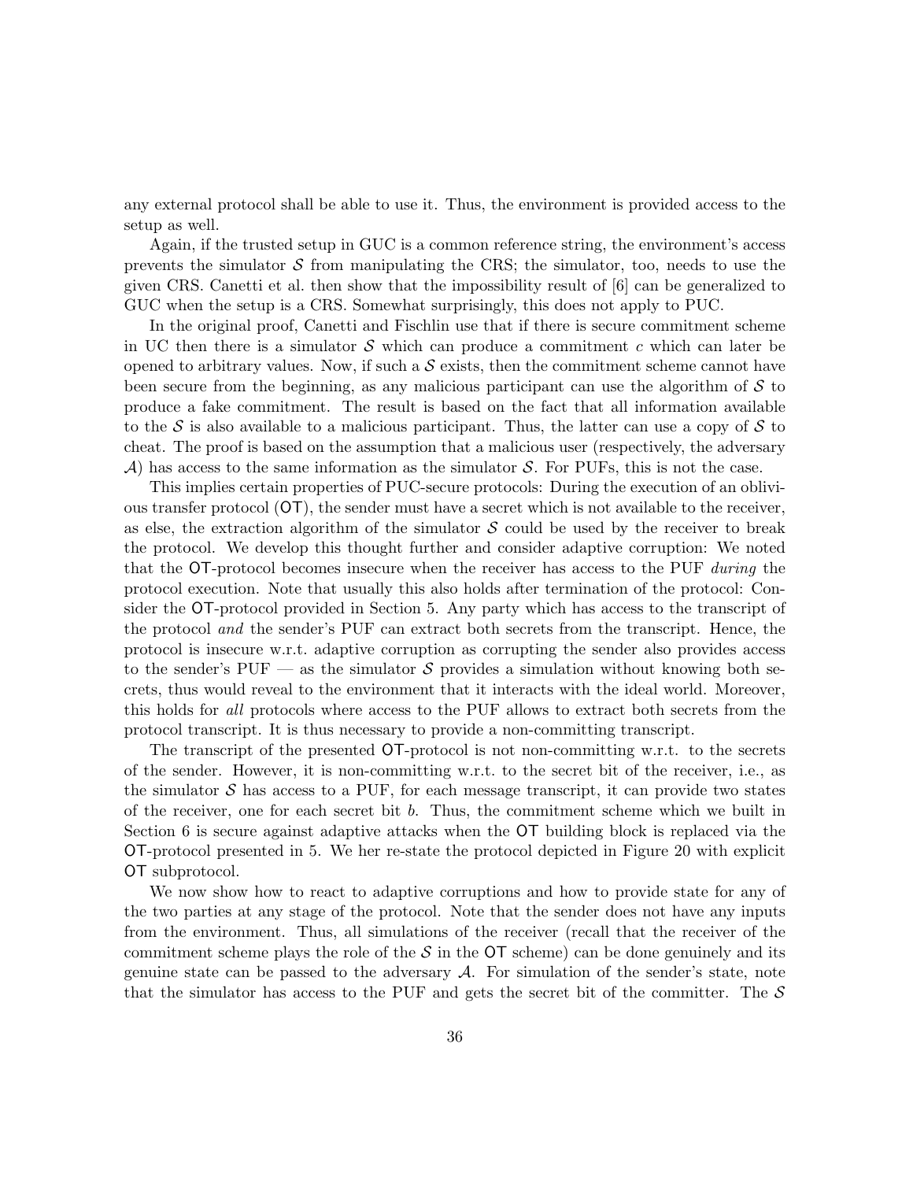any external protocol shall be able to use it. Thus, the environment is provided access to the setup as well.

Again, if the trusted setup in GUC is a common reference string, the environment's access prevents the simulator $\mathcal{S}$ from manipulating the CRS; the simulator, too, needs to use the given CRS. Canetti et al. then show that the impossibility result of [6] can be generalized to GUC when the setup is a CRS. Somewhat surprisingly, this does not apply to PUC.

In the original proof, Canetti and Fischlin use that if there is secure commitment scheme in UC then there is a simulator $\mathcal{S}$ which can produce a commitment $c$ which can later be opened to arbitrary values. Now, if such a $\mathcal{S}$ exists, then the commitment scheme cannot have been secure from the beginning, as any malicious participant can use the algorithm of $\mathcal{S}$ to produce a fake commitment. The result is based on the fact that all information available to the $\mathcal{S}$ is also available to a malicious participant. Thus, the latter can use a copy of $\mathcal{S}$ to cheat. The proof is based on the assumption that a malicious user (respectively, the adversary $\mathcal{A}$) has access to the same information as the simulator $\mathcal{S}$. For PUFs, this is not the case.

This implies certain properties of PUC-secure protocols: During the execution of an oblivious transfer protocol ($\mathsf{OT}$), the sender must have a secret which is not available to the receiver, as else, the extraction algorithm of the simulator $\mathcal{S}$ could be used by the receiver to break the protocol. We develop this thought further and consider adaptive corruption: We noted that the $\mathsf{OT}$-protocol becomes insecure when the receiver has access to the PUF *during* the protocol execution. Note that usually this also holds after termination of the protocol: Consider the $\mathsf{OT}$-protocol provided in Section 5. Any party which has access to the transcript of the protocol *and* the sender's PUF can extract both secrets from the transcript. Hence, the protocol is insecure w.r.t. adaptive corruption as corrupting the sender also provides access to the sender's PUF — as the simulator $\mathcal{S}$ provides a simulation without knowing both secrets, thus would reveal to the environment that it interacts with the ideal world. Moreover, this holds for *all* protocols where access to the PUF allows to extract both secrets from the protocol transcript. It is thus necessary to provide a non-committing transcript.

The transcript of the presented $\mathsf{OT}$-protocol is not non-committing w.r.t. to the secrets of the sender. However, it is non-committing w.r.t. to the secret bit of the receiver, i.e., as the simulator $\mathcal{S}$ has access to a PUF, for each message transcript, it can provide two states of the receiver, one for each secret bit $b$. Thus, the commitment scheme which we built in Section 6 is secure against adaptive attacks when the $\mathsf{OT}$ building block is replaced via the $\mathsf{OT}$-protocol presented in 5. We her re-state the protocol depicted in Figure 20 with explicit $\mathsf{OT}$ subprotocol.

We now show how to react to adaptive corruptions and how to provide state for any of the two parties at any stage of the protocol. Note that the sender does not have any inputs from the environment. Thus, all simulations of the receiver (recall that the receiver of the commitment scheme plays the role of the $\mathcal{S}$ in the $\mathsf{OT}$ scheme) can be done genuinely and its genuine state can be passed to the adversary $\mathcal{A}$. For simulation of the sender's state, note that the simulator has access to the PUF and gets the secret bit of the committer. The $\mathcal{S}$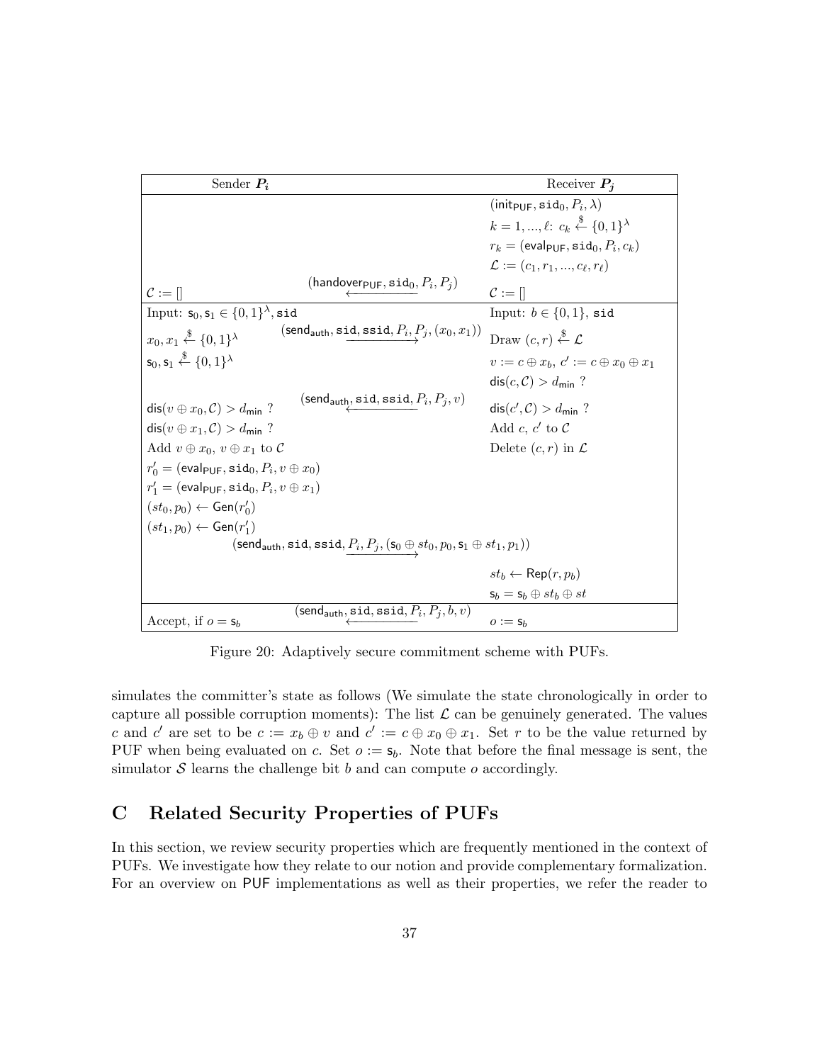| Sender $P_i$ | | Receiver $P_j$ |
|---|---|---|
| | | $(\mathsf{init}_{\mathsf{PUF}}, \mathtt{sid}_0, P_i, \lambda)$ |
| | | $k = 1, ..., \ell$: $c_k \xleftarrow{\$} \{0,1\}^\lambda$ |
| | | $r_k = (\mathsf{eval}_{\mathsf{PUF}}, \mathtt{sid}_0, P_i, c_k)$ |
| | | $\mathcal{L} := (c_1, r_1, ..., c_\ell, r_\ell)$ |
| $\mathcal{C} := []$ | $\xleftarrow{(\mathsf{handover}_{\mathsf{PUF}}, \mathtt{sid}_0, P_i, P_j)}$ | $\mathcal{C} := []$ |
| Input: $\mathsf{s}_0, \mathsf{s}_1 \in \{0,1\}^\lambda$, $\mathtt{sid}$ | | Input: $b \in \{0,1\}$, $\mathtt{sid}$ |
| $x_0, x_1 \xleftarrow{\$} \{0,1\}^\lambda$ | $\xrightarrow{(\mathsf{send}_{\mathsf{auth}}, \mathtt{sid}, \mathtt{ssid}, P_i, P_j, (x_0, x_1))}$ | Draw $(c, r) \xleftarrow{\$} \mathcal{L}$ |
| $\mathsf{s}_0, \mathsf{s}_1 \xleftarrow{\$} \{0,1\}^\lambda$ | | $v := c \oplus x_b$, $c' := c \oplus x_0 \oplus x_1$ |
| | | $\mathsf{dis}(c, \mathcal{C}) > d_{\mathsf{min}}$ ? |
| $\mathsf{dis}(v \oplus x_0, \mathcal{C}) > d_{\mathsf{min}}$ ? | $\xleftarrow{(\mathsf{send}_{\mathsf{auth}}, \mathtt{sid}, \mathtt{ssid}, P_i, P_j, v)}$ | $\mathsf{dis}(c', \mathcal{C}) > d_{\mathsf{min}}$ ? |
| $\mathsf{dis}(v \oplus x_1, \mathcal{C}) > d_{\mathsf{min}}$ ? | | Add $c$, $c'$ to $\mathcal{C}$ |
| Add $v \oplus x_0$, $v \oplus x_1$ to $\mathcal{C}$ | | Delete $(c, r)$ in $\mathcal{L}$ |
| $r'_0 = (\mathsf{eval}_{\mathsf{PUF}}, \mathtt{sid}_0, P_i, v \oplus x_0)$ | | |
| $r'_1 = (\mathsf{eval}_{\mathsf{PUF}}, \mathtt{sid}_0, P_i, v \oplus x_1)$ | | |
| $(st_0, p_0) \leftarrow \mathsf{Gen}(r'_0)$ | | |
| $(st_1, p_0) \leftarrow \mathsf{Gen}(r'_1)$ | | |
| | $\xrightarrow{(\mathsf{send}_{\mathsf{auth}}, \mathtt{sid}, \mathtt{ssid}, P_i, P_j, (\mathsf{s}_0 \oplus st_0, p_0, \mathsf{s}_1 \oplus st_1, p_1))}$ | |
| | | $st_b \leftarrow \mathsf{Rep}(r, p_b)$ |
| | | $\mathsf{s}_b = \mathsf{s}_b \oplus st_b \oplus st$ |
| Accept, if $o = \mathsf{s}_b$ | $\xleftarrow{(\mathsf{send}_{\mathsf{auth}}, \mathtt{sid}, \mathtt{ssid}, P_i, P_j, b, v)}$ | $o := \mathsf{s}_b$ |

Figure 20: Adaptively secure commitment scheme with PUFs.

simulates the committer's state as follows (We simulate the state chronologically in order to capture all possible corruption moments): The list $\mathcal{L}$ can be genuinely generated. The values $c$ and $c'$ are set to be $c := x_b \oplus v$ and $c' := c \oplus x_0 \oplus x_1$. Set $r$ to be the value returned by PUF when being evaluated on $c$. Set $o := \mathsf{s}_b$. Note that before the final message is sent, the simulator $\mathcal{S}$ learns the challenge bit $b$ and can compute $o$ accordingly.

# C Related Security Properties of PUFs

In this section, we review security properties which are frequently mentioned in the context of PUFs. We investigate how they relate to our notion and provide complementary formalization. For an overview on PUF implementations as well as their properties, we refer the reader to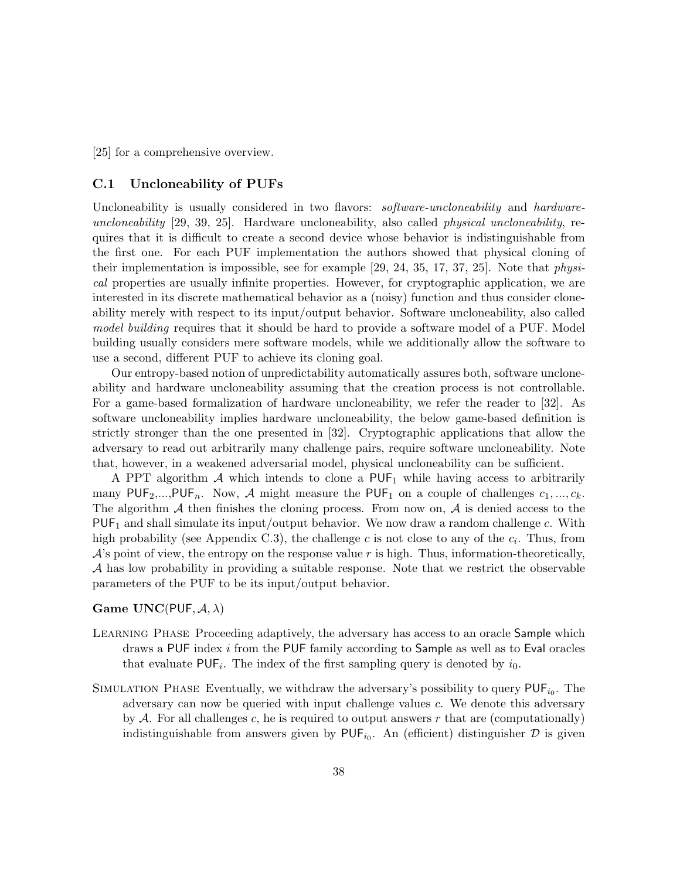[25] for a comprehensive overview.

### C.1 Uncloneability of PUFs

Uncloneability is usually considered in two flavors: *software-uncloneability* and *hardware-uncloneability* [29, 39, 25]. Hardware uncloneability, also called *physical uncloneability*, requires that it is difficult to create a second device whose behavior is indistinguishable from the first one. For each PUF implementation the authors showed that physical cloning of their implementation is impossible, see for example [29, 24, 35, 17, 37, 25]. Note that *physical* properties are usually infinite properties. However, for cryptographic application, we are interested in its discrete mathematical behavior as a (noisy) function and thus consider cloneability merely with respect to its input/output behavior. Software uncloneability, also called *model building* requires that it should be hard to provide a software model of a PUF. Model building usually considers mere software models, while we additionally allow the software to use a second, different PUF to achieve its cloning goal.

Our entropy-based notion of unpredictability automatically assures both, software uncloneability and hardware uncloneability assuming that the creation process is not controllable. For a game-based formalization of hardware uncloneability, we refer the reader to [32]. As software uncloneability implies hardware uncloneability, the below game-based definition is strictly stronger than the one presented in [32]. Cryptographic applications that allow the adversary to read out arbitrarily many challenge pairs, require software uncloneability. Note that, however, in a weakened adversarial model, physical uncloneability can be sufficient.

A PPT algorithm $\mathcal{A}$ which intends to clone a $\mathsf{PUF}_1$ while having access to arbitrarily many $\mathsf{PUF}_2$,...,$\mathsf{PUF}_n$. Now, $\mathcal{A}$ might measure the $\mathsf{PUF}_1$ on a couple of challenges $c_1, ..., c_k$. The algorithm $\mathcal{A}$ then finishes the cloning process. From now on, $\mathcal{A}$ is denied access to the $\mathsf{PUF}_1$ and shall simulate its input/output behavior. We now draw a random challenge $c$. With high probability (see Appendix C.3), the challenge $c$ is not close to any of the $c_i$. Thus, from $\mathcal{A}$'s point of view, the entropy on the response value $r$ is high. Thus, information-theoretically, $\mathcal{A}$ has low probability in providing a suitable response. Note that we restrict the observable parameters of the PUF to be its input/output behavior.

**Game UNC**($\mathsf{PUF}, \mathcal{A}, \lambda$)

Learning Phase Proceeding adaptively, the adversary has access to an oracle $\mathsf{Sample}$ which draws a $\mathsf{PUF}$ index $i$ from the $\mathsf{PUF}$ family according to $\mathsf{Sample}$ as well as to $\mathsf{Eval}$ oracles that evaluate $\mathsf{PUF}_i$. The index of the first sampling query is denoted by $i_0$.

Simulation Phase Eventually, we withdraw the adversary's possibility to query $\mathsf{PUF}_{i_0}$. The adversary can now be queried with input challenge values $c$. We denote this adversary by $\mathcal{A}$. For all challenges $c$, he is required to output answers $r$ that are (computationally) indistinguishable from answers given by $\mathsf{PUF}_{i_0}$. An (efficient) distinguisher $\mathcal{D}$ is given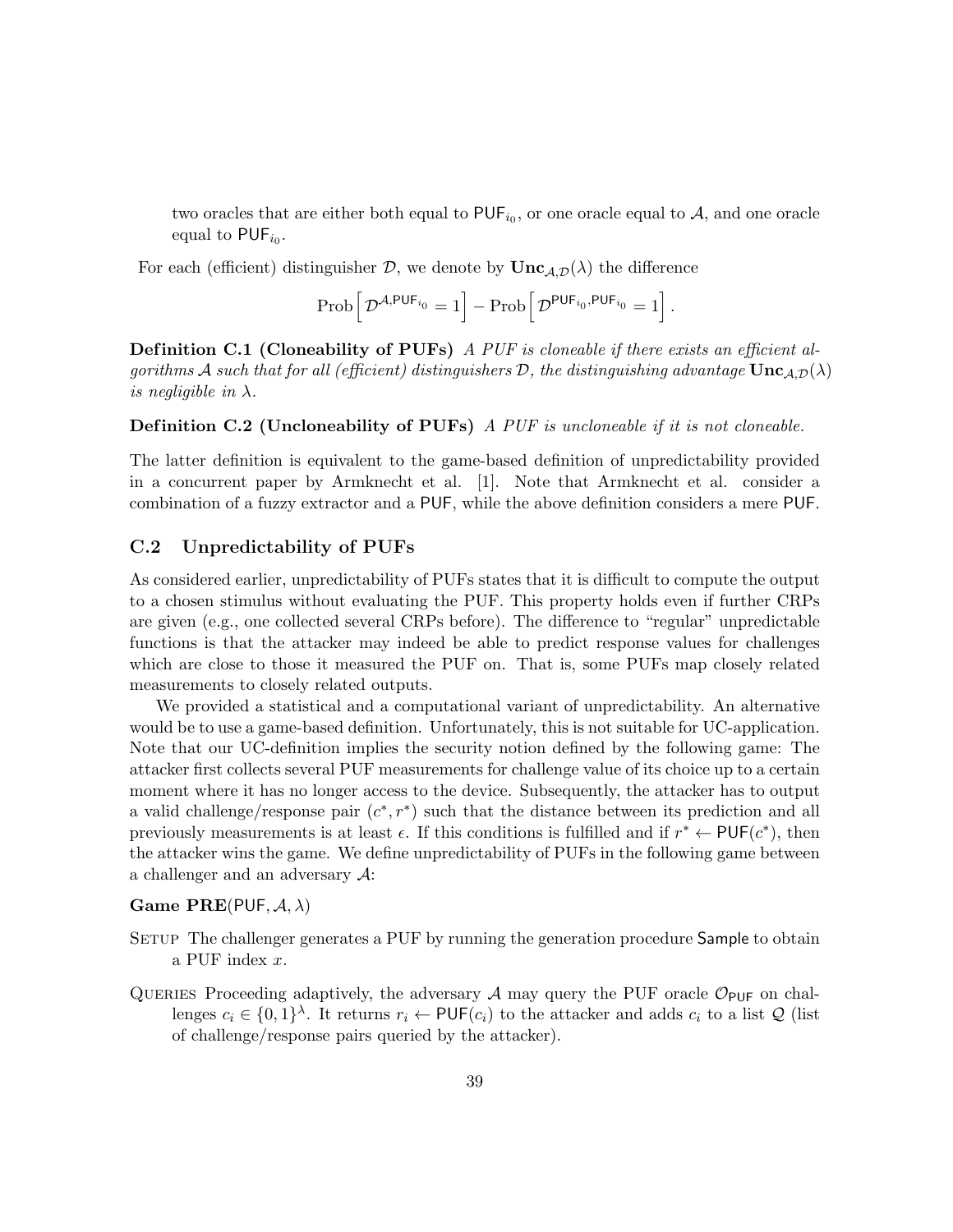two oracles that are either both equal to $\mathsf{PUF}_{i_0}$, or one oracle equal to $\mathcal{A}$, and one oracle equal to $\mathsf{PUF}_{i_0}$.

For each (efficient) distinguisher $\mathcal{D}$, we denote by $\mathbf{Unc}_{\mathcal{A},\mathcal{D}}(\lambda)$ the difference

$$\text{Prob}\Big[\, \mathcal{D}^{\mathcal{A},\mathsf{PUF}_{i_0}} = 1 \Big] - \text{Prob}\Big[\, \mathcal{D}^{\mathsf{PUF}_{i_0},\mathsf{PUF}_{i_0}} = 1 \Big] .$$

**Definition C.1 (Cloneability of PUFs)** *A PUF is cloneable if there exists an efficient algorithms $\mathcal{A}$ such that for all (efficient) distinguishers $\mathcal{D}$, the distinguishing advantage $\mathbf{Unc}_{\mathcal{A},\mathcal{D}}(\lambda)$ is negligible in $\lambda$.*

**Definition C.2 (Uncloneability of PUFs)** *A PUF is uncloneable if it is not cloneable.*

The latter definition is equivalent to the game-based definition of unpredictability provided in a concurrent paper by Armknecht et al. [1]. Note that Armknecht et al. consider a combination of a fuzzy extractor and a PUF, while the above definition considers a mere PUF.

### C.2 Unpredictability of PUFs

As considered earlier, unpredictability of PUFs states that it is difficult to compute the output to a chosen stimulus without evaluating the PUF. This property holds even if further CRPs are given (e.g., one collected several CRPs before). The difference to "regular" unpredictable functions is that the attacker may indeed be able to predict response values for challenges which are close to those it measured the PUF on. That is, some PUFs map closely related measurements to closely related outputs.

We provided a statistical and a computational variant of unpredictability. An alternative would be to use a game-based definition. Unfortunately, this is not suitable for UC-application. Note that our UC-definition implies the security notion defined by the following game: The attacker first collects several PUF measurements for challenge value of its choice up to a certain moment where it has no longer access to the device. Subsequently, the attacker has to output a valid challenge/response pair $(c^*, r^*)$ such that the distance between its prediction and all previously measurements is at least $\epsilon$. If this conditions is fulfilled and if $r^* \leftarrow \mathsf{PUF}(c^*)$, then the attacker wins the game. We define unpredictability of PUFs in the following game between a challenger and an adversary $\mathcal{A}$:

**Game PRE**$(\mathsf{PUF}, \mathcal{A}, \lambda)$

Setup The challenger generates a PUF by running the generation procedure $\mathsf{Sample}$ to obtain a PUF index $x$.

Queries Proceeding adaptively, the adversary $\mathcal{A}$ may query the PUF oracle $\mathcal{O}_{\mathsf{PUF}}$ on challenges $c_i \in \{0,1\}^\lambda$. It returns $r_i \leftarrow \mathsf{PUF}(c_i)$ to the attacker and adds $c_i$ to a list $\mathcal{Q}$ (list of challenge/response pairs queried by the attacker).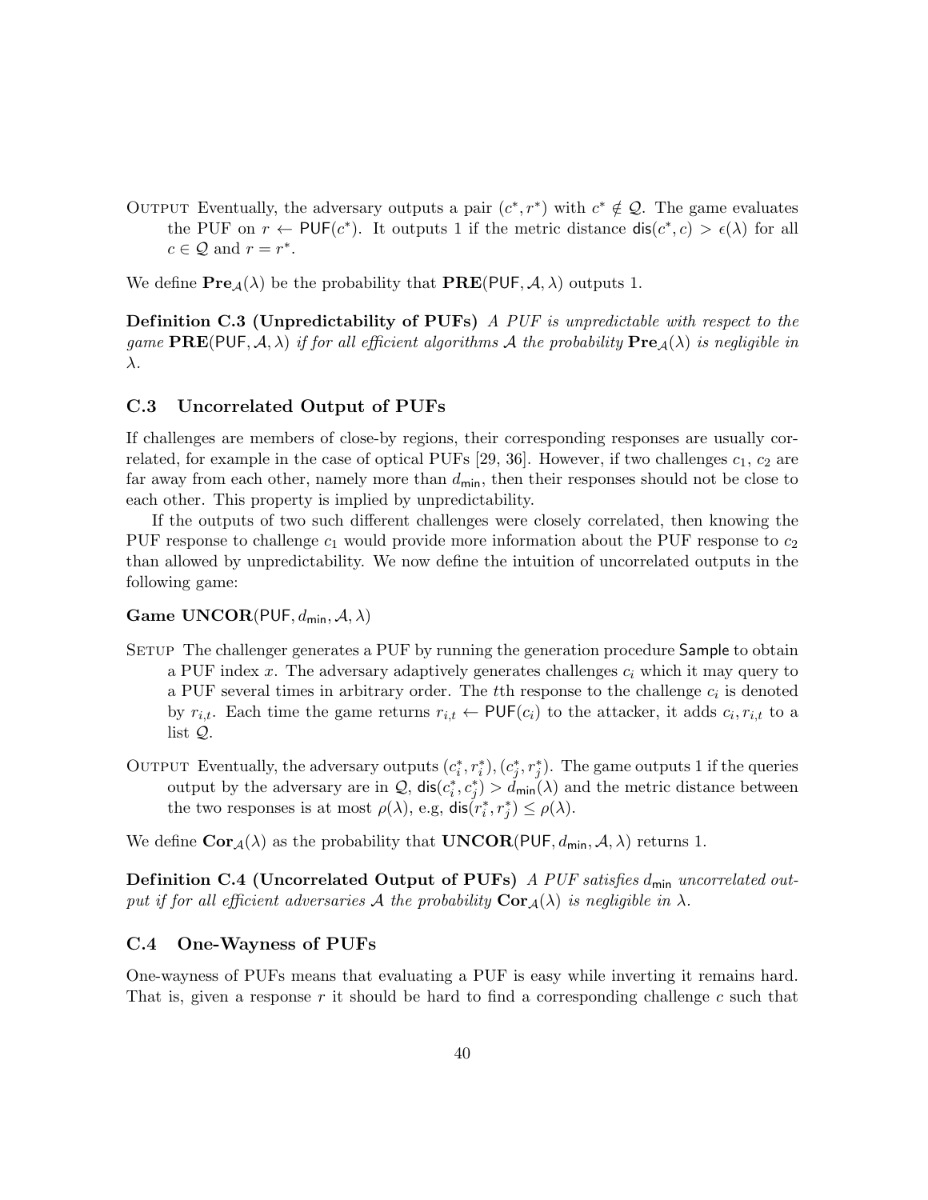Output Eventually, the adversary outputs a pair $(c^*, r^*)$ with $c^* \notin \mathcal{Q}$. The game evaluates the PUF on $r \leftarrow \mathsf{PUF}(c^*)$. It outputs 1 if the metric distance $\mathsf{dis}(c^*, c) > \epsilon(\lambda)$ for all $c \in \mathcal{Q}$ and $r = r^*$.

We define $\mathbf{Pre}_{\mathcal{A}}(\lambda)$ be the probability that $\mathbf{PRE}(\mathsf{PUF}, \mathcal{A}, \lambda)$ outputs 1.

**Definition C.3 (Unpredictability of PUFs)** *A PUF is unpredictable with respect to the game $\mathbf{PRE}(\mathsf{PUF}, \mathcal{A}, \lambda)$ if for all efficient algorithms $\mathcal{A}$ the probability $\mathbf{Pre}_{\mathcal{A}}(\lambda)$ is negligible in $\lambda$.*

### C.3 Uncorrelated Output of PUFs

If challenges are members of close-by regions, their corresponding responses are usually correlated, for example in the case of optical PUFs [29, 36]. However, if two challenges $c_1$, $c_2$ are far away from each other, namely more than $d_{\mathsf{min}}$, then their responses should not be close to each other. This property is implied by unpredictability.

If the outputs of two such different challenges were closely correlated, then knowing the PUF response to challenge $c_1$ would provide more information about the PUF response to $c_2$ than allowed by unpredictability. We now define the intuition of uncorrelated outputs in the following game:

**Game $\mathbf{UNCOR}(\mathsf{PUF}, d_{\mathsf{min}}, \mathcal{A}, \lambda)$**

Setup The challenger generates a PUF by running the generation procedure $\mathsf{Sample}$ to obtain a PUF index $x$. The adversary adaptively generates challenges $c_i$ which it may query to a PUF several times in arbitrary order. The $t$th response to the challenge $c_i$ is denoted by $r_{i,t}$. Each time the game returns $r_{i,t} \leftarrow \mathsf{PUF}(c_i)$ to the attacker, it adds $c_i, r_{i,t}$ to a list $\mathcal{Q}$.

Output Eventually, the adversary outputs $(c_i^*, r_i^*), (c_j^*, r_j^*)$. The game outputs 1 if the queries output by the adversary are in $\mathcal{Q}$, $\mathsf{dis}(c_i^*, c_j^*) > d_{\mathsf{min}}(\lambda)$ and the metric distance between the two responses is at most $\rho(\lambda)$, e.g, $\mathsf{dis}(r_i^*, r_j^*) \leq \rho(\lambda)$.

We define $\mathbf{Cor}_{\mathcal{A}}(\lambda)$ as the probability that $\mathbf{UNCOR}(\mathsf{PUF}, d_{\mathsf{min}}, \mathcal{A}, \lambda)$ returns 1.

**Definition C.4 (Uncorrelated Output of PUFs)** *A PUF satisfies $d_{\mathsf{min}}$ uncorrelated output if for all efficient adversaries $\mathcal{A}$ the probability $\mathbf{Cor}_{\mathcal{A}}(\lambda)$ is negligible in $\lambda$.*

### C.4 One-Wayness of PUFs

One-wayness of PUFs means that evaluating a PUF is easy while inverting it remains hard. That is, given a response $r$ it should be hard to find a corresponding challenge $c$ such that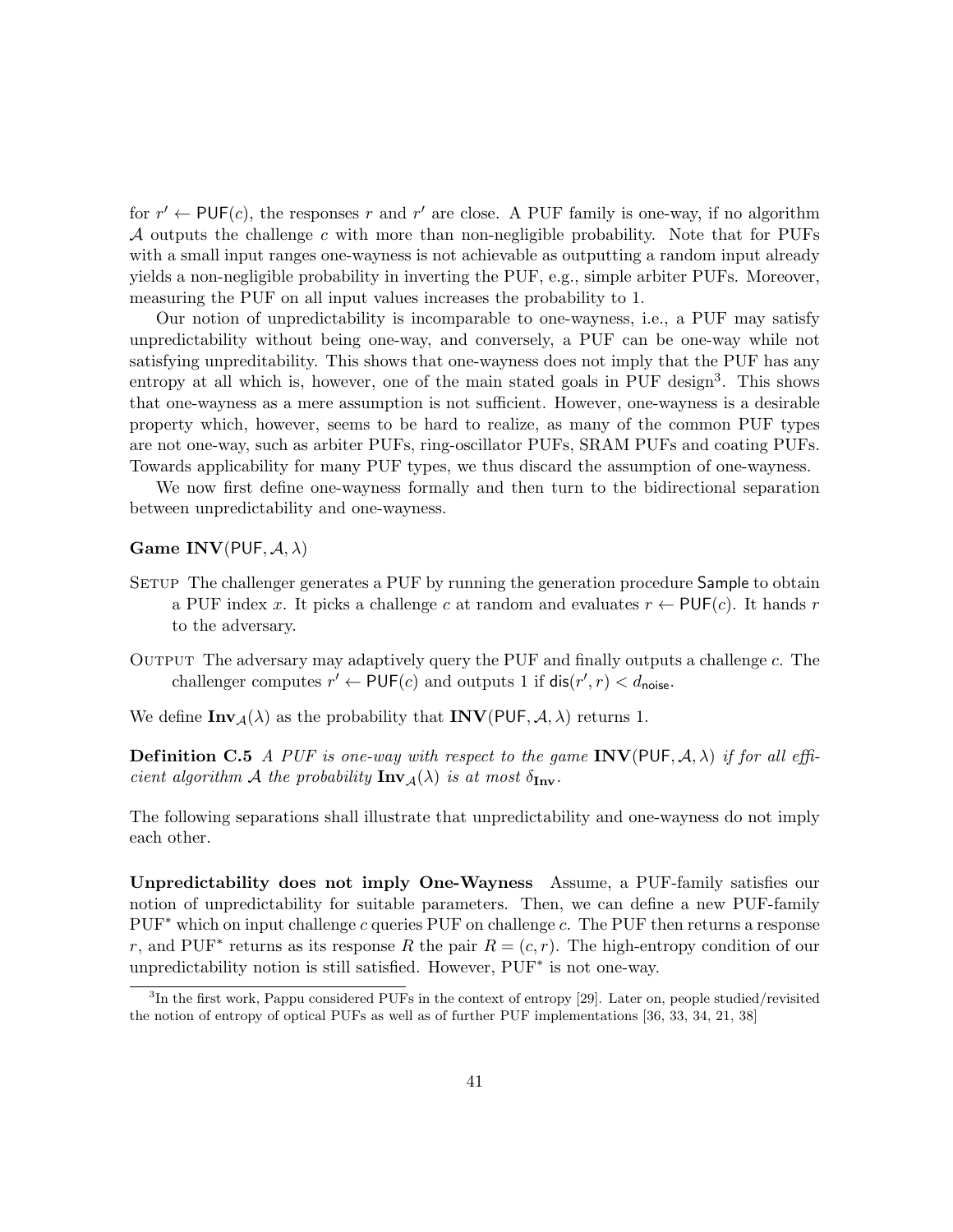for $r' \leftarrow \mathsf{PUF}(c)$, the responses $r$ and $r'$ are close. A PUF family is one-way, if no algorithm $\mathcal{A}$ outputs the challenge $c$ with more than non-negligible probability. Note that for PUFs with a small input ranges one-wayness is not achievable as outputting a random input already yields a non-negligible probability in inverting the PUF, e.g., simple arbiter PUFs. Moreover, measuring the PUF on all input values increases the probability to 1.

Our notion of unpredictability is incomparable to one-wayness, i.e., a PUF may satisfy unpredictability without being one-way, and conversely, a PUF can be one-way while not satisfying unpreditability. This shows that one-wayness does not imply that the PUF has any entropy at all which is, however, one of the main stated goals in PUF design[3]. This shows that one-wayness as a mere assumption is not sufficient. However, one-wayness is a desirable property which, however, seems to be hard to realize, as many of the common PUF types are not one-way, such as arbiter PUFs, ring-oscillator PUFs, SRAM PUFs and coating PUFs. Towards applicability for many PUF types, we thus discard the assumption of one-wayness.

We now first define one-wayness formally and then turn to the bidirectional separation between unpredictability and one-wayness.

**Game $\mathbf{INV}(\mathsf{PUF}, \mathcal{A}, \lambda)$**

SETUP The challenger generates a PUF by running the generation procedure Sample to obtain a PUF index $x$. It picks a challenge $c$ at random and evaluates $r \leftarrow \mathsf{PUF}(c)$. It hands $r$ to the adversary.

OUTPUT The adversary may adaptively query the PUF and finally outputs a challenge $c$. The challenger computes $r' \leftarrow \mathsf{PUF}(c)$ and outputs 1 if $\mathsf{dis}(r', r) < d_{\mathsf{noise}}$.

We define $\mathbf{Inv}_{\mathcal{A}}(\lambda)$ as the probability that $\mathbf{INV}(\mathsf{PUF}, \mathcal{A}, \lambda)$ returns 1.

**Definition C.5** *A PUF is one-way with respect to the game $\mathbf{INV}(\mathsf{PUF}, \mathcal{A}, \lambda)$ if for all efficient algorithm $\mathcal{A}$ the probability $\mathbf{Inv}_{\mathcal{A}}(\lambda)$ is at most $\delta_{\mathbf{Inv}}$.*

The following separations shall illustrate that unpredictability and one-wayness do not imply each other.

**Unpredictability does not imply One-Wayness** Assume, a PUF-family satisfies our notion of unpredictability for suitable parameters. Then, we can define a new PUF-family PUF$^*$ which on input challenge $c$ queries PUF on challenge $c$. The PUF then returns a response $r$, and PUF$^*$ returns as its response $R$ the pair $R = (c, r)$. The high-entropy condition of our unpredictability notion is still satisfied. However, PUF$^*$ is not one-way.

[3] In the first work, Pappu considered PUFs in the context of entropy [29]. Later on, people studied/revisited the notion of entropy of optical PUFs as well as of further PUF implementations [36, 33, 34, 21, 38]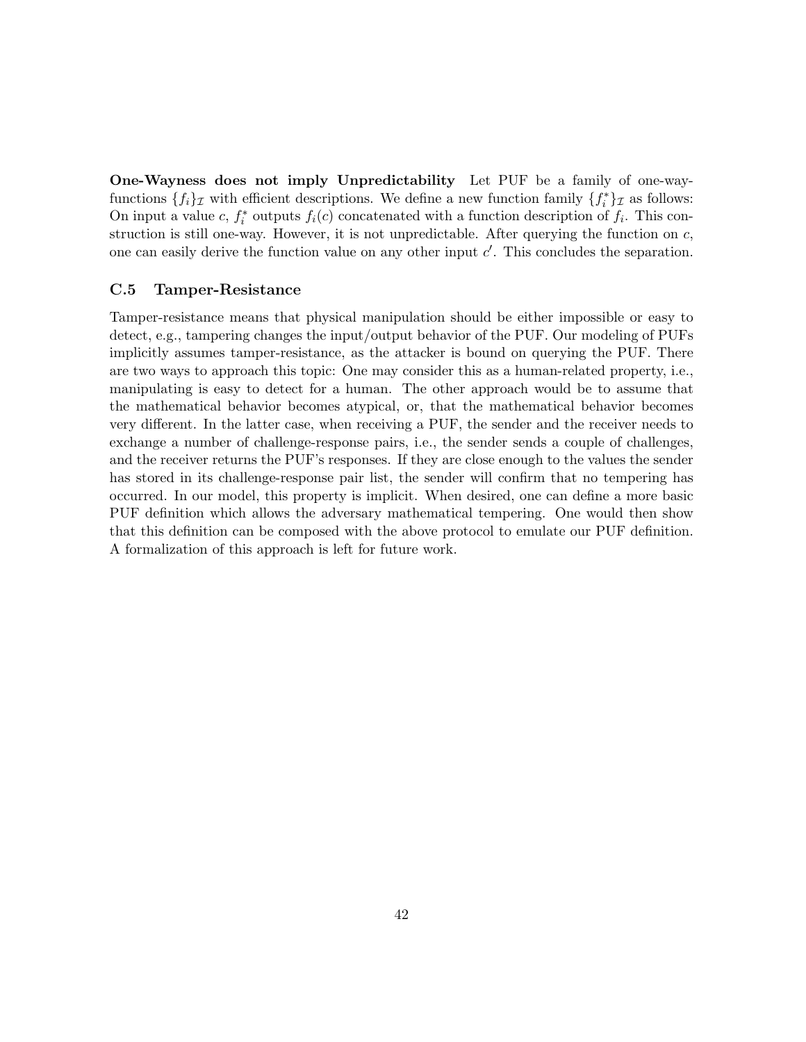**One-Wayness does not imply Unpredictability** Let PUF be a family of one-way-functions $\{f_i\}_{\mathcal{I}}$ with efficient descriptions. We define a new function family $\{f_i^*\}_{\mathcal{I}}$ as follows: On input a value $c$, $f_i^*$ outputs $f_i(c)$ concatenated with a function description of $f_i$. This construction is still one-way. However, it is not unpredictable. After querying the function on $c$, one can easily derive the function value on any other input $c'$. This concludes the separation.

### C.5 Tamper-Resistance

Tamper-resistance means that physical manipulation should be either impossible or easy to detect, e.g., tampering changes the input/output behavior of the PUF. Our modeling of PUFs implicitly assumes tamper-resistance, as the attacker is bound on querying the PUF. There are two ways to approach this topic: One may consider this as a human-related property, i.e., manipulating is easy to detect for a human. The other approach would be to assume that the mathematical behavior becomes atypical, or, that the mathematical behavior becomes very different. In the latter case, when receiving a PUF, the sender and the receiver needs to exchange a number of challenge-response pairs, i.e., the sender sends a couple of challenges, and the receiver returns the PUF's responses. If they are close enough to the values the sender has stored in its challenge-response pair list, the sender will confirm that no tempering has occurred. In our model, this property is implicit. When desired, one can define a more basic PUF definition which allows the adversary mathematical tempering. One would then show that this definition can be composed with the above protocol to emulate our PUF definition. A formalization of this approach is left for future work.